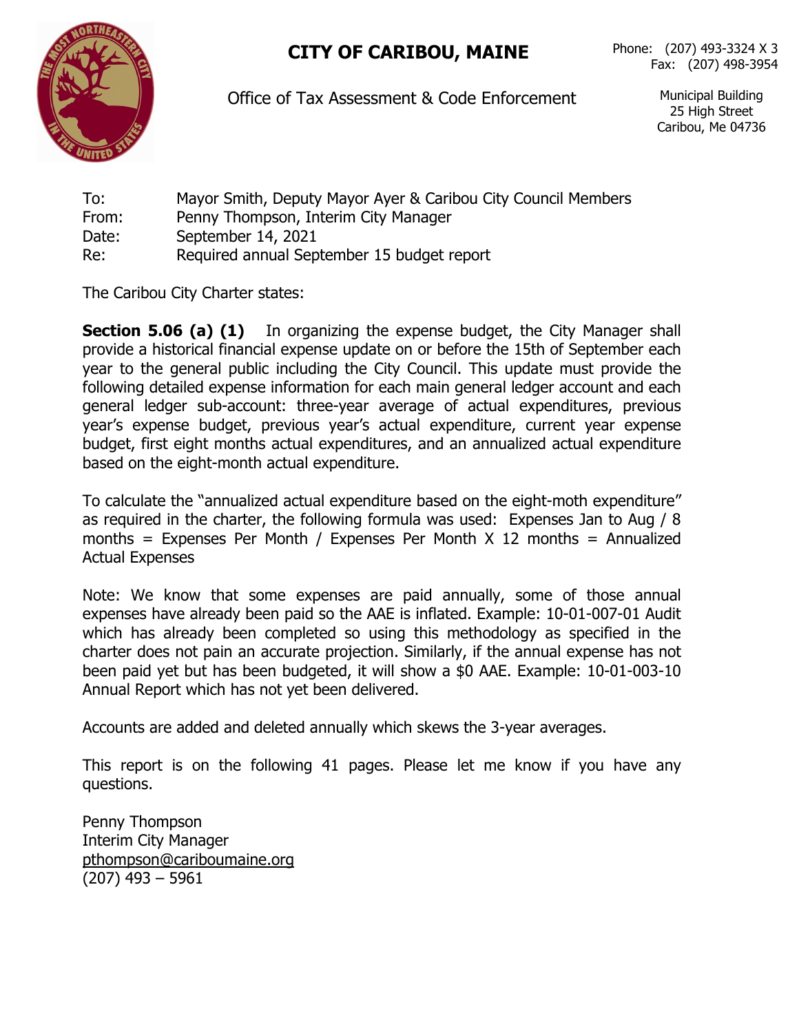# CITY OF CARIBOU, MAINE

Office of Tax Assessment & Code Enforcement

Phone: (207) 493-3324 X 3
Fax: (207) 498-3954

Municipal Building
25 High Street
Caribou, Me 04736

To: Mayor Smith, Deputy Mayor Ayer & Caribou City Council Members
From: Penny Thompson, Interim City Manager
Date: September 14, 2021
Re: Required annual September 15 budget report

The Caribou City Charter states:

**Section 5.06 (a) (1)** In organizing the expense budget, the City Manager shall provide a historical financial expense update on or before the 15th of September each year to the general public including the City Council. This update must provide the following detailed expense information for each main general ledger account and each general ledger sub-account: three-year average of actual expenditures, previous year's expense budget, previous year's actual expenditure, current year expense budget, first eight months actual expenditures, and an annualized actual expenditure based on the eight-month actual expenditure.

To calculate the "annualized actual expenditure based on the eight-moth expenditure" as required in the charter, the following formula was used: Expenses Jan to Aug / 8 months = Expenses Per Month / Expenses Per Month X 12 months = Annualized Actual Expenses

Note: We know that some expenses are paid annually, some of those annual expenses have already been paid so the AAE is inflated. Example: 10-01-007-01 Audit which has already been completed so using this methodology as specified in the charter does not pain an accurate projection. Similarly, if the annual expense has not been paid yet but has been budgeted, it will show a $0 AAE. Example: 10-01-003-10 Annual Report which has not yet been delivered.

Accounts are added and deleted annually which skews the 3-year averages.

This report is on the following 41 pages. Please let me know if you have any questions.

Penny Thompson
Interim City Manager
pthompson@cariboumaine.org
(207) 493 – 5961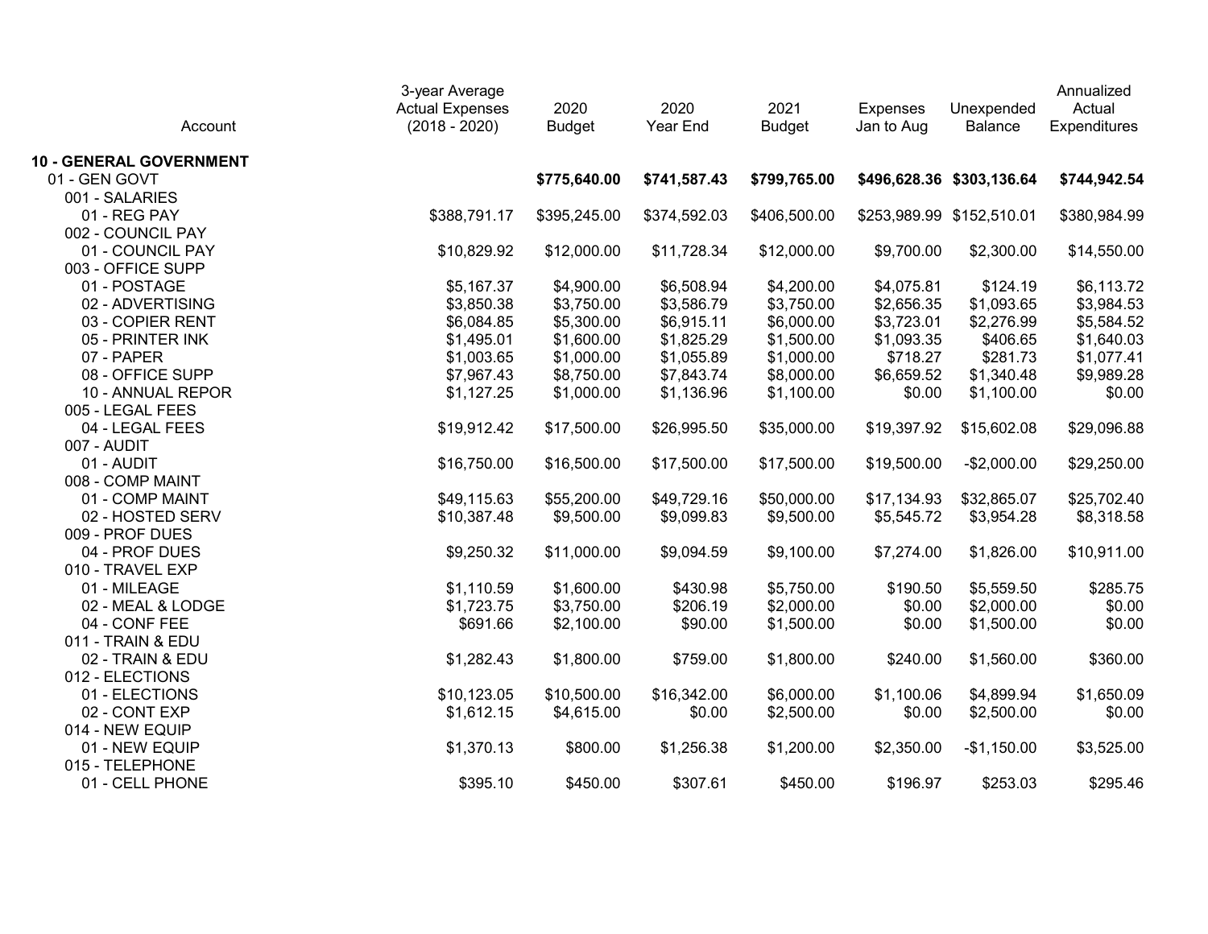| Account | 3-year Average Actual Expenses (2018 - 2020) | 2020 Budget | 2020 Year End | 2021 Budget | Expenses Jan to Aug | Unexpended Balance | Annualized Actual Expenditures |
|---|---|---|---|---|---|---|---|
| **10 - GENERAL GOVERNMENT** | | | | | | | |
| 01 - GEN GOVT | | **$775,640.00** | **$741,587.43** | **$799,765.00** | **$496,628.36** | **$303,136.64** | **$744,942.54** |
| 001 - SALARIES | | | | | | | |
| 01 - REG PAY | $388,791.17 | $395,245.00 | $374,592.03 | $406,500.00 | $253,989.99 | $152,510.01 | $380,984.99 |
| 002 - COUNCIL PAY | | | | | | | |
| 01 - COUNCIL PAY | $10,829.92 | $12,000.00 | $11,728.34 | $12,000.00 | $9,700.00 | $2,300.00 | $14,550.00 |
| 003 - OFFICE SUPP | | | | | | | |
| 01 - POSTAGE | $5,167.37 | $4,900.00 | $6,508.94 | $4,200.00 | $4,075.81 | $124.19 | $6,113.72 |
| 02 - ADVERTISING | $3,850.38 | $3,750.00 | $3,586.79 | $3,750.00 | $2,656.35 | $1,093.65 | $3,984.53 |
| 03 - COPIER RENT | $6,084.85 | $5,300.00 | $6,915.11 | $6,000.00 | $3,723.01 | $2,276.99 | $5,584.52 |
| 05 - PRINTER INK | $1,495.01 | $1,600.00 | $1,825.29 | $1,500.00 | $1,093.35 | $406.65 | $1,640.03 |
| 07 - PAPER | $1,003.65 | $1,000.00 | $1,055.89 | $1,000.00 | $718.27 | $281.73 | $1,077.41 |
| 08 - OFFICE SUPP | $7,967.43 | $8,750.00 | $7,843.74 | $8,000.00 | $6,659.52 | $1,340.48 | $9,989.28 |
| 10 - ANNUAL REPOR | $1,127.25 | $1,000.00 | $1,136.96 | $1,100.00 | $0.00 | $1,100.00 | $0.00 |
| 005 - LEGAL FEES | | | | | | | |
| 04 - LEGAL FEES | $19,912.42 | $17,500.00 | $26,995.50 | $35,000.00 | $19,397.92 | $15,602.08 | $29,096.88 |
| 007 - AUDIT | | | | | | | |
| 01 - AUDIT | $16,750.00 | $16,500.00 | $17,500.00 | $17,500.00 | $19,500.00 | -$2,000.00 | $29,250.00 |
| 008 - COMP MAINT | | | | | | | |
| 01 - COMP MAINT | $49,115.63 | $55,200.00 | $49,729.16 | $50,000.00 | $17,134.93 | $32,865.07 | $25,702.40 |
| 02 - HOSTED SERV | $10,387.48 | $9,500.00 | $9,099.83 | $9,500.00 | $5,545.72 | $3,954.28 | $8,318.58 |
| 009 - PROF DUES | | | | | | | |
| 04 - PROF DUES | $9,250.32 | $11,000.00 | $9,094.59 | $9,100.00 | $7,274.00 | $1,826.00 | $10,911.00 |
| 010 - TRAVEL EXP | | | | | | | |
| 01 - MILEAGE | $1,110.59 | $1,600.00 | $430.98 | $5,750.00 | $190.50 | $5,559.50 | $285.75 |
| 02 - MEAL & LODGE | $1,723.75 | $3,750.00 | $206.19 | $2,000.00 | $0.00 | $2,000.00 | $0.00 |
| 04 - CONF FEE | $691.66 | $2,100.00 | $90.00 | $1,500.00 | $0.00 | $1,500.00 | $0.00 |
| 011 - TRAIN & EDU | | | | | | | |
| 02 - TRAIN & EDU | $1,282.43 | $1,800.00 | $759.00 | $1,800.00 | $240.00 | $1,560.00 | $360.00 |
| 012 - ELECTIONS | | | | | | | |
| 01 - ELECTIONS | $10,123.05 | $10,500.00 | $16,342.00 | $6,000.00 | $1,100.06 | $4,899.94 | $1,650.09 |
| 02 - CONT EXP | $1,612.15 | $4,615.00 | $0.00 | $2,500.00 | $0.00 | $2,500.00 | $0.00 |
| 014 - NEW EQUIP | | | | | | | |
| 01 - NEW EQUIP | $1,370.13 | $800.00 | $1,256.38 | $1,200.00 | $2,350.00 | -$1,150.00 | $3,525.00 |
| 015 - TELEPHONE | | | | | | | |
| 01 - CELL PHONE | $395.10 | $450.00 | $307.61 | $450.00 | $196.97 | $253.03 | $295.46 |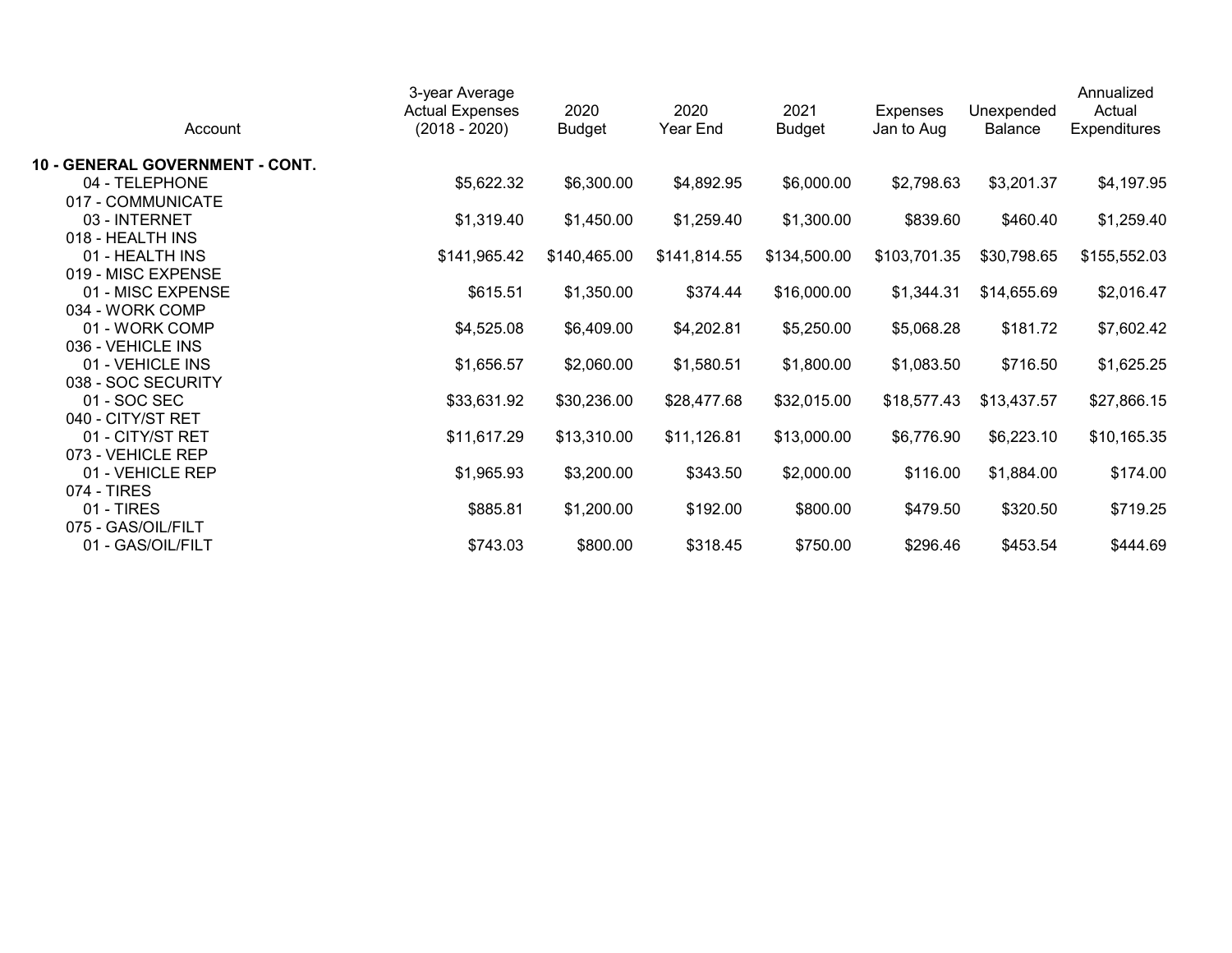| Account | 3-year Average Actual Expenses (2018 - 2020) | 2020 Budget | 2020 Year End | 2021 Budget | Expenses Jan to Aug | Unexpended Balance | Annualized Actual Expenditures |
|---|---|---|---|---|---|---|---|
| **10 - GENERAL GOVERNMENT - CONT.** | | | | | | | |
| 04 - TELEPHONE | $5,622.32 | $6,300.00 | $4,892.95 | $6,000.00 | $2,798.63 | $3,201.37 | $4,197.95 |
| 017 - COMMUNICATE | | | | | | | |
| 03 - INTERNET | $1,319.40 | $1,450.00 | $1,259.40 | $1,300.00 | $839.60 | $460.40 | $1,259.40 |
| 018 - HEALTH INS | | | | | | | |
| 01 - HEALTH INS | $141,965.42 | $140,465.00 | $141,814.55 | $134,500.00 | $103,701.35 | $30,798.65 | $155,552.03 |
| 019 - MISC EXPENSE | | | | | | | |
| 01 - MISC EXPENSE | $615.51 | $1,350.00 | $374.44 | $16,000.00 | $1,344.31 | $14,655.69 | $2,016.47 |
| 034 - WORK COMP | | | | | | | |
| 01 - WORK COMP | $4,525.08 | $6,409.00 | $4,202.81 | $5,250.00 | $5,068.28 | $181.72 | $7,602.42 |
| 036 - VEHICLE INS | | | | | | | |
| 01 - VEHICLE INS | $1,656.57 | $2,060.00 | $1,580.51 | $1,800.00 | $1,083.50 | $716.50 | $1,625.25 |
| 038 - SOC SECURITY | | | | | | | |
| 01 - SOC SEC | $33,631.92 | $30,236.00 | $28,477.68 | $32,015.00 | $18,577.43 | $13,437.57 | $27,866.15 |
| 040 - CITY/ST RET | | | | | | | |
| 01 - CITY/ST RET | $11,617.29 | $13,310.00 | $11,126.81 | $13,000.00 | $6,776.90 | $6,223.10 | $10,165.35 |
| 073 - VEHICLE REP | | | | | | | |
| 01 - VEHICLE REP | $1,965.93 | $3,200.00 | $343.50 | $2,000.00 | $116.00 | $1,884.00 | $174.00 |
| 074 - TIRES | | | | | | | |
| 01 - TIRES | $885.81 | $1,200.00 | $192.00 | $800.00 | $479.50 | $320.50 | $719.25 |
| 075 - GAS/OIL/FILT | | | | | | | |
| 01 - GAS/OIL/FILT | $743.03 | $800.00 | $318.45 | $750.00 | $296.46 | $453.54 | $444.69 |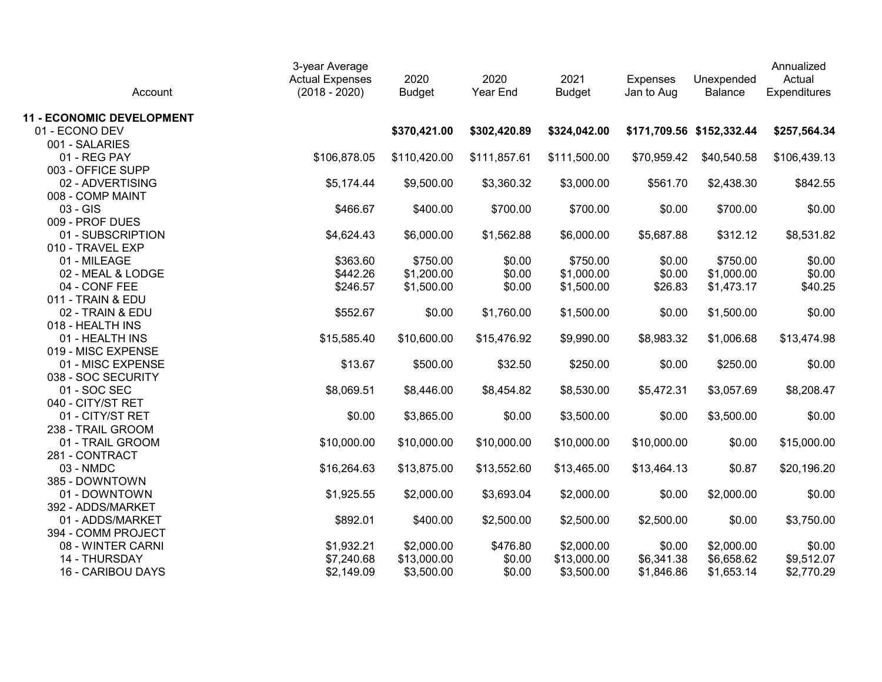| Account | 3-year Average Actual Expenses (2018 - 2020) | 2020 Budget | 2020 Year End | 2021 Budget | Expenses Jan to Aug | Unexpended Balance | Annualized Actual Expenditures |
|---|---|---|---|---|---|---|---|
| **11 - ECONOMIC DEVELOPMENT** | | | | | | | |
| 01 - ECONO DEV | | **$370,421.00** | **$302,420.89** | **$324,042.00** | **$171,709.56** | **$152,332.44** | **$257,564.34** |
| 001 - SALARIES | | | | | | | |
| 01 - REG PAY | $106,878.05 | $110,420.00 | $111,857.61 | $111,500.00 | $70,959.42 | $40,540.58 | $106,439.13 |
| 003 - OFFICE SUPP | | | | | | | |
| 02 - ADVERTISING | $5,174.44 | $9,500.00 | $3,360.32 | $3,000.00 | $561.70 | $2,438.30 | $842.55 |
| 008 - COMP MAINT | | | | | | | |
| 03 - GIS | $466.67 | $400.00 | $700.00 | $700.00 | $0.00 | $700.00 | $0.00 |
| 009 - PROF DUES | | | | | | | |
| 01 - SUBSCRIPTION | $4,624.43 | $6,000.00 | $1,562.88 | $6,000.00 | $5,687.88 | $312.12 | $8,531.82 |
| 010 - TRAVEL EXP | | | | | | | |
| 01 - MILEAGE | $363.60 | $750.00 | $0.00 | $750.00 | $0.00 | $750.00 | $0.00 |
| 02 - MEAL & LODGE | $442.26 | $1,200.00 | $0.00 | $1,000.00 | $0.00 | $1,000.00 | $0.00 |
| 04 - CONF FEE | $246.57 | $1,500.00 | $0.00 | $1,500.00 | $26.83 | $1,473.17 | $40.25 |
| 011 - TRAIN & EDU | | | | | | | |
| 02 - TRAIN & EDU | $552.67 | $0.00 | $1,760.00 | $1,500.00 | $0.00 | $1,500.00 | $0.00 |
| 018 - HEALTH INS | | | | | | | |
| 01 - HEALTH INS | $15,585.40 | $10,600.00 | $15,476.92 | $9,990.00 | $8,983.32 | $1,006.68 | $13,474.98 |
| 019 - MISC EXPENSE | | | | | | | |
| 01 - MISC EXPENSE | $13.67 | $500.00 | $32.50 | $250.00 | $0.00 | $250.00 | $0.00 |
| 038 - SOC SECURITY | | | | | | | |
| 01 - SOC SEC | $8,069.51 | $8,446.00 | $8,454.82 | $8,530.00 | $5,472.31 | $3,057.69 | $8,208.47 |
| 040 - CITY/ST RET | | | | | | | |
| 01 - CITY/ST RET | $0.00 | $3,865.00 | $0.00 | $3,500.00 | $0.00 | $3,500.00 | $0.00 |
| 238 - TRAIL GROOM | | | | | | | |
| 01 - TRAIL GROOM | $10,000.00 | $10,000.00 | $10,000.00 | $10,000.00 | $10,000.00 | $0.00 | $15,000.00 |
| 281 - CONTRACT | | | | | | | |
| 03 - NMDC | $16,264.63 | $13,875.00 | $13,552.60 | $13,465.00 | $13,464.13 | $0.87 | $20,196.20 |
| 385 - DOWNTOWN | | | | | | | |
| 01 - DOWNTOWN | $1,925.55 | $2,000.00 | $3,693.04 | $2,000.00 | $0.00 | $2,000.00 | $0.00 |
| 392 - ADDS/MARKET | | | | | | | |
| 01 - ADDS/MARKET | $892.01 | $400.00 | $2,500.00 | $2,500.00 | $2,500.00 | $0.00 | $3,750.00 |
| 394 - COMM PROJECT | | | | | | | |
| 08 - WINTER CARNI | $1,932.21 | $2,000.00 | $476.80 | $2,000.00 | $0.00 | $2,000.00 | $0.00 |
| 14 - THURSDAY | $7,240.68 | $13,000.00 | $0.00 | $13,000.00 | $6,341.38 | $6,658.62 | $9,512.07 |
| 16 - CARIBOU DAYS | $2,149.09 | $3,500.00 | $0.00 | $3,500.00 | $1,846.86 | $1,653.14 | $2,770.29 |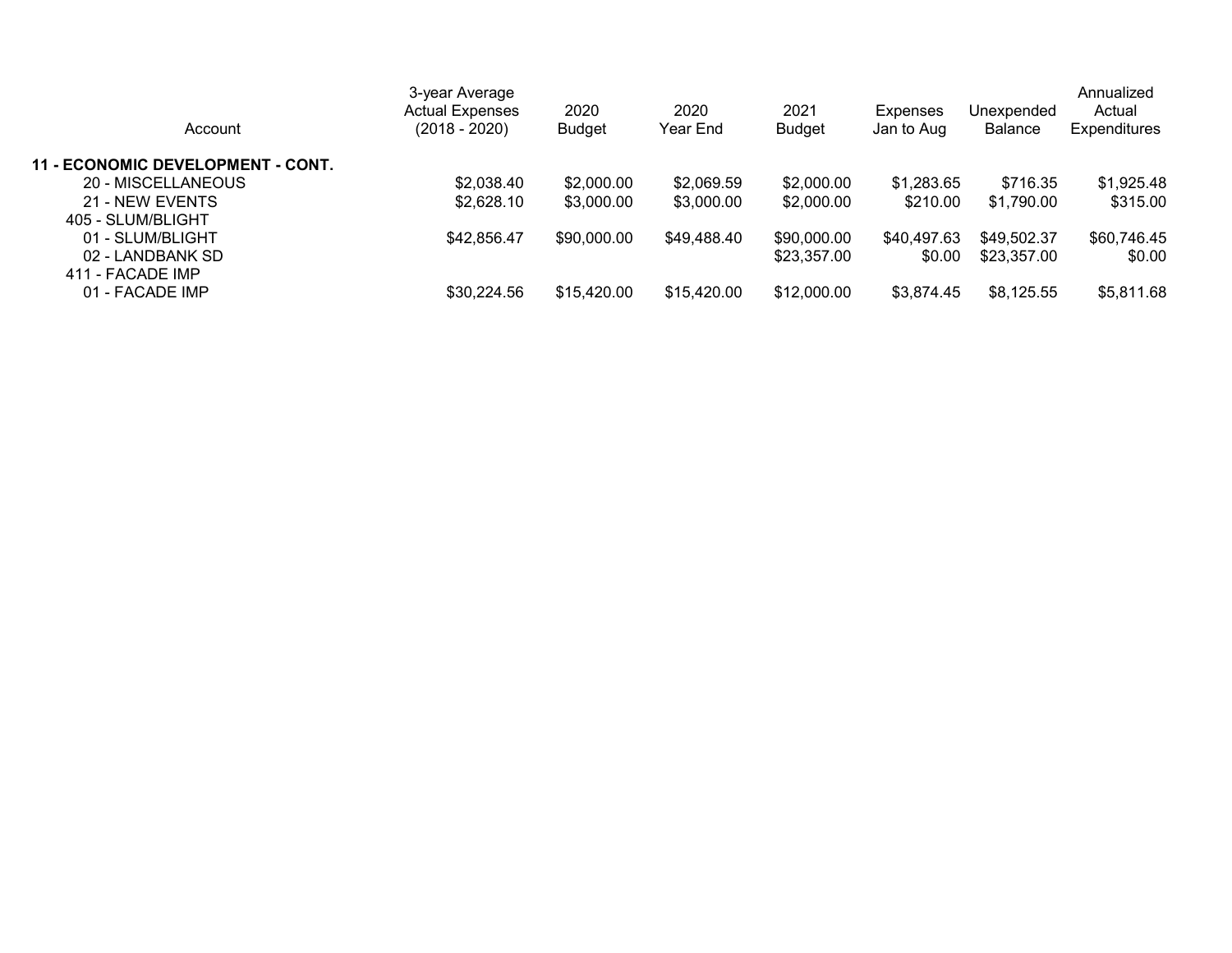| Account | 3-year Average Actual Expenses (2018 - 2020) | 2020 Budget | 2020 Year End | 2021 Budget | Expenses Jan to Aug | Unexpended Balance | Annualized Actual Expenditures |
|---|---|---|---|---|---|---|---|
| **11 - ECONOMIC DEVELOPMENT - CONT.** | | | | | | | |
| 20 - MISCELLANEOUS | $2,038.40 | $2,000.00 | $2,069.59 | $2,000.00 | $1,283.65 | $716.35 | $1,925.48 |
| 21 - NEW EVENTS | $2,628.10 | $3,000.00 | $3,000.00 | $2,000.00 | $210.00 | $1,790.00 | $315.00 |
| 405 - SLUM/BLIGHT | | | | | | | |
| 01 - SLUM/BLIGHT | $42,856.47 | $90,000.00 | $49,488.40 | $90,000.00 | $40,497.63 | $49,502.37 | $60,746.45 |
| 02 - LANDBANK SD | | | | $23,357.00 | $0.00 | $23,357.00 | $0.00 |
| 411 - FACADE IMP | | | | | | | |
| 01 - FACADE IMP | $30,224.56 | $15,420.00 | $15,420.00 | $12,000.00 | $3,874.45 | $8,125.55 | $5,811.68 |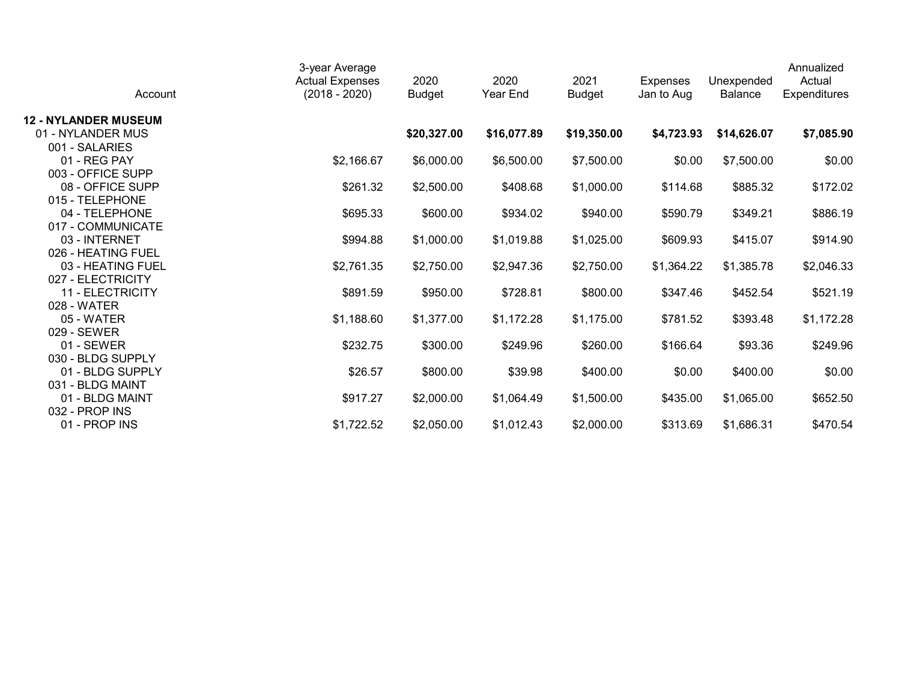| Account | 3-year Average Actual Expenses (2018 - 2020) | 2020 Budget | 2020 Year End | 2021 Budget | Expenses Jan to Aug | Unexpended Balance | Annualized Actual Expenditures |
|---|---|---|---|---|---|---|---|
| **12 - NYLANDER MUSEUM** | | | | | | | |
| 01 - NYLANDER MUS | | **$20,327.00** | **$16,077.89** | **$19,350.00** | **$4,723.93** | **$14,626.07** | **$7,085.90** |
| 001 - SALARIES | | | | | | | |
| 01 - REG PAY | $2,166.67 | $6,000.00 | $6,500.00 | $7,500.00 | $0.00 | $7,500.00 | $0.00 |
| 003 - OFFICE SUPP | | | | | | | |
| 08 - OFFICE SUPP | $261.32 | $2,500.00 | $408.68 | $1,000.00 | $114.68 | $885.32 | $172.02 |
| 015 - TELEPHONE | | | | | | | |
| 04 - TELEPHONE | $695.33 | $600.00 | $934.02 | $940.00 | $590.79 | $349.21 | $886.19 |
| 017 - COMMUNICATE | | | | | | | |
| 03 - INTERNET | $994.88 | $1,000.00 | $1,019.88 | $1,025.00 | $609.93 | $415.07 | $914.90 |
| 026 - HEATING FUEL | | | | | | | |
| 03 - HEATING FUEL | $2,761.35 | $2,750.00 | $2,947.36 | $2,750.00 | $1,364.22 | $1,385.78 | $2,046.33 |
| 027 - ELECTRICITY | | | | | | | |
| 11 - ELECTRICITY | $891.59 | $950.00 | $728.81 | $800.00 | $347.46 | $452.54 | $521.19 |
| 028 - WATER | | | | | | | |
| 05 - WATER | $1,188.60 | $1,377.00 | $1,172.28 | $1,175.00 | $781.52 | $393.48 | $1,172.28 |
| 029 - SEWER | | | | | | | |
| 01 - SEWER | $232.75 | $300.00 | $249.96 | $260.00 | $166.64 | $93.36 | $249.96 |
| 030 - BLDG SUPPLY | | | | | | | |
| 01 - BLDG SUPPLY | $26.57 | $800.00 | $39.98 | $400.00 | $0.00 | $400.00 | $0.00 |
| 031 - BLDG MAINT | | | | | | | |
| 01 - BLDG MAINT | $917.27 | $2,000.00 | $1,064.49 | $1,500.00 | $435.00 | $1,065.00 | $652.50 |
| 032 - PROP INS | | | | | | | |
| 01 - PROP INS | $1,722.52 | $2,050.00 | $1,012.43 | $2,000.00 | $313.69 | $1,686.31 | $470.54 |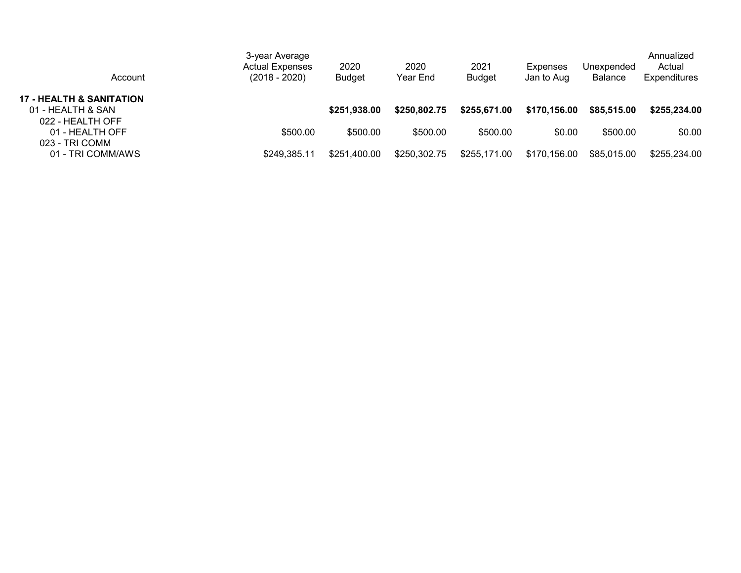| Account | 3-year Average Actual Expenses (2018 - 2020) | 2020 Budget | 2020 Year End | 2021 Budget | Expenses Jan to Aug | Unexpended Balance | Annualized Actual Expenditures |
|---|---|---|---|---|---|---|---|
| **17 - HEALTH & SANITATION** | | | | | | | |
| 01 - HEALTH & SAN | | **$251,938.00** | **$250,802.75** | **$255,671.00** | **$170,156.00** | **$85,515.00** | **$255,234.00** |
| 022 - HEALTH OFF | | | | | | | |
| 01 - HEALTH OFF | $500.00 | $500.00 | $500.00 | $500.00 | $0.00 | $500.00 | $0.00 |
| 023 - TRI COMM | | | | | | | |
| 01 - TRI COMM/AWS | $249,385.11 | $251,400.00 | $250,302.75 | $255,171.00 | $170,156.00 | $85,015.00 | $255,234.00 |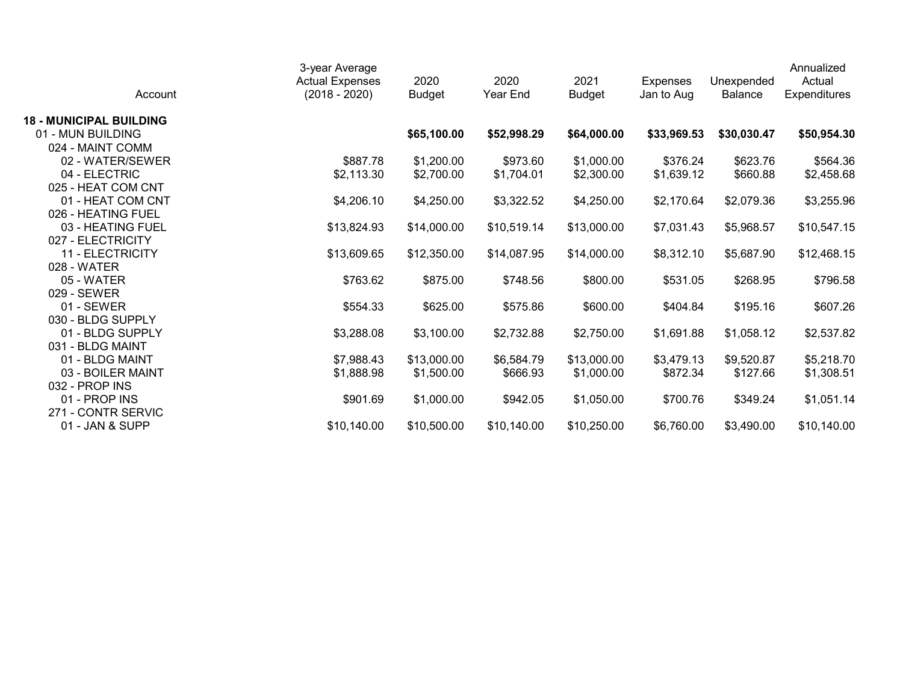| Account | 3-year Average Actual Expenses (2018 - 2020) | 2020 Budget | 2020 Year End | 2021 Budget | Expenses Jan to Aug | Unexpended Balance | Annualized Actual Expenditures |
|---|---|---|---|---|---|---|---|
| **18 - MUNICIPAL BUILDING** | | | | | | | |
| 01 - MUN BUILDING | | **$65,100.00** | **$52,998.29** | **$64,000.00** | **$33,969.53** | **$30,030.47** | **$50,954.30** |
| 024 - MAINT COMM | | | | | | | |
| 02 - WATER/SEWER | $887.78 | $1,200.00 | $973.60 | $1,000.00 | $376.24 | $623.76 | $564.36 |
| 04 - ELECTRIC | $2,113.30 | $2,700.00 | $1,704.01 | $2,300.00 | $1,639.12 | $660.88 | $2,458.68 |
| 025 - HEAT COM CNT | | | | | | | |
| 01 - HEAT COM CNT | $4,206.10 | $4,250.00 | $3,322.52 | $4,250.00 | $2,170.64 | $2,079.36 | $3,255.96 |
| 026 - HEATING FUEL | | | | | | | |
| 03 - HEATING FUEL | $13,824.93 | $14,000.00 | $10,519.14 | $13,000.00 | $7,031.43 | $5,968.57 | $10,547.15 |
| 027 - ELECTRICITY | | | | | | | |
| 11 - ELECTRICITY | $13,609.65 | $12,350.00 | $14,087.95 | $14,000.00 | $8,312.10 | $5,687.90 | $12,468.15 |
| 028 - WATER | | | | | | | |
| 05 - WATER | $763.62 | $875.00 | $748.56 | $800.00 | $531.05 | $268.95 | $796.58 |
| 029 - SEWER | | | | | | | |
| 01 - SEWER | $554.33 | $625.00 | $575.86 | $600.00 | $404.84 | $195.16 | $607.26 |
| 030 - BLDG SUPPLY | | | | | | | |
| 01 - BLDG SUPPLY | $3,288.08 | $3,100.00 | $2,732.88 | $2,750.00 | $1,691.88 | $1,058.12 | $2,537.82 |
| 031 - BLDG MAINT | | | | | | | |
| 01 - BLDG MAINT | $7,988.43 | $13,000.00 | $6,584.79 | $13,000.00 | $3,479.13 | $9,520.87 | $5,218.70 |
| 03 - BOILER MAINT | $1,888.98 | $1,500.00 | $666.93 | $1,000.00 | $872.34 | $127.66 | $1,308.51 |
| 032 - PROP INS | | | | | | | |
| 01 - PROP INS | $901.69 | $1,000.00 | $942.05 | $1,050.00 | $700.76 | $349.24 | $1,051.14 |
| 271 - CONTR SERVIC | | | | | | | |
| 01 - JAN & SUPP | $10,140.00 | $10,500.00 | $10,140.00 | $10,250.00 | $6,760.00 | $3,490.00 | $10,140.00 |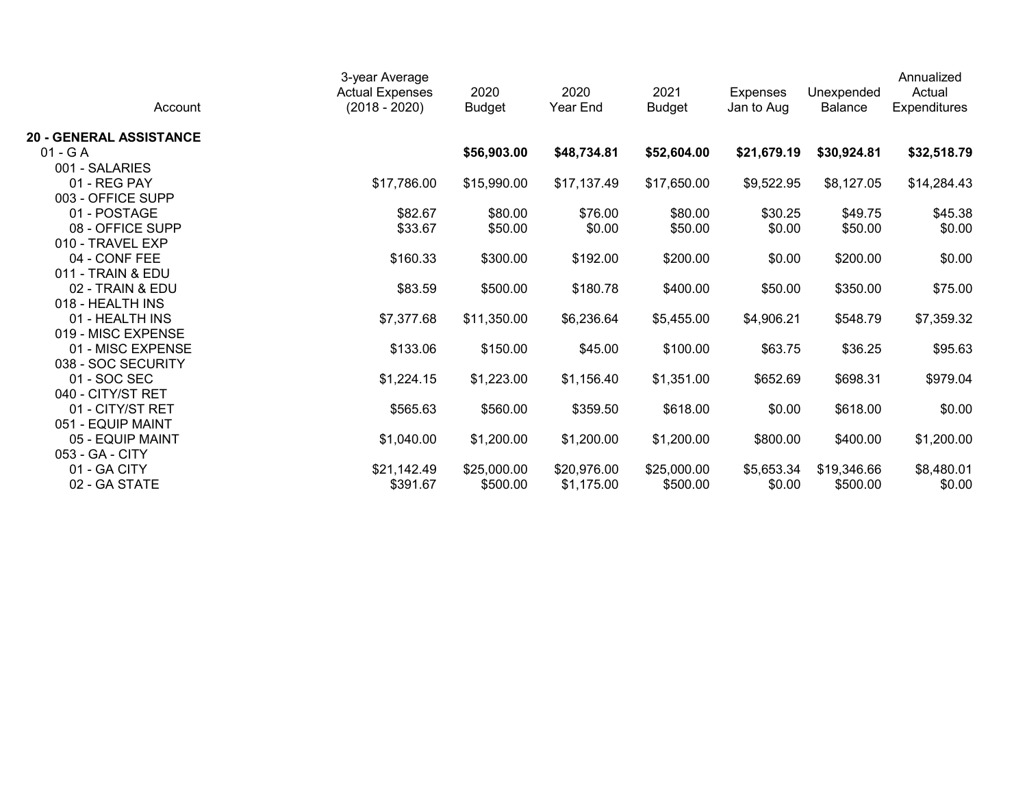| Account | 3-year Average Actual Expenses (2018 - 2020) | 2020 Budget | 2020 Year End | 2021 Budget | Expenses Jan to Aug | Unexpended Balance | Annualized Actual Expenditures |
|---|---|---|---|---|---|---|---|
| **20 - GENERAL ASSISTANCE** | | | | | | | |
| 01 - G A | | **$56,903.00** | **$48,734.81** | **$52,604.00** | **$21,679.19** | **$30,924.81** | **$32,518.79** |
| 001 - SALARIES | | | | | | | |
| 01 - REG PAY | $17,786.00 | $15,990.00 | $17,137.49 | $17,650.00 | $9,522.95 | $8,127.05 | $14,284.43 |
| 003 - OFFICE SUPP | | | | | | | |
| 01 - POSTAGE | $82.67 | $80.00 | $76.00 | $80.00 | $30.25 | $49.75 | $45.38 |
| 08 - OFFICE SUPP | $33.67 | $50.00 | $0.00 | $50.00 | $0.00 | $50.00 | $0.00 |
| 010 - TRAVEL EXP | | | | | | | |
| 04 - CONF FEE | $160.33 | $300.00 | $192.00 | $200.00 | $0.00 | $200.00 | $0.00 |
| 011 - TRAIN & EDU | | | | | | | |
| 02 - TRAIN & EDU | $83.59 | $500.00 | $180.78 | $400.00 | $50.00 | $350.00 | $75.00 |
| 018 - HEALTH INS | | | | | | | |
| 01 - HEALTH INS | $7,377.68 | $11,350.00 | $6,236.64 | $5,455.00 | $4,906.21 | $548.79 | $7,359.32 |
| 019 - MISC EXPENSE | | | | | | | |
| 01 - MISC EXPENSE | $133.06 | $150.00 | $45.00 | $100.00 | $63.75 | $36.25 | $95.63 |
| 038 - SOC SECURITY | | | | | | | |
| 01 - SOC SEC | $1,224.15 | $1,223.00 | $1,156.40 | $1,351.00 | $652.69 | $698.31 | $979.04 |
| 040 - CITY/ST RET | | | | | | | |
| 01 - CITY/ST RET | $565.63 | $560.00 | $359.50 | $618.00 | $0.00 | $618.00 | $0.00 |
| 051 - EQUIP MAINT | | | | | | | |
| 05 - EQUIP MAINT | $1,040.00 | $1,200.00 | $1,200.00 | $1,200.00 | $800.00 | $400.00 | $1,200.00 |
| 053 - GA - CITY | | | | | | | |
| 01 - GA CITY | $21,142.49 | $25,000.00 | $20,976.00 | $25,000.00 | $5,653.34 | $19,346.66 | $8,480.01 |
| 02 - GA STATE | $391.67 | $500.00 | $1,175.00 | $500.00 | $0.00 | $500.00 | $0.00 |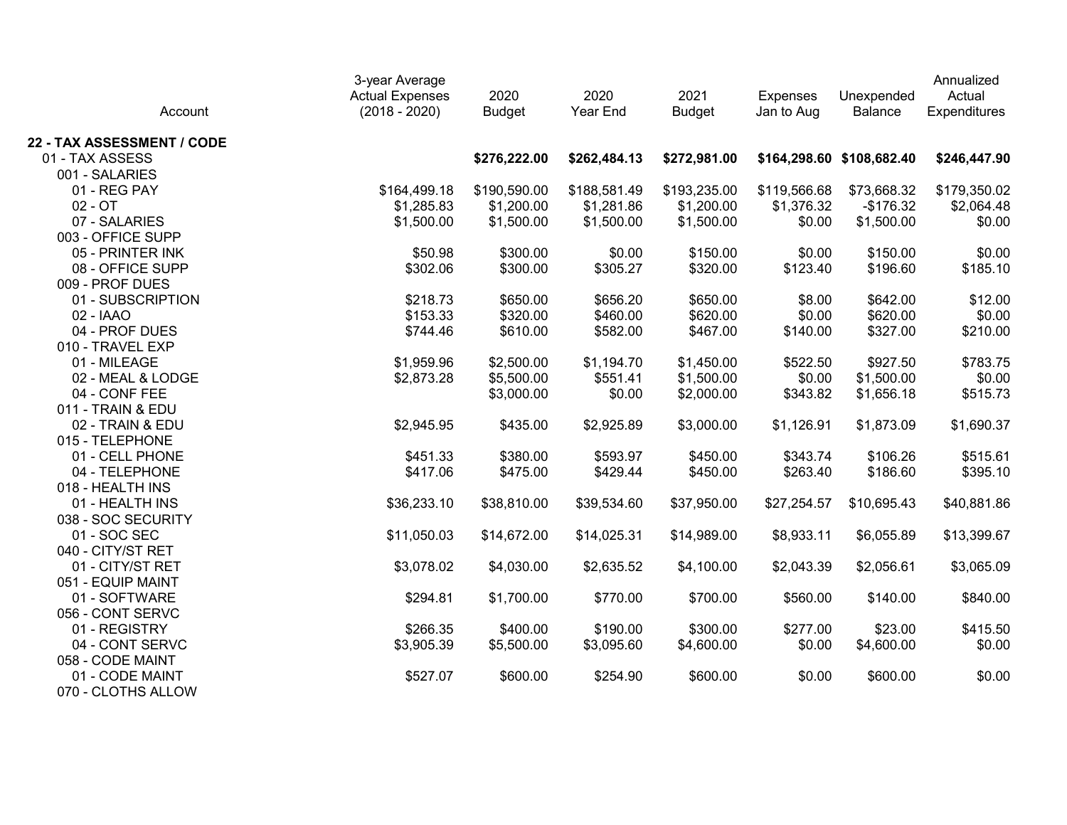| Account | 3-year Average Actual Expenses (2018 - 2020) | 2020 Budget | 2020 Year End | 2021 Budget | Expenses Jan to Aug | Unexpended Balance | Annualized Actual Expenditures |
|---|---|---|---|---|---|---|---|
| **22 - TAX ASSESSMENT / CODE** | | | | | | | |
| 01 - TAX ASSESS | | **$276,222.00** | **$262,484.13** | **$272,981.00** | **$164,298.60** | **$108,682.40** | **$246,447.90** |
| 001 - SALARIES | | | | | | | |
| 01 - REG PAY | $164,499.18 | $190,590.00 | $188,581.49 | $193,235.00 | $119,566.68 | $73,668.32 | $179,350.02 |
| 02 - OT | $1,285.83 | $1,200.00 | $1,281.86 | $1,200.00 | $1,376.32 | -$176.32 | $2,064.48 |
| 07 - SALARIES | $1,500.00 | $1,500.00 | $1,500.00 | $1,500.00 | $0.00 | $1,500.00 | $0.00 |
| 003 - OFFICE SUPP | | | | | | | |
| 05 - PRINTER INK | $50.98 | $300.00 | $0.00 | $150.00 | $0.00 | $150.00 | $0.00 |
| 08 - OFFICE SUPP | $302.06 | $300.00 | $305.27 | $320.00 | $123.40 | $196.60 | $185.10 |
| 009 - PROF DUES | | | | | | | |
| 01 - SUBSCRIPTION | $218.73 | $650.00 | $656.20 | $650.00 | $8.00 | $642.00 | $12.00 |
| 02 - IAAO | $153.33 | $320.00 | $460.00 | $620.00 | $0.00 | $620.00 | $0.00 |
| 04 - PROF DUES | $744.46 | $610.00 | $582.00 | $467.00 | $140.00 | $327.00 | $210.00 |
| 010 - TRAVEL EXP | | | | | | | |
| 01 - MILEAGE | $1,959.96 | $2,500.00 | $1,194.70 | $1,450.00 | $522.50 | $927.50 | $783.75 |
| 02 - MEAL & LODGE | $2,873.28 | $5,500.00 | $551.41 | $1,500.00 | $0.00 | $1,500.00 | $0.00 |
| 04 - CONF FEE | | $3,000.00 | $0.00 | $2,000.00 | $343.82 | $1,656.18 | $515.73 |
| 011 - TRAIN & EDU | | | | | | | |
| 02 - TRAIN & EDU | $2,945.95 | $435.00 | $2,925.89 | $3,000.00 | $1,126.91 | $1,873.09 | $1,690.37 |
| 015 - TELEPHONE | | | | | | | |
| 01 - CELL PHONE | $451.33 | $380.00 | $593.97 | $450.00 | $343.74 | $106.26 | $515.61 |
| 04 - TELEPHONE | $417.06 | $475.00 | $429.44 | $450.00 | $263.40 | $186.60 | $395.10 |
| 018 - HEALTH INS | | | | | | | |
| 01 - HEALTH INS | $36,233.10 | $38,810.00 | $39,534.60 | $37,950.00 | $27,254.57 | $10,695.43 | $40,881.86 |
| 038 - SOC SECURITY | | | | | | | |
| 01 - SOC SEC | $11,050.03 | $14,672.00 | $14,025.31 | $14,989.00 | $8,933.11 | $6,055.89 | $13,399.67 |
| 040 - CITY/ST RET | | | | | | | |
| 01 - CITY/ST RET | $3,078.02 | $4,030.00 | $2,635.52 | $4,100.00 | $2,043.39 | $2,056.61 | $3,065.09 |
| 051 - EQUIP MAINT | | | | | | | |
| 01 - SOFTWARE | $294.81 | $1,700.00 | $770.00 | $700.00 | $560.00 | $140.00 | $840.00 |
| 056 - CONT SERVC | | | | | | | |
| 01 - REGISTRY | $266.35 | $400.00 | $190.00 | $300.00 | $277.00 | $23.00 | $415.50 |
| 04 - CONT SERVC | $3,905.39 | $5,500.00 | $3,095.60 | $4,600.00 | $0.00 | $4,600.00 | $0.00 |
| 058 - CODE MAINT | | | | | | | |
| 01 - CODE MAINT | $527.07 | $600.00 | $254.90 | $600.00 | $0.00 | $600.00 | $0.00 |
| 070 - CLOTHS ALLOW | | | | | | | |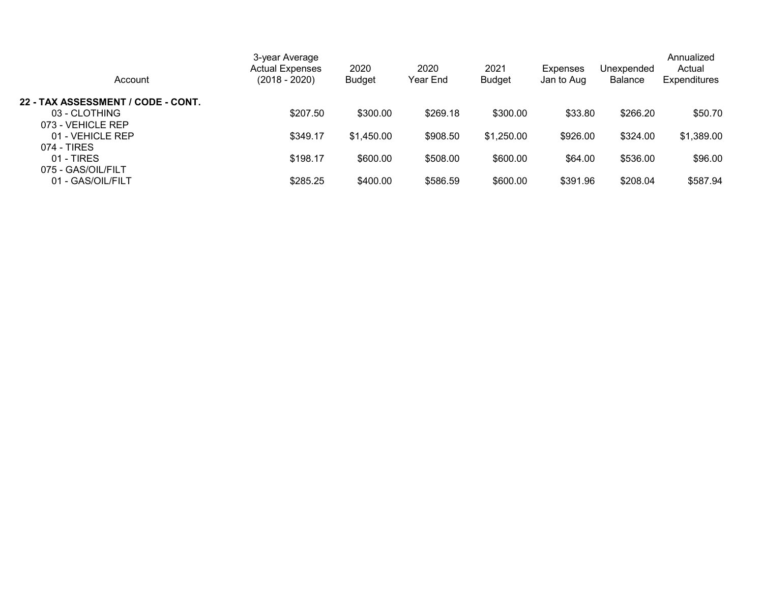| Account | 3-year Average Actual Expenses (2018 - 2020) | 2020 Budget | 2020 Year End | 2021 Budget | Expenses Jan to Aug | Unexpended Balance | Annualized Actual Expenditures |
|---|---|---|---|---|---|---|---|
| **22 - TAX ASSESSMENT / CODE - CONT.** | | | | | | | |
| 03 - CLOTHING | $207.50 | $300.00 | $269.18 | $300.00 | $33.80 | $266.20 | $50.70 |
| 073 - VEHICLE REP | | | | | | | |
| 01 - VEHICLE REP | $349.17 | $1,450.00 | $908.50 | $1,250.00 | $926.00 | $324.00 | $1,389.00 |
| 074 - TIRES | | | | | | | |
| 01 - TIRES | $198.17 | $600.00 | $508.00 | $600.00 | $64.00 | $536.00 | $96.00 |
| 075 - GAS/OIL/FILT | | | | | | | |
| 01 - GAS/OIL/FILT | $285.25 | $400.00 | $586.59 | $600.00 | $391.96 | $208.04 | $587.94 |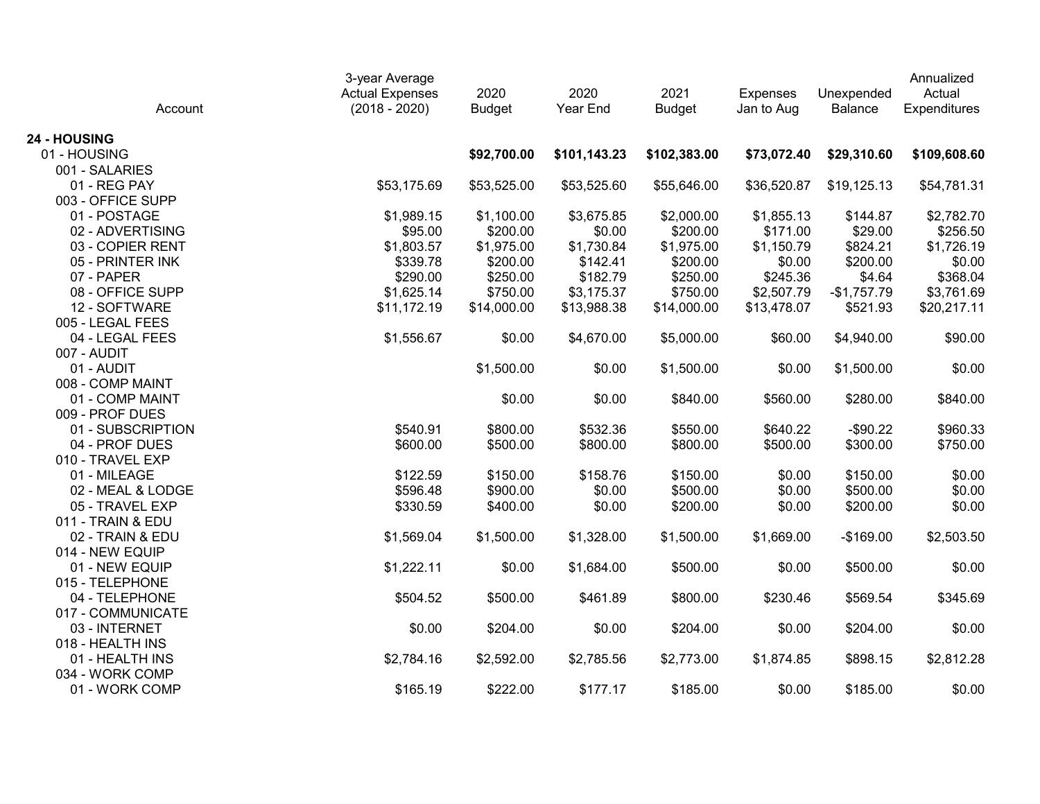| Account | 3-year Average Actual Expenses (2018 - 2020) | 2020 Budget | 2020 Year End | 2021 Budget | Expenses Jan to Aug | Unexpended Balance | Annualized Actual Expenditures |
|---|---|---|---|---|---|---|---|
| **24 - HOUSING** | | | | | | | |
| 01 - HOUSING | | **$92,700.00** | **$101,143.23** | **$102,383.00** | **$73,072.40** | **$29,310.60** | **$109,608.60** |
| 001 - SALARIES | | | | | | | |
| 01 - REG PAY | $53,175.69 | $53,525.00 | $53,525.60 | $55,646.00 | $36,520.87 | $19,125.13 | $54,781.31 |
| 003 - OFFICE SUPP | | | | | | | |
| 01 - POSTAGE | $1,989.15 | $1,100.00 | $3,675.85 | $2,000.00 | $1,855.13 | $144.87 | $2,782.70 |
| 02 - ADVERTISING | $95.00 | $200.00 | $0.00 | $200.00 | $171.00 | $29.00 | $256.50 |
| 03 - COPIER RENT | $1,803.57 | $1,975.00 | $1,730.84 | $1,975.00 | $1,150.79 | $824.21 | $1,726.19 |
| 05 - PRINTER INK | $339.78 | $200.00 | $142.41 | $200.00 | $0.00 | $200.00 | $0.00 |
| 07 - PAPER | $290.00 | $250.00 | $182.79 | $250.00 | $245.36 | $4.64 | $368.04 |
| 08 - OFFICE SUPP | $1,625.14 | $750.00 | $3,175.37 | $750.00 | $2,507.79 | -$1,757.79 | $3,761.69 |
| 12 - SOFTWARE | $11,172.19 | $14,000.00 | $13,988.38 | $14,000.00 | $13,478.07 | $521.93 | $20,217.11 |
| 005 - LEGAL FEES | | | | | | | |
| 04 - LEGAL FEES | $1,556.67 | $0.00 | $4,670.00 | $5,000.00 | $60.00 | $4,940.00 | $90.00 |
| 007 - AUDIT | | | | | | | |
| 01 - AUDIT | | $1,500.00 | $0.00 | $1,500.00 | $0.00 | $1,500.00 | $0.00 |
| 008 - COMP MAINT | | | | | | | |
| 01 - COMP MAINT | | $0.00 | $0.00 | $840.00 | $560.00 | $280.00 | $840.00 |
| 009 - PROF DUES | | | | | | | |
| 01 - SUBSCRIPTION | $540.91 | $800.00 | $532.36 | $550.00 | $640.22 | -$90.22 | $960.33 |
| 04 - PROF DUES | $600.00 | $500.00 | $800.00 | $800.00 | $500.00 | $300.00 | $750.00 |
| 010 - TRAVEL EXP | | | | | | | |
| 01 - MILEAGE | $122.59 | $150.00 | $158.76 | $150.00 | $0.00 | $150.00 | $0.00 |
| 02 - MEAL & LODGE | $596.48 | $900.00 | $0.00 | $500.00 | $0.00 | $500.00 | $0.00 |
| 05 - TRAVEL EXP | $330.59 | $400.00 | $0.00 | $200.00 | $0.00 | $200.00 | $0.00 |
| 011 - TRAIN & EDU | | | | | | | |
| 02 - TRAIN & EDU | $1,569.04 | $1,500.00 | $1,328.00 | $1,500.00 | $1,669.00 | -$169.00 | $2,503.50 |
| 014 - NEW EQUIP | | | | | | | |
| 01 - NEW EQUIP | $1,222.11 | $0.00 | $1,684.00 | $500.00 | $0.00 | $500.00 | $0.00 |
| 015 - TELEPHONE | | | | | | | |
| 04 - TELEPHONE | $504.52 | $500.00 | $461.89 | $800.00 | $230.46 | $569.54 | $345.69 |
| 017 - COMMUNICATE | | | | | | | |
| 03 - INTERNET | $0.00 | $204.00 | $0.00 | $204.00 | $0.00 | $204.00 | $0.00 |
| 018 - HEALTH INS | | | | | | | |
| 01 - HEALTH INS | $2,784.16 | $2,592.00 | $2,785.56 | $2,773.00 | $1,874.85 | $898.15 | $2,812.28 |
| 034 - WORK COMP | | | | | | | |
| 01 - WORK COMP | $165.19 | $222.00 | $177.17 | $185.00 | $0.00 | $185.00 | $0.00 |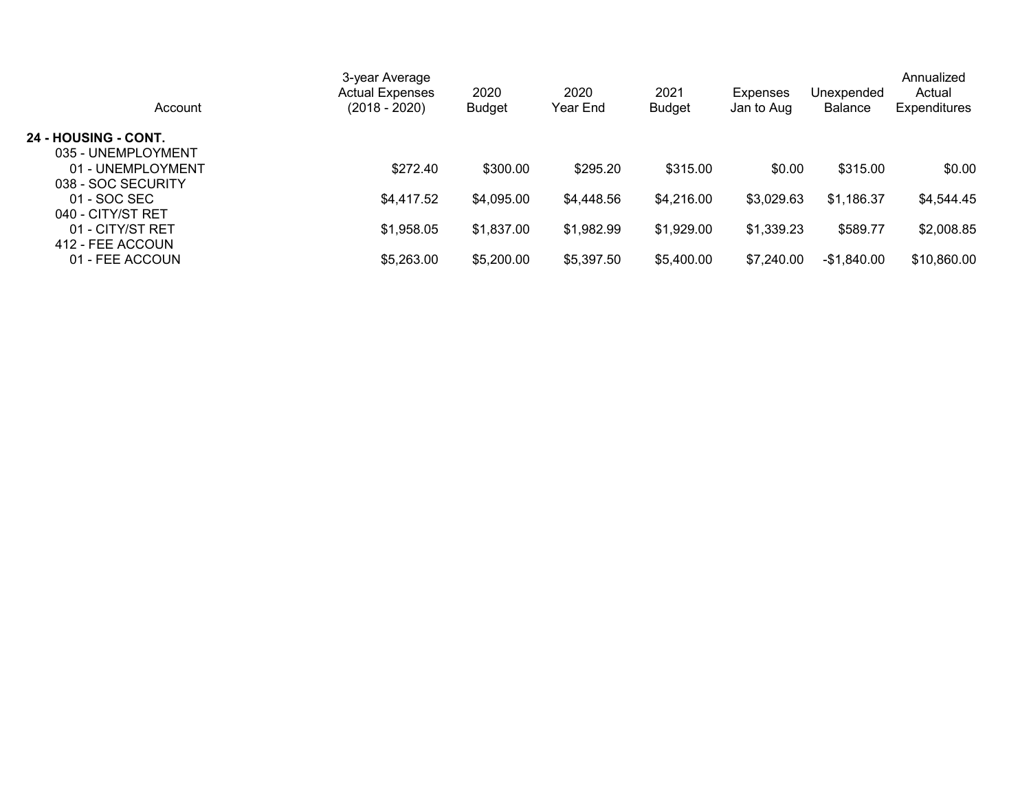| Account | 3-year Average Actual Expenses (2018 - 2020) | 2020 Budget | 2020 Year End | 2021 Budget | Expenses Jan to Aug | Unexpended Balance | Annualized Actual Expenditures |
|---|---|---|---|---|---|---|---|
| **24 - HOUSING - CONT.** | | | | | | | |
| 035 - UNEMPLOYMENT | | | | | | | |
| 01 - UNEMPLOYMENT | $272.40 | $300.00 | $295.20 | $315.00 | $0.00 | $315.00 | $0.00 |
| 038 - SOC SECURITY | | | | | | | |
| 01 - SOC SEC | $4,417.52 | $4,095.00 | $4,448.56 | $4,216.00 | $3,029.63 | $1,186.37 | $4,544.45 |
| 040 - CITY/ST RET | | | | | | | |
| 01 - CITY/ST RET | $1,958.05 | $1,837.00 | $1,982.99 | $1,929.00 | $1,339.23 | $589.77 | $2,008.85 |
| 412 - FEE ACCOUN | | | | | | | |
| 01 - FEE ACCOUN | $5,263.00 | $5,200.00 | $5,397.50 | $5,400.00 | $7,240.00 | -$1,840.00 | $10,860.00 |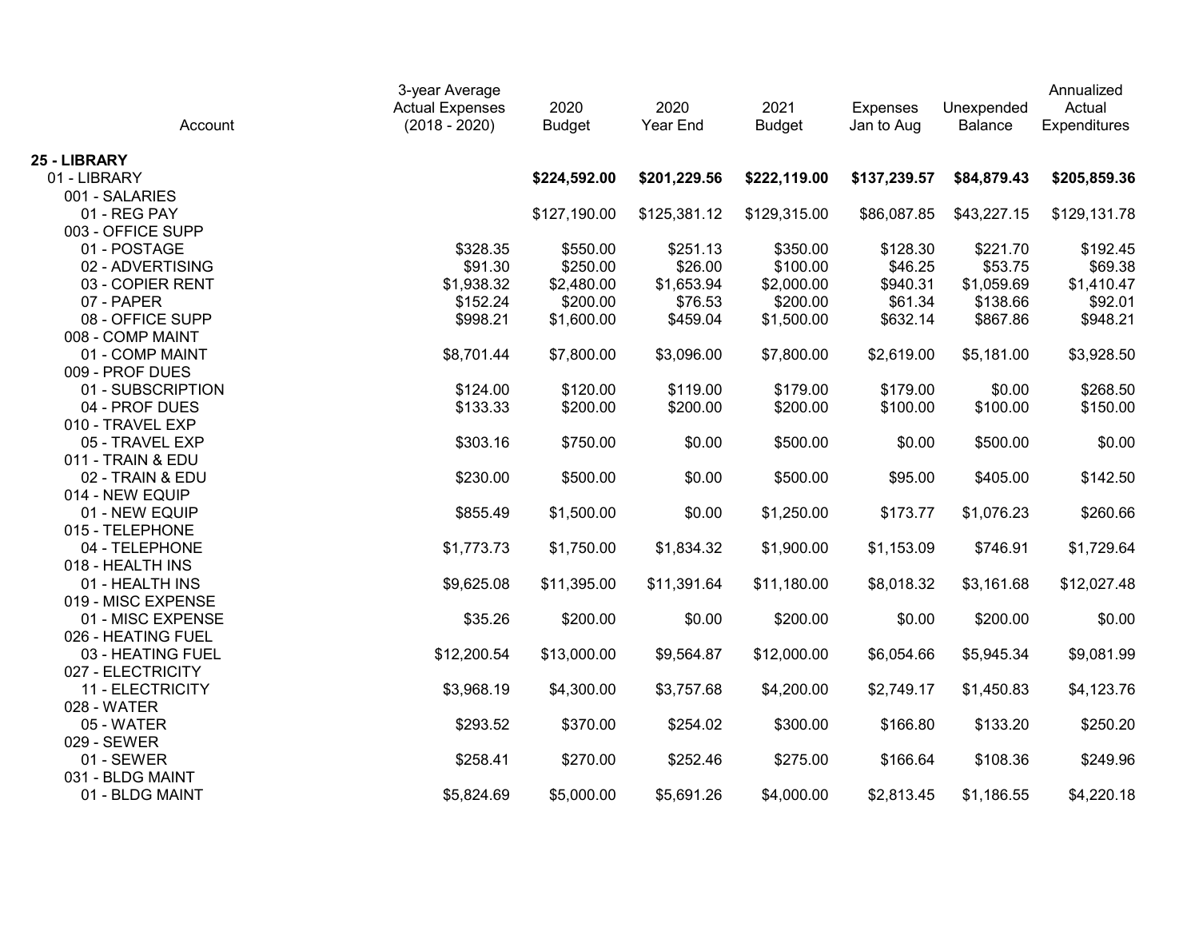| Account | 3-year Average Actual Expenses (2018 - 2020) | 2020 Budget | 2020 Year End | 2021 Budget | Expenses Jan to Aug | Unexpended Balance | Annualized Actual Expenditures |
|---|---|---|---|---|---|---|---|
| **25 - LIBRARY** | | | | | | | |
| 01 - LIBRARY | | **$224,592.00** | **$201,229.56** | **$222,119.00** | **$137,239.57** | **$84,879.43** | **$205,859.36** |
| 001 - SALARIES | | | | | | | |
| 01 - REG PAY | | $127,190.00 | $125,381.12 | $129,315.00 | $86,087.85 | $43,227.15 | $129,131.78 |
| 003 - OFFICE SUPP | | | | | | | |
| 01 - POSTAGE | $328.35 | $550.00 | $251.13 | $350.00 | $128.30 | $221.70 | $192.45 |
| 02 - ADVERTISING | $91.30 | $250.00 | $26.00 | $100.00 | $46.25 | $53.75 | $69.38 |
| 03 - COPIER RENT | $1,938.32 | $2,480.00 | $1,653.94 | $2,000.00 | $940.31 | $1,059.69 | $1,410.47 |
| 07 - PAPER | $152.24 | $200.00 | $76.53 | $200.00 | $61.34 | $138.66 | $92.01 |
| 08 - OFFICE SUPP | $998.21 | $1,600.00 | $459.04 | $1,500.00 | $632.14 | $867.86 | $948.21 |
| 008 - COMP MAINT | | | | | | | |
| 01 - COMP MAINT | $8,701.44 | $7,800.00 | $3,096.00 | $7,800.00 | $2,619.00 | $5,181.00 | $3,928.50 |
| 009 - PROF DUES | | | | | | | |
| 01 - SUBSCRIPTION | $124.00 | $120.00 | $119.00 | $179.00 | $179.00 | $0.00 | $268.50 |
| 04 - PROF DUES | $133.33 | $200.00 | $200.00 | $200.00 | $100.00 | $100.00 | $150.00 |
| 010 - TRAVEL EXP | | | | | | | |
| 05 - TRAVEL EXP | $303.16 | $750.00 | $0.00 | $500.00 | $0.00 | $500.00 | $0.00 |
| 011 - TRAIN & EDU | | | | | | | |
| 02 - TRAIN & EDU | $230.00 | $500.00 | $0.00 | $500.00 | $95.00 | $405.00 | $142.50 |
| 014 - NEW EQUIP | | | | | | | |
| 01 - NEW EQUIP | $855.49 | $1,500.00 | $0.00 | $1,250.00 | $173.77 | $1,076.23 | $260.66 |
| 015 - TELEPHONE | | | | | | | |
| 04 - TELEPHONE | $1,773.73 | $1,750.00 | $1,834.32 | $1,900.00 | $1,153.09 | $746.91 | $1,729.64 |
| 018 - HEALTH INS | | | | | | | |
| 01 - HEALTH INS | $9,625.08 | $11,395.00 | $11,391.64 | $11,180.00 | $8,018.32 | $3,161.68 | $12,027.48 |
| 019 - MISC EXPENSE | | | | | | | |
| 01 - MISC EXPENSE | $35.26 | $200.00 | $0.00 | $200.00 | $0.00 | $200.00 | $0.00 |
| 026 - HEATING FUEL | | | | | | | |
| 03 - HEATING FUEL | $12,200.54 | $13,000.00 | $9,564.87 | $12,000.00 | $6,054.66 | $5,945.34 | $9,081.99 |
| 027 - ELECTRICITY | | | | | | | |
| 11 - ELECTRICITY | $3,968.19 | $4,300.00 | $3,757.68 | $4,200.00 | $2,749.17 | $1,450.83 | $4,123.76 |
| 028 - WATER | | | | | | | |
| 05 - WATER | $293.52 | $370.00 | $254.02 | $300.00 | $166.80 | $133.20 | $250.20 |
| 029 - SEWER | | | | | | | |
| 01 - SEWER | $258.41 | $270.00 | $252.46 | $275.00 | $166.64 | $108.36 | $249.96 |
| 031 - BLDG MAINT | | | | | | | |
| 01 - BLDG MAINT | $5,824.69 | $5,000.00 | $5,691.26 | $4,000.00 | $2,813.45 | $1,186.55 | $4,220.18 |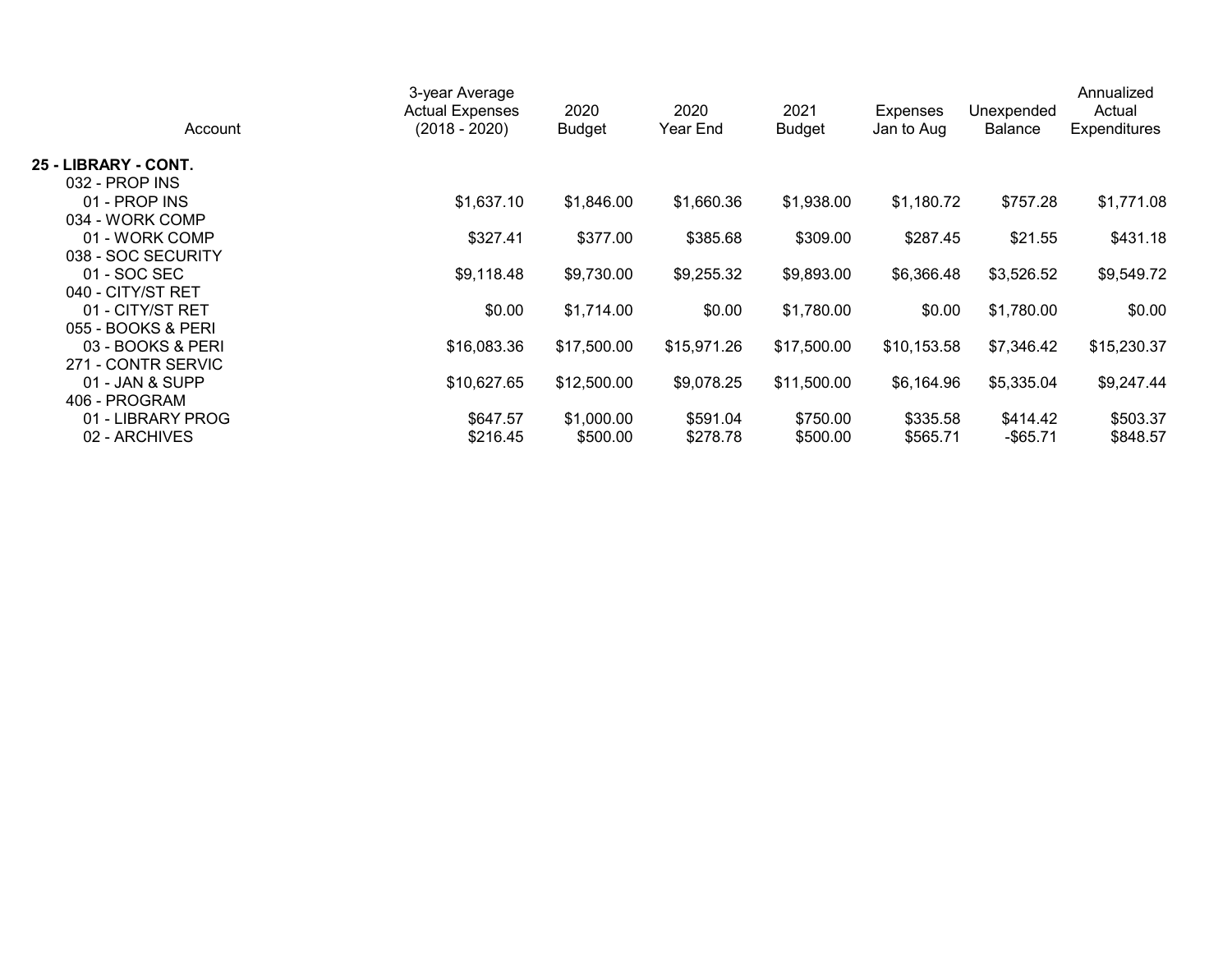| Account | 3-year Average Actual Expenses (2018 - 2020) | 2020 Budget | 2020 Year End | 2021 Budget | Expenses Jan to Aug | Unexpended Balance | Annualized Actual Expenditures |
|---|---|---|---|---|---|---|---|
| **25 - LIBRARY - CONT.** | | | | | | | |
| 032 - PROP INS | | | | | | | |
| 01 - PROP INS | $1,637.10 | $1,846.00 | $1,660.36 | $1,938.00 | $1,180.72 | $757.28 | $1,771.08 |
| 034 - WORK COMP | | | | | | | |
| 01 - WORK COMP | $327.41 | $377.00 | $385.68 | $309.00 | $287.45 | $21.55 | $431.18 |
| 038 - SOC SECURITY | | | | | | | |
| 01 - SOC SEC | $9,118.48 | $9,730.00 | $9,255.32 | $9,893.00 | $6,366.48 | $3,526.52 | $9,549.72 |
| 040 - CITY/ST RET | | | | | | | |
| 01 - CITY/ST RET | $0.00 | $1,714.00 | $0.00 | $1,780.00 | $0.00 | $1,780.00 | $0.00 |
| 055 - BOOKS & PERI | | | | | | | |
| 03 - BOOKS & PERI | $16,083.36 | $17,500.00 | $15,971.26 | $17,500.00 | $10,153.58 | $7,346.42 | $15,230.37 |
| 271 - CONTR SERVIC | | | | | | | |
| 01 - JAN & SUPP | $10,627.65 | $12,500.00 | $9,078.25 | $11,500.00 | $6,164.96 | $5,335.04 | $9,247.44 |
| 406 - PROGRAM | | | | | | | |
| 01 - LIBRARY PROG | $647.57 | $1,000.00 | $591.04 | $750.00 | $335.58 | $414.42 | $503.37 |
| 02 - ARCHIVES | $216.45 | $500.00 | $278.78 | $500.00 | $565.71 | -$65.71 | $848.57 |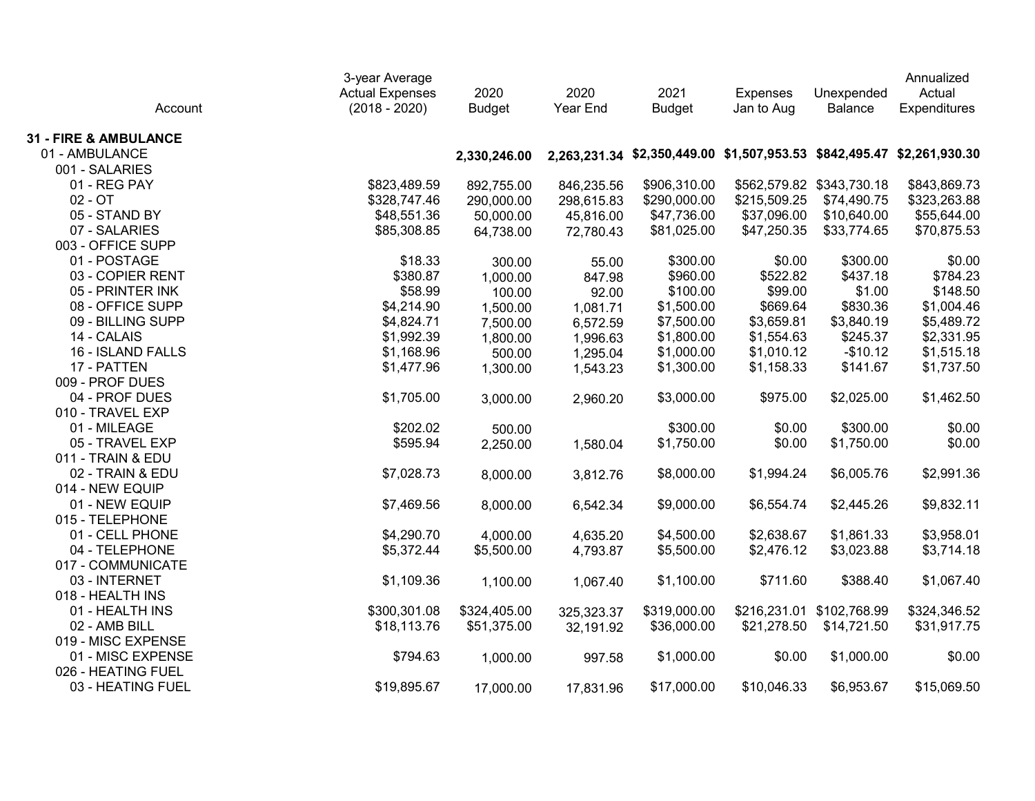| Account | 3-year Average Actual Expenses (2018 - 2020) | 2020 Budget | 2020 Year End | 2021 Budget | Expenses Jan to Aug | Unexpended Balance | Annualized Actual Expenditures |
|---|---|---|---|---|---|---|---|
| **31 - FIRE & AMBULANCE** | | | | | | | |
| 01 - AMBULANCE | | **2,330,246.00** | **2,263,231.34** | **$2,350,449.00** | **$1,507,953.53** | **$842,495.47** | **$2,261,930.30** |
| 001 - SALARIES | | | | | | | |
| 01 - REG PAY | $823,489.59 | 892,755.00 | 846,235.56 | $906,310.00 | $562,579.82 | $343,730.18 | $843,869.73 |
| 02 - OT | $328,747.46 | 290,000.00 | 298,615.83 | $290,000.00 | $215,509.25 | $74,490.75 | $323,263.88 |
| 05 - STAND BY | $48,551.36 | 50,000.00 | 45,816.00 | $47,736.00 | $37,096.00 | $10,640.00 | $55,644.00 |
| 07 - SALARIES | $85,308.85 | 64,738.00 | 72,780.43 | $81,025.00 | $47,250.35 | $33,774.65 | $70,875.53 |
| 003 - OFFICE SUPP | | | | | | | |
| 01 - POSTAGE | $18.33 | 300.00 | 55.00 | $300.00 | $0.00 | $300.00 | $0.00 |
| 03 - COPIER RENT | $380.87 | 1,000.00 | 847.98 | $960.00 | $522.82 | $437.18 | $784.23 |
| 05 - PRINTER INK | $58.99 | 100.00 | 92.00 | $100.00 | $99.00 | $1.00 | $148.50 |
| 08 - OFFICE SUPP | $4,214.90 | 1,500.00 | 1,081.71 | $1,500.00 | $669.64 | $830.36 | $1,004.46 |
| 09 - BILLING SUPP | $4,824.71 | 7,500.00 | 6,572.59 | $7,500.00 | $3,659.81 | $3,840.19 | $5,489.72 |
| 14 - CALAIS | $1,992.39 | 1,800.00 | 1,996.63 | $1,800.00 | $1,554.63 | $245.37 | $2,331.95 |
| 16 - ISLAND FALLS | $1,168.96 | 500.00 | 1,295.04 | $1,000.00 | $1,010.12 | -$10.12 | $1,515.18 |
| 17 - PATTEN | $1,477.96 | 1,300.00 | 1,543.23 | $1,300.00 | $1,158.33 | $141.67 | $1,737.50 |
| 009 - PROF DUES | | | | | | | |
| 04 - PROF DUES | $1,705.00 | 3,000.00 | 2,960.20 | $3,000.00 | $975.00 | $2,025.00 | $1,462.50 |
| 010 - TRAVEL EXP | | | | | | | |
| 01 - MILEAGE | $202.02 | 500.00 | | $300.00 | $0.00 | $300.00 | $0.00 |
| 05 - TRAVEL EXP | $595.94 | 2,250.00 | 1,580.04 | $1,750.00 | $0.00 | $1,750.00 | $0.00 |
| 011 - TRAIN & EDU | | | | | | | |
| 02 - TRAIN & EDU | $7,028.73 | 8,000.00 | 3,812.76 | $8,000.00 | $1,994.24 | $6,005.76 | $2,991.36 |
| 014 - NEW EQUIP | | | | | | | |
| 01 - NEW EQUIP | $7,469.56 | 8,000.00 | 6,542.34 | $9,000.00 | $6,554.74 | $2,445.26 | $9,832.11 |
| 015 - TELEPHONE | | | | | | | |
| 01 - CELL PHONE | $4,290.70 | 4,000.00 | 4,635.20 | $4,500.00 | $2,638.67 | $1,861.33 | $3,958.01 |
| 04 - TELEPHONE | $5,372.44 | $5,500.00 | 4,793.87 | $5,500.00 | $2,476.12 | $3,023.88 | $3,714.18 |
| 017 - COMMUNICATE | | | | | | | |
| 03 - INTERNET | $1,109.36 | 1,100.00 | 1,067.40 | $1,100.00 | $711.60 | $388.40 | $1,067.40 |
| 018 - HEALTH INS | | | | | | | |
| 01 - HEALTH INS | $300,301.08 | $324,405.00 | 325,323.37 | $319,000.00 | $216,231.01 | $102,768.99 | $324,346.52 |
| 02 - AMB BILL | $18,113.76 | $51,375.00 | 32,191.92 | $36,000.00 | $21,278.50 | $14,721.50 | $31,917.75 |
| 019 - MISC EXPENSE | | | | | | | |
| 01 - MISC EXPENSE | $794.63 | 1,000.00 | 997.58 | $1,000.00 | $0.00 | $1,000.00 | $0.00 |
| 026 - HEATING FUEL | | | | | | | |
| 03 - HEATING FUEL | $19,895.67 | 17,000.00 | 17,831.96 | $17,000.00 | $10,046.33 | $6,953.67 | $15,069.50 |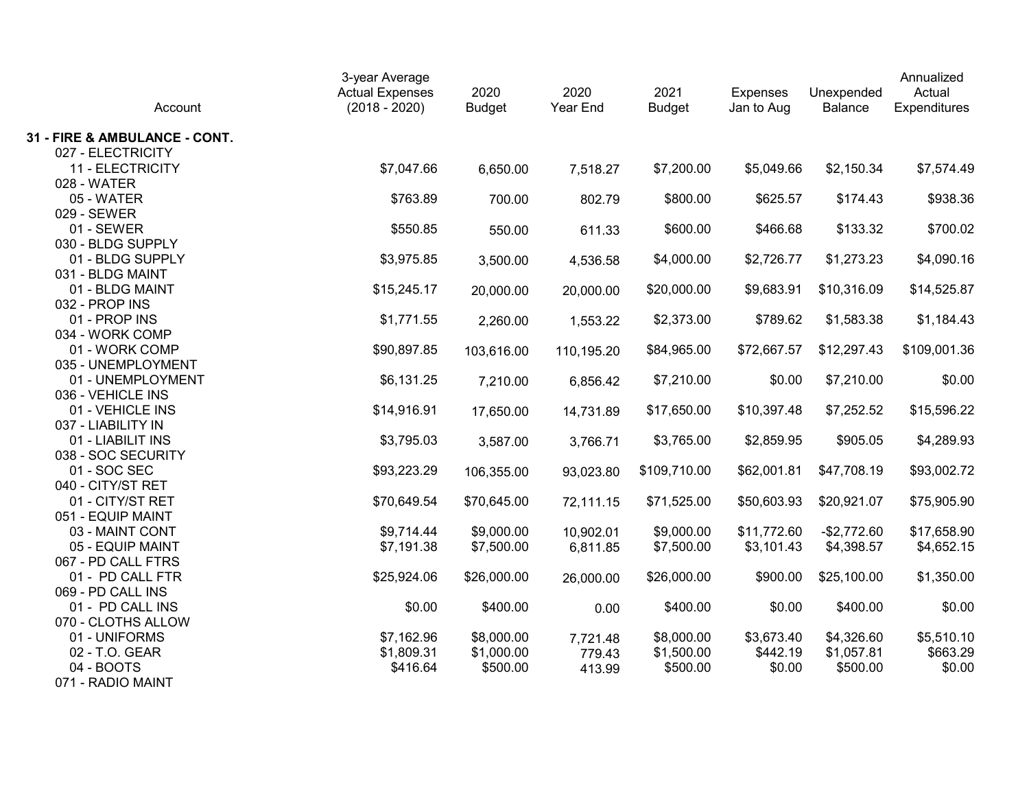| Account | 3-year Average Actual Expenses (2018 - 2020) | 2020 Budget | 2020 Year End | 2021 Budget | Expenses Jan to Aug | Unexpended Balance | Annualized Actual Expenditures |
|---|---|---|---|---|---|---|---|
| **31 - FIRE & AMBULANCE - CONT.** | | | | | | | |
| 027 - ELECTRICITY | | | | | | | |
| 11 - ELECTRICITY | $7,047.66 | 6,650.00 | 7,518.27 | $7,200.00 | $5,049.66 | $2,150.34 | $7,574.49 |
| 028 - WATER | | | | | | | |
| 05 - WATER | $763.89 | 700.00 | 802.79 | $800.00 | $625.57 | $174.43 | $938.36 |
| 029 - SEWER | | | | | | | |
| 01 - SEWER | $550.85 | 550.00 | 611.33 | $600.00 | $466.68 | $133.32 | $700.02 |
| 030 - BLDG SUPPLY | | | | | | | |
| 01 - BLDG SUPPLY | $3,975.85 | 3,500.00 | 4,536.58 | $4,000.00 | $2,726.77 | $1,273.23 | $4,090.16 |
| 031 - BLDG MAINT | | | | | | | |
| 01 - BLDG MAINT | $15,245.17 | 20,000.00 | 20,000.00 | $20,000.00 | $9,683.91 | $10,316.09 | $14,525.87 |
| 032 - PROP INS | | | | | | | |
| 01 - PROP INS | $1,771.55 | 2,260.00 | 1,553.22 | $2,373.00 | $789.62 | $1,583.38 | $1,184.43 |
| 034 - WORK COMP | | | | | | | |
| 01 - WORK COMP | $90,897.85 | 103,616.00 | 110,195.20 | $84,965.00 | $72,667.57 | $12,297.43 | $109,001.36 |
| 035 - UNEMPLOYMENT | | | | | | | |
| 01 - UNEMPLOYMENT | $6,131.25 | 7,210.00 | 6,856.42 | $7,210.00 | $0.00 | $7,210.00 | $0.00 |
| 036 - VEHICLE INS | | | | | | | |
| 01 - VEHICLE INS | $14,916.91 | 17,650.00 | 14,731.89 | $17,650.00 | $10,397.48 | $7,252.52 | $15,596.22 |
| 037 - LIABILITY IN | | | | | | | |
| 01 - LIABILIT INS | $3,795.03 | 3,587.00 | 3,766.71 | $3,765.00 | $2,859.95 | $905.05 | $4,289.93 |
| 038 - SOC SECURITY | | | | | | | |
| 01 - SOC SEC | $93,223.29 | 106,355.00 | 93,023.80 | $109,710.00 | $62,001.81 | $47,708.19 | $93,002.72 |
| 040 - CITY/ST RET | | | | | | | |
| 01 - CITY/ST RET | $70,649.54 | $70,645.00 | 72,111.15 | $71,525.00 | $50,603.93 | $20,921.07 | $75,905.90 |
| 051 - EQUIP MAINT | | | | | | | |
| 03 - MAINT CONT | $9,714.44 | $9,000.00 | 10,902.01 | $9,000.00 | $11,772.60 | -$2,772.60 | $17,658.90 |
| 05 - EQUIP MAINT | $7,191.38 | $7,500.00 | 6,811.85 | $7,500.00 | $3,101.43 | $4,398.57 | $4,652.15 |
| 067 - PD CALL FTRS | | | | | | | |
| 01 - PD CALL FTR | $25,924.06 | $26,000.00 | 26,000.00 | $26,000.00 | $900.00 | $25,100.00 | $1,350.00 |
| 069 - PD CALL INS | | | | | | | |
| 01 - PD CALL INS | $0.00 | $400.00 | 0.00 | $400.00 | $0.00 | $400.00 | $0.00 |
| 070 - CLOTHS ALLOW | | | | | | | |
| 01 - UNIFORMS | $7,162.96 | $8,000.00 | 7,721.48 | $8,000.00 | $3,673.40 | $4,326.60 | $5,510.10 |
| 02 - T.O. GEAR | $1,809.31 | $1,000.00 | 779.43 | $1,500.00 | $442.19 | $1,057.81 | $663.29 |
| 04 - BOOTS | $416.64 | $500.00 | 413.99 | $500.00 | $0.00 | $500.00 | $0.00 |
| 071 - RADIO MAINT | | | | | | | |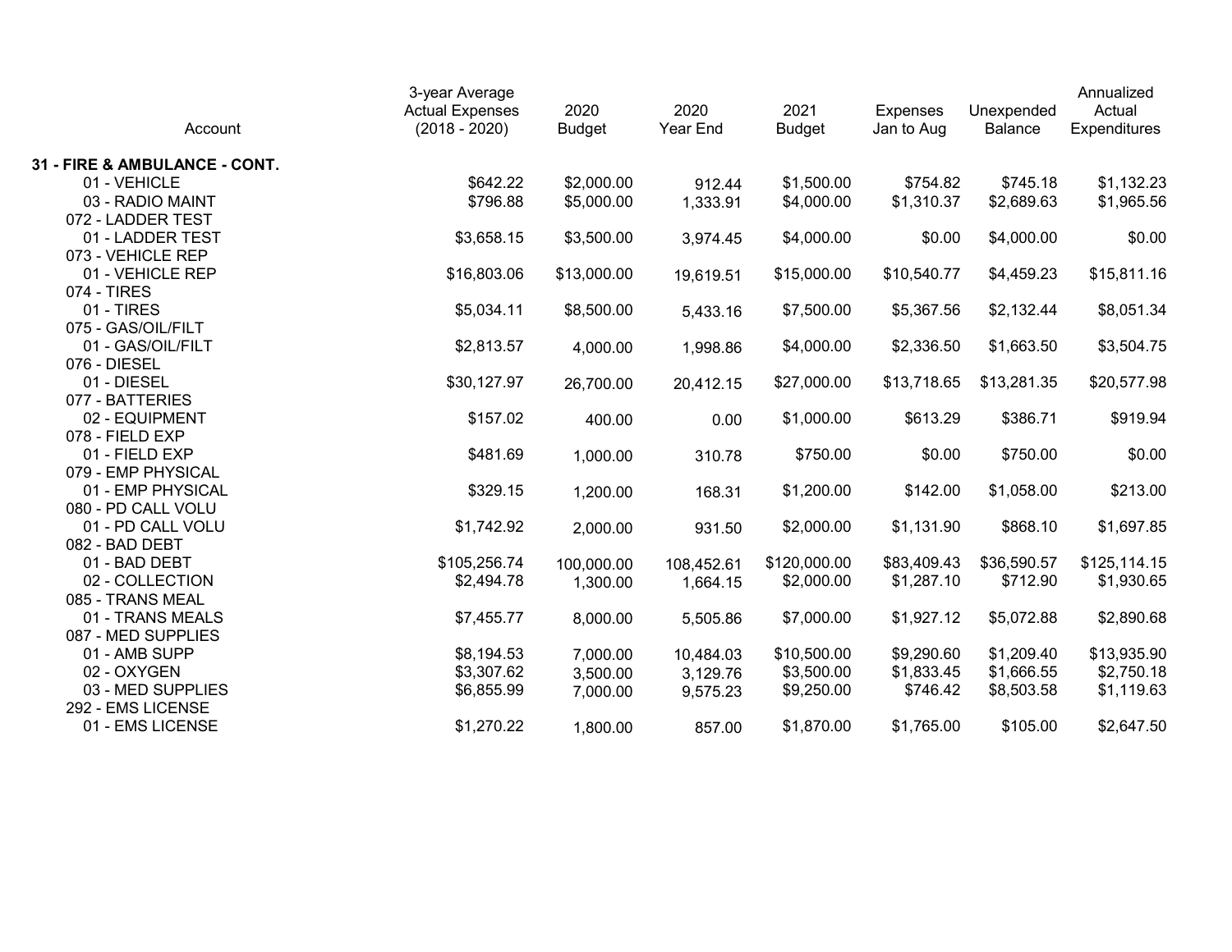| Account | 3-year Average Actual Expenses (2018 - 2020) | 2020 Budget | 2020 Year End | 2021 Budget | Expenses Jan to Aug | Unexpended Balance | Annualized Actual Expenditures |
|---|---|---|---|---|---|---|---|
| **31 - FIRE & AMBULANCE - CONT.** | | | | | | | |
| 01 - VEHICLE | $642.22 | $2,000.00 | 912.44 | $1,500.00 | $754.82 | $745.18 | $1,132.23 |
| 03 - RADIO MAINT | $796.88 | $5,000.00 | 1,333.91 | $4,000.00 | $1,310.37 | $2,689.63 | $1,965.56 |
| 072 - LADDER TEST | | | | | | | |
| 01 - LADDER TEST | $3,658.15 | $3,500.00 | 3,974.45 | $4,000.00 | $0.00 | $4,000.00 | $0.00 |
| 073 - VEHICLE REP | | | | | | | |
| 01 - VEHICLE REP | $16,803.06 | $13,000.00 | 19,619.51 | $15,000.00 | $10,540.77 | $4,459.23 | $15,811.16 |
| 074 - TIRES | | | | | | | |
| 01 - TIRES | $5,034.11 | $8,500.00 | 5,433.16 | $7,500.00 | $5,367.56 | $2,132.44 | $8,051.34 |
| 075 - GAS/OIL/FILT | | | | | | | |
| 01 - GAS/OIL/FILT | $2,813.57 | 4,000.00 | 1,998.86 | $4,000.00 | $2,336.50 | $1,663.50 | $3,504.75 |
| 076 - DIESEL | | | | | | | |
| 01 - DIESEL | $30,127.97 | 26,700.00 | 20,412.15 | $27,000.00 | $13,718.65 | $13,281.35 | $20,577.98 |
| 077 - BATTERIES | | | | | | | |
| 02 - EQUIPMENT | $157.02 | 400.00 | 0.00 | $1,000.00 | $613.29 | $386.71 | $919.94 |
| 078 - FIELD EXP | | | | | | | |
| 01 - FIELD EXP | $481.69 | 1,000.00 | 310.78 | $750.00 | $0.00 | $750.00 | $0.00 |
| 079 - EMP PHYSICAL | | | | | | | |
| 01 - EMP PHYSICAL | $329.15 | 1,200.00 | 168.31 | $1,200.00 | $142.00 | $1,058.00 | $213.00 |
| 080 - PD CALL VOLU | | | | | | | |
| 01 - PD CALL VOLU | $1,742.92 | 2,000.00 | 931.50 | $2,000.00 | $1,131.90 | $868.10 | $1,697.85 |
| 082 - BAD DEBT | | | | | | | |
| 01 - BAD DEBT | $105,256.74 | 100,000.00 | 108,452.61 | $120,000.00 | $83,409.43 | $36,590.57 | $125,114.15 |
| 02 - COLLECTION | $2,494.78 | 1,300.00 | 1,664.15 | $2,000.00 | $1,287.10 | $712.90 | $1,930.65 |
| 085 - TRANS MEAL | | | | | | | |
| 01 - TRANS MEALS | $7,455.77 | 8,000.00 | 5,505.86 | $7,000.00 | $1,927.12 | $5,072.88 | $2,890.68 |
| 087 - MED SUPPLIES | | | | | | | |
| 01 - AMB SUPP | $8,194.53 | 7,000.00 | 10,484.03 | $10,500.00 | $9,290.60 | $1,209.40 | $13,935.90 |
| 02 - OXYGEN | $3,307.62 | 3,500.00 | 3,129.76 | $3,500.00 | $1,833.45 | $1,666.55 | $2,750.18 |
| 03 - MED SUPPLIES | $6,855.99 | 7,000.00 | 9,575.23 | $9,250.00 | $746.42 | $8,503.58 | $1,119.63 |
| 292 - EMS LICENSE | | | | | | | |
| 01 - EMS LICENSE | $1,270.22 | 1,800.00 | 857.00 | $1,870.00 | $1,765.00 | $105.00 | $2,647.50 |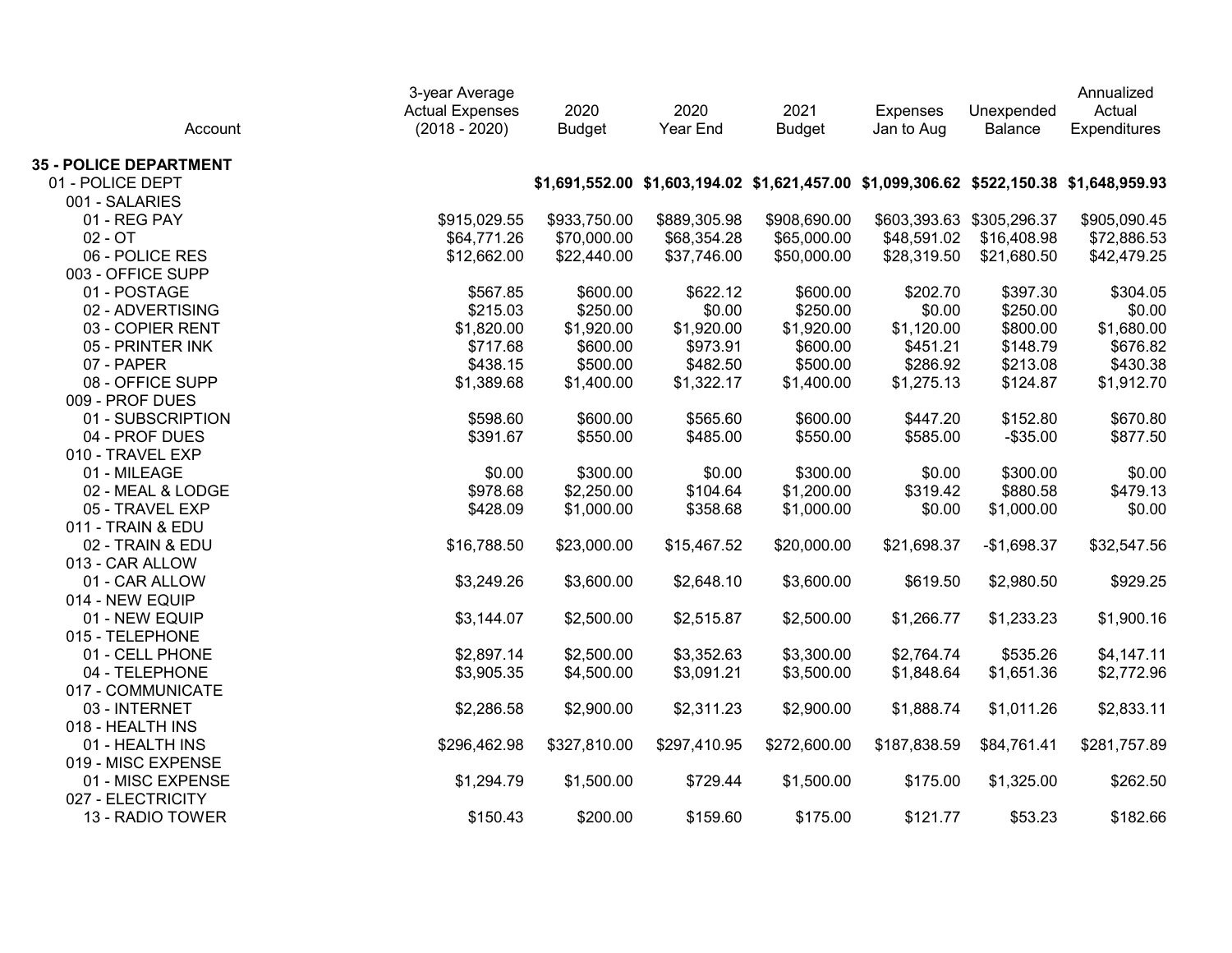| Account | 3-year Average Actual Expenses (2018 - 2020) | 2020 Budget | 2020 Year End | 2021 Budget | Expenses Jan to Aug | Unexpended Balance | Annualized Actual Expenditures |
|---|---|---|---|---|---|---|---|
| **35 - POLICE DEPARTMENT** | | | | | | | |
| 01 - POLICE DEPT | | **$1,691,552.00** | **$1,603,194.02** | **$1,621,457.00** | **$1,099,306.62** | **$522,150.38** | **$1,648,959.93** |
| 001 - SALARIES | | | | | | | |
| 01 - REG PAY | $915,029.55 | $933,750.00 | $889,305.98 | $908,690.00 | $603,393.63 | $305,296.37 | $905,090.45 |
| 02 - OT | $64,771.26 | $70,000.00 | $68,354.28 | $65,000.00 | $48,591.02 | $16,408.98 | $72,886.53 |
| 06 - POLICE RES | $12,662.00 | $22,440.00 | $37,746.00 | $50,000.00 | $28,319.50 | $21,680.50 | $42,479.25 |
| 003 - OFFICE SUPP | | | | | | | |
| 01 - POSTAGE | $567.85 | $600.00 | $622.12 | $600.00 | $202.70 | $397.30 | $304.05 |
| 02 - ADVERTISING | $215.03 | $250.00 | $0.00 | $250.00 | $0.00 | $250.00 | $0.00 |
| 03 - COPIER RENT | $1,820.00 | $1,920.00 | $1,920.00 | $1,920.00 | $1,120.00 | $800.00 | $1,680.00 |
| 05 - PRINTER INK | $717.68 | $600.00 | $973.91 | $600.00 | $451.21 | $148.79 | $676.82 |
| 07 - PAPER | $438.15 | $500.00 | $482.50 | $500.00 | $286.92 | $213.08 | $430.38 |
| 08 - OFFICE SUPP | $1,389.68 | $1,400.00 | $1,322.17 | $1,400.00 | $1,275.13 | $124.87 | $1,912.70 |
| 009 - PROF DUES | | | | | | | |
| 01 - SUBSCRIPTION | $598.60 | $600.00 | $565.60 | $600.00 | $447.20 | $152.80 | $670.80 |
| 04 - PROF DUES | $391.67 | $550.00 | $485.00 | $550.00 | $585.00 | -$35.00 | $877.50 |
| 010 - TRAVEL EXP | | | | | | | |
| 01 - MILEAGE | $0.00 | $300.00 | $0.00 | $300.00 | $0.00 | $300.00 | $0.00 |
| 02 - MEAL & LODGE | $978.68 | $2,250.00 | $104.64 | $1,200.00 | $319.42 | $880.58 | $479.13 |
| 05 - TRAVEL EXP | $428.09 | $1,000.00 | $358.68 | $1,000.00 | $0.00 | $1,000.00 | $0.00 |
| 011 - TRAIN & EDU | | | | | | | |
| 02 - TRAIN & EDU | $16,788.50 | $23,000.00 | $15,467.52 | $20,000.00 | $21,698.37 | -$1,698.37 | $32,547.56 |
| 013 - CAR ALLOW | | | | | | | |
| 01 - CAR ALLOW | $3,249.26 | $3,600.00 | $2,648.10 | $3,600.00 | $619.50 | $2,980.50 | $929.25 |
| 014 - NEW EQUIP | | | | | | | |
| 01 - NEW EQUIP | $3,144.07 | $2,500.00 | $2,515.87 | $2,500.00 | $1,266.77 | $1,233.23 | $1,900.16 |
| 015 - TELEPHONE | | | | | | | |
| 01 - CELL PHONE | $2,897.14 | $2,500.00 | $3,352.63 | $3,300.00 | $2,764.74 | $535.26 | $4,147.11 |
| 04 - TELEPHONE | $3,905.35 | $4,500.00 | $3,091.21 | $3,500.00 | $1,848.64 | $1,651.36 | $2,772.96 |
| 017 - COMMUNICATE | | | | | | | |
| 03 - INTERNET | $2,286.58 | $2,900.00 | $2,311.23 | $2,900.00 | $1,888.74 | $1,011.26 | $2,833.11 |
| 018 - HEALTH INS | | | | | | | |
| 01 - HEALTH INS | $296,462.98 | $327,810.00 | $297,410.95 | $272,600.00 | $187,838.59 | $84,761.41 | $281,757.89 |
| 019 - MISC EXPENSE | | | | | | | |
| 01 - MISC EXPENSE | $1,294.79 | $1,500.00 | $729.44 | $1,500.00 | $175.00 | $1,325.00 | $262.50 |
| 027 - ELECTRICITY | | | | | | | |
| 13 - RADIO TOWER | $150.43 | $200.00 | $159.60 | $175.00 | $121.77 | $53.23 | $182.66 |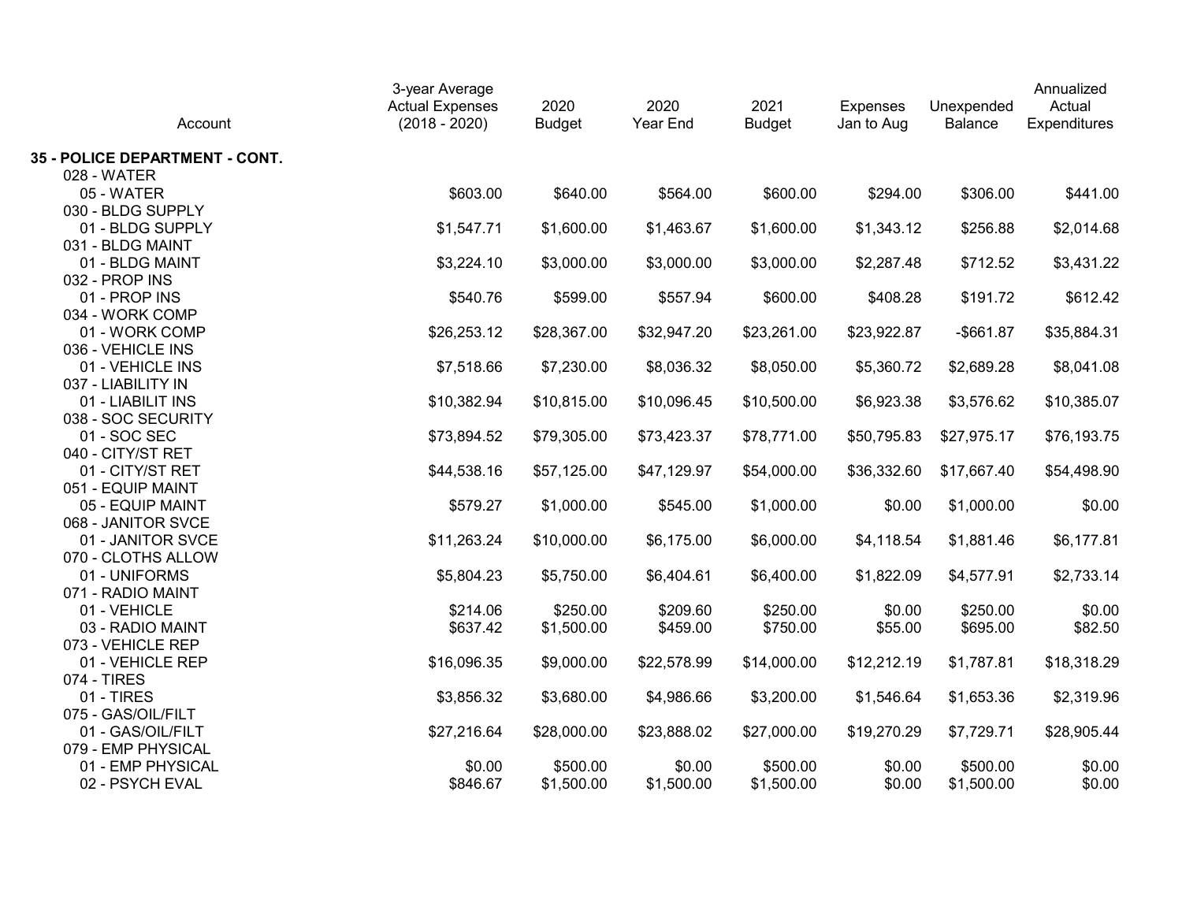| Account | 3-year Average Actual Expenses (2018 - 2020) | 2020 Budget | 2020 Year End | 2021 Budget | Expenses Jan to Aug | Unexpended Balance | Annualized Actual Expenditures |
|---|---|---|---|---|---|---|---|
| **35 - POLICE DEPARTMENT - CONT.** | | | | | | | |
| 028 - WATER | | | | | | | |
| 05 - WATER | $603.00 | $640.00 | $564.00 | $600.00 | $294.00 | $306.00 | $441.00 |
| 030 - BLDG SUPPLY | | | | | | | |
| 01 - BLDG SUPPLY | $1,547.71 | $1,600.00 | $1,463.67 | $1,600.00 | $1,343.12 | $256.88 | $2,014.68 |
| 031 - BLDG MAINT | | | | | | | |
| 01 - BLDG MAINT | $3,224.10 | $3,000.00 | $3,000.00 | $3,000.00 | $2,287.48 | $712.52 | $3,431.22 |
| 032 - PROP INS | | | | | | | |
| 01 - PROP INS | $540.76 | $599.00 | $557.94 | $600.00 | $408.28 | $191.72 | $612.42 |
| 034 - WORK COMP | | | | | | | |
| 01 - WORK COMP | $26,253.12 | $28,367.00 | $32,947.20 | $23,261.00 | $23,922.87 | -$661.87 | $35,884.31 |
| 036 - VEHICLE INS | | | | | | | |
| 01 - VEHICLE INS | $7,518.66 | $7,230.00 | $8,036.32 | $8,050.00 | $5,360.72 | $2,689.28 | $8,041.08 |
| 037 - LIABILITY IN | | | | | | | |
| 01 - LIABILIT INS | $10,382.94 | $10,815.00 | $10,096.45 | $10,500.00 | $6,923.38 | $3,576.62 | $10,385.07 |
| 038 - SOC SECURITY | | | | | | | |
| 01 - SOC SEC | $73,894.52 | $79,305.00 | $73,423.37 | $78,771.00 | $50,795.83 | $27,975.17 | $76,193.75 |
| 040 - CITY/ST RET | | | | | | | |
| 01 - CITY/ST RET | $44,538.16 | $57,125.00 | $47,129.97 | $54,000.00 | $36,332.60 | $17,667.40 | $54,498.90 |
| 051 - EQUIP MAINT | | | | | | | |
| 05 - EQUIP MAINT | $579.27 | $1,000.00 | $545.00 | $1,000.00 | $0.00 | $1,000.00 | $0.00 |
| 068 - JANITOR SVCE | | | | | | | |
| 01 - JANITOR SVCE | $11,263.24 | $10,000.00 | $6,175.00 | $6,000.00 | $4,118.54 | $1,881.46 | $6,177.81 |
| 070 - CLOTHS ALLOW | | | | | | | |
| 01 - UNIFORMS | $5,804.23 | $5,750.00 | $6,404.61 | $6,400.00 | $1,822.09 | $4,577.91 | $2,733.14 |
| 071 - RADIO MAINT | | | | | | | |
| 01 - VEHICLE | $214.06 | $250.00 | $209.60 | $250.00 | $0.00 | $250.00 | $0.00 |
| 03 - RADIO MAINT | $637.42 | $1,500.00 | $459.00 | $750.00 | $55.00 | $695.00 | $82.50 |
| 073 - VEHICLE REP | | | | | | | |
| 01 - VEHICLE REP | $16,096.35 | $9,000.00 | $22,578.99 | $14,000.00 | $12,212.19 | $1,787.81 | $18,318.29 |
| 074 - TIRES | | | | | | | |
| 01 - TIRES | $3,856.32 | $3,680.00 | $4,986.66 | $3,200.00 | $1,546.64 | $1,653.36 | $2,319.96 |
| 075 - GAS/OIL/FILT | | | | | | | |
| 01 - GAS/OIL/FILT | $27,216.64 | $28,000.00 | $23,888.02 | $27,000.00 | $19,270.29 | $7,729.71 | $28,905.44 |
| 079 - EMP PHYSICAL | | | | | | | |
| 01 - EMP PHYSICAL | $0.00 | $500.00 | $0.00 | $500.00 | $0.00 | $500.00 | $0.00 |
| 02 - PSYCH EVAL | $846.67 | $1,500.00 | $1,500.00 | $1,500.00 | $0.00 | $1,500.00 | $0.00 |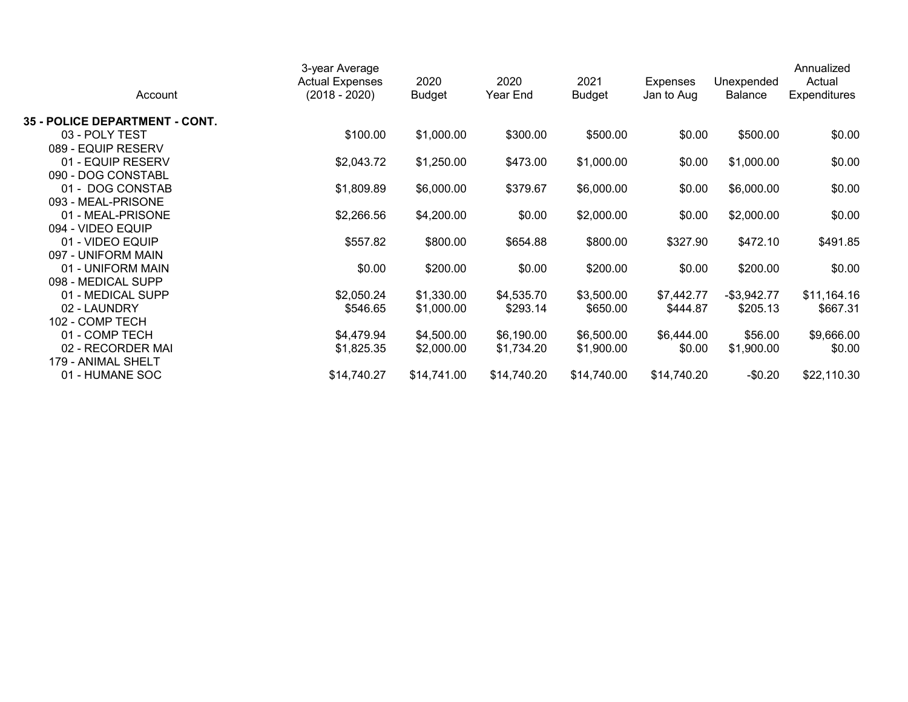| Account | 3-year Average Actual Expenses (2018 - 2020) | 2020 Budget | 2020 Year End | 2021 Budget | Expenses Jan to Aug | Unexpended Balance | Annualized Actual Expenditures |
|---|---|---|---|---|---|---|---|
| **35 - POLICE DEPARTMENT - CONT.** | | | | | | | |
| 03 - POLY TEST | $100.00 | $1,000.00 | $300.00 | $500.00 | $0.00 | $500.00 | $0.00 |
| 089 - EQUIP RESERV | | | | | | | |
| 01 - EQUIP RESERV | $2,043.72 | $1,250.00 | $473.00 | $1,000.00 | $0.00 | $1,000.00 | $0.00 |
| 090 - DOG CONSTABL | | | | | | | |
| 01 - DOG CONSTAB | $1,809.89 | $6,000.00 | $379.67 | $6,000.00 | $0.00 | $6,000.00 | $0.00 |
| 093 - MEAL-PRISONE | | | | | | | |
| 01 - MEAL-PRISONE | $2,266.56 | $4,200.00 | $0.00 | $2,000.00 | $0.00 | $2,000.00 | $0.00 |
| 094 - VIDEO EQUIP | | | | | | | |
| 01 - VIDEO EQUIP | $557.82 | $800.00 | $654.88 | $800.00 | $327.90 | $472.10 | $491.85 |
| 097 - UNIFORM MAIN | | | | | | | |
| 01 - UNIFORM MAIN | $0.00 | $200.00 | $0.00 | $200.00 | $0.00 | $200.00 | $0.00 |
| 098 - MEDICAL SUPP | | | | | | | |
| 01 - MEDICAL SUPP | $2,050.24 | $1,330.00 | $4,535.70 | $3,500.00 | $7,442.77 | -$3,942.77 | $11,164.16 |
| 02 - LAUNDRY | $546.65 | $1,000.00 | $293.14 | $650.00 | $444.87 | $205.13 | $667.31 |
| 102 - COMP TECH | | | | | | | |
| 01 - COMP TECH | $4,479.94 | $4,500.00 | $6,190.00 | $6,500.00 | $6,444.00 | $56.00 | $9,666.00 |
| 02 - RECORDER MAI | $1,825.35 | $2,000.00 | $1,734.20 | $1,900.00 | $0.00 | $1,900.00 | $0.00 |
| 179 - ANIMAL SHELT | | | | | | | |
| 01 - HUMANE SOC | $14,740.27 | $14,741.00 | $14,740.20 | $14,740.00 | $14,740.20 | -$0.20 | $22,110.30 |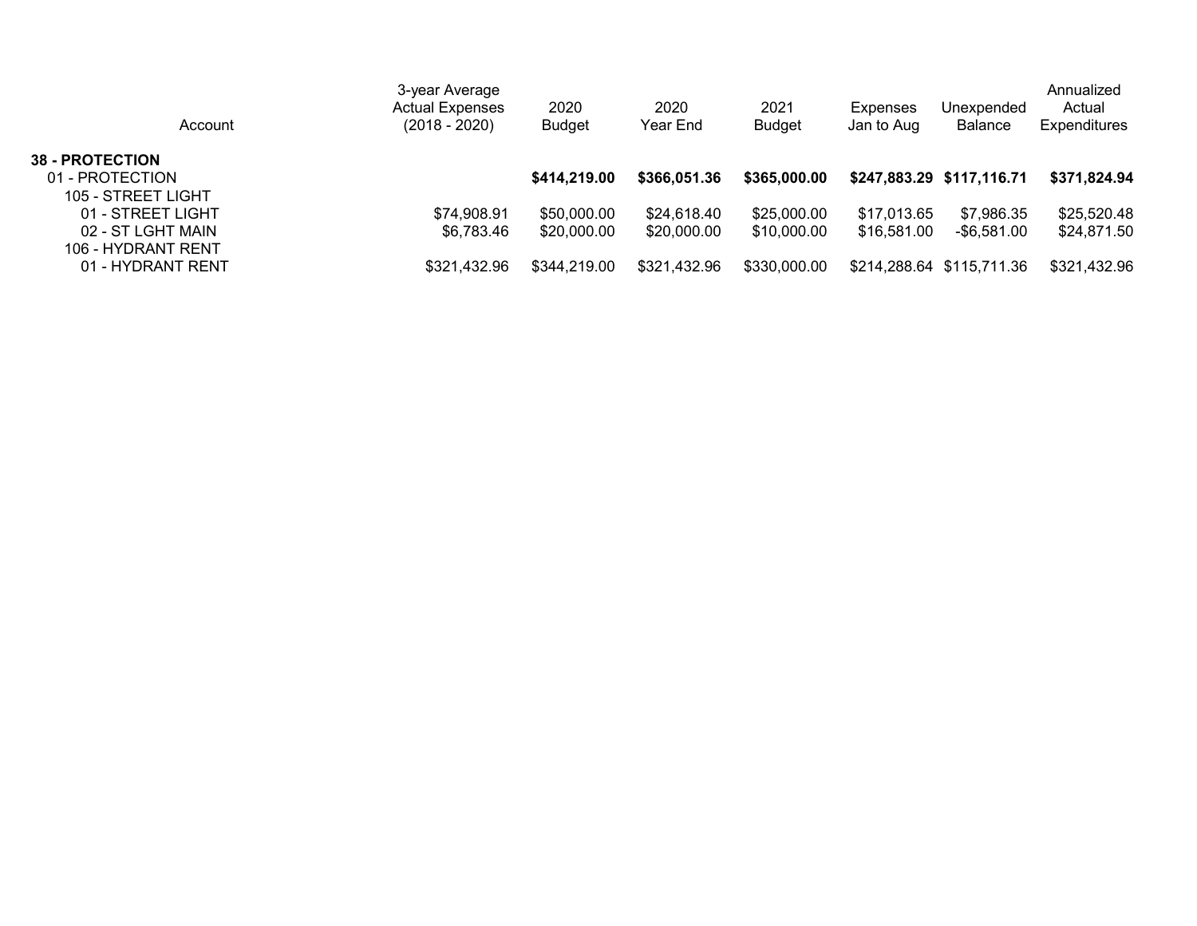| Account | 3-year Average Actual Expenses (2018 - 2020) | 2020 Budget | 2020 Year End | 2021 Budget | Expenses Jan to Aug | Unexpended Balance | Annualized Actual Expenditures |
|---|---|---|---|---|---|---|---|
| **38 - PROTECTION** | | | | | | | |
| 01 - PROTECTION | | **$414,219.00** | **$366,051.36** | **$365,000.00** | **$247,883.29** | **$117,116.71** | **$371,824.94** |
| 105 - STREET LIGHT | | | | | | | |
| 01 - STREET LIGHT | $74,908.91 | $50,000.00 | $24,618.40 | $25,000.00 | $17,013.65 | $7,986.35 | $25,520.48 |
| 02 - ST LGHT MAIN | $6,783.46 | $20,000.00 | $20,000.00 | $10,000.00 | $16,581.00 | -$6,581.00 | $24,871.50 |
| 106 - HYDRANT RENT | | | | | | | |
| 01 - HYDRANT RENT | $321,432.96 | $344,219.00 | $321,432.96 | $330,000.00 | $214,288.64 | $115,711.36 | $321,432.96 |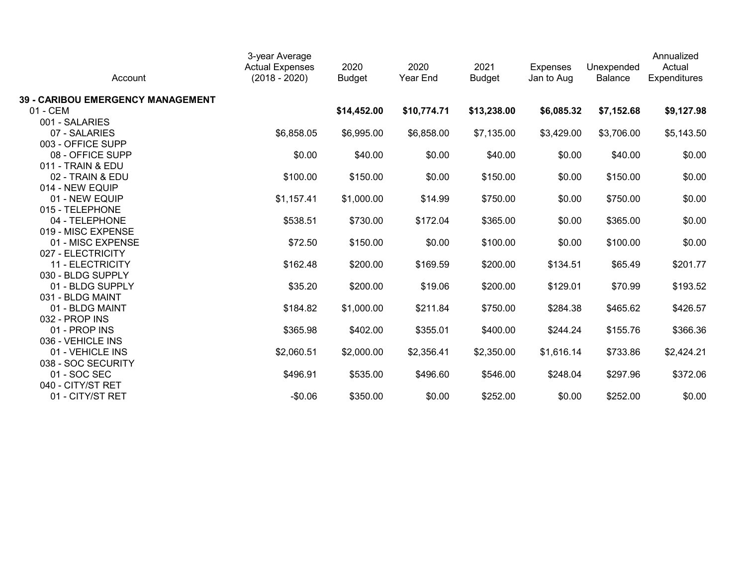| Account | 3-year Average Actual Expenses (2018 - 2020) | 2020 Budget | 2020 Year End | 2021 Budget | Expenses Jan to Aug | Unexpended Balance | Annualized Actual Expenditures |
|---|---|---|---|---|---|---|---|
| **39 - CARIBOU EMERGENCY MANAGEMENT** | | | | | | | |
| 01 - CEM | | **$14,452.00** | **$10,774.71** | **$13,238.00** | **$6,085.32** | **$7,152.68** | **$9,127.98** |
| 001 - SALARIES | | | | | | | |
| 07 - SALARIES | $6,858.05 | $6,995.00 | $6,858.00 | $7,135.00 | $3,429.00 | $3,706.00 | $5,143.50 |
| 003 - OFFICE SUPP | | | | | | | |
| 08 - OFFICE SUPP | $0.00 | $40.00 | $0.00 | $40.00 | $0.00 | $40.00 | $0.00 |
| 011 - TRAIN & EDU | | | | | | | |
| 02 - TRAIN & EDU | $100.00 | $150.00 | $0.00 | $150.00 | $0.00 | $150.00 | $0.00 |
| 014 - NEW EQUIP | | | | | | | |
| 01 - NEW EQUIP | $1,157.41 | $1,000.00 | $14.99 | $750.00 | $0.00 | $750.00 | $0.00 |
| 015 - TELEPHONE | | | | | | | |
| 04 - TELEPHONE | $538.51 | $730.00 | $172.04 | $365.00 | $0.00 | $365.00 | $0.00 |
| 019 - MISC EXPENSE | | | | | | | |
| 01 - MISC EXPENSE | $72.50 | $150.00 | $0.00 | $100.00 | $0.00 | $100.00 | $0.00 |
| 027 - ELECTRICITY | | | | | | | |
| 11 - ELECTRICITY | $162.48 | $200.00 | $169.59 | $200.00 | $134.51 | $65.49 | $201.77 |
| 030 - BLDG SUPPLY | | | | | | | |
| 01 - BLDG SUPPLY | $35.20 | $200.00 | $19.06 | $200.00 | $129.01 | $70.99 | $193.52 |
| 031 - BLDG MAINT | | | | | | | |
| 01 - BLDG MAINT | $184.82 | $1,000.00 | $211.84 | $750.00 | $284.38 | $465.62 | $426.57 |
| 032 - PROP INS | | | | | | | |
| 01 - PROP INS | $365.98 | $402.00 | $355.01 | $400.00 | $244.24 | $155.76 | $366.36 |
| 036 - VEHICLE INS | | | | | | | |
| 01 - VEHICLE INS | $2,060.51 | $2,000.00 | $2,356.41 | $2,350.00 | $1,616.14 | $733.86 | $2,424.21 |
| 038 - SOC SECURITY | | | | | | | |
| 01 - SOC SEC | $496.91 | $535.00 | $496.60 | $546.00 | $248.04 | $297.96 | $372.06 |
| 040 - CITY/ST RET | | | | | | | |
| 01 - CITY/ST RET | -$0.06 | $350.00 | $0.00 | $252.00 | $0.00 | $252.00 | $0.00 |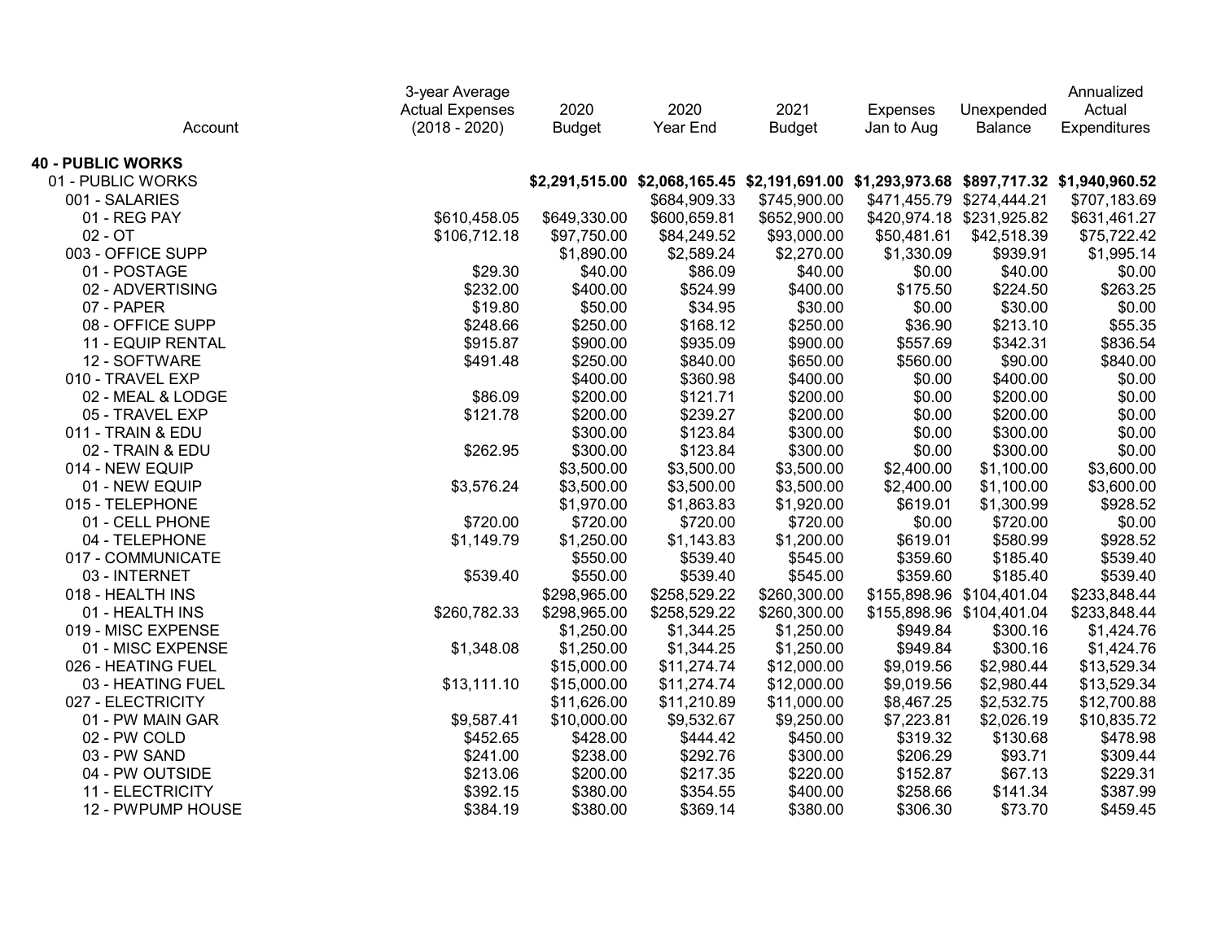| Account | 3-year Average Actual Expenses (2018 - 2020) | 2020 Budget | 2020 Year End | 2021 Budget | Expenses Jan to Aug | Unexpended Balance | Annualized Actual Expenditures |
|---|---|---|---|---|---|---|---|
| **40 - PUBLIC WORKS** | | | | | | | |
| 01 - PUBLIC WORKS | | **$2,291,515.00** | **$2,068,165.45** | **$2,191,691.00** | **$1,293,973.68** | **$897,717.32** | **$1,940,960.52** |
| 001 - SALARIES | | | $684,909.33 | $745,900.00 | $471,455.79 | $274,444.21 | $707,183.69 |
| 01 - REG PAY | $610,458.05 | $649,330.00 | $600,659.81 | $652,900.00 | $420,974.18 | $231,925.82 | $631,461.27 |
| 02 - OT | $106,712.18 | $97,750.00 | $84,249.52 | $93,000.00 | $50,481.61 | $42,518.39 | $75,722.42 |
| 003 - OFFICE SUPP | | $1,890.00 | $2,589.24 | $2,270.00 | $1,330.09 | $939.91 | $1,995.14 |
| 01 - POSTAGE | $29.30 | $40.00 | $86.09 | $40.00 | $0.00 | $40.00 | $0.00 |
| 02 - ADVERTISING | $232.00 | $400.00 | $524.99 | $400.00 | $175.50 | $224.50 | $263.25 |
| 07 - PAPER | $19.80 | $50.00 | $34.95 | $30.00 | $0.00 | $30.00 | $0.00 |
| 08 - OFFICE SUPP | $248.66 | $250.00 | $168.12 | $250.00 | $36.90 | $213.10 | $55.35 |
| 11 - EQUIP RENTAL | $915.87 | $900.00 | $935.09 | $900.00 | $557.69 | $342.31 | $836.54 |
| 12 - SOFTWARE | $491.48 | $250.00 | $840.00 | $650.00 | $560.00 | $90.00 | $840.00 |
| 010 - TRAVEL EXP | | $400.00 | $360.98 | $400.00 | $0.00 | $400.00 | $0.00 |
| 02 - MEAL & LODGE | $86.09 | $200.00 | $121.71 | $200.00 | $0.00 | $200.00 | $0.00 |
| 05 - TRAVEL EXP | $121.78 | $200.00 | $239.27 | $200.00 | $0.00 | $200.00 | $0.00 |
| 011 - TRAIN & EDU | | $300.00 | $123.84 | $300.00 | $0.00 | $300.00 | $0.00 |
| 02 - TRAIN & EDU | $262.95 | $300.00 | $123.84 | $300.00 | $0.00 | $300.00 | $0.00 |
| 014 - NEW EQUIP | | $3,500.00 | $3,500.00 | $3,500.00 | $2,400.00 | $1,100.00 | $3,600.00 |
| 01 - NEW EQUIP | $3,576.24 | $3,500.00 | $3,500.00 | $3,500.00 | $2,400.00 | $1,100.00 | $3,600.00 |
| 015 - TELEPHONE | | $1,970.00 | $1,863.83 | $1,920.00 | $619.01 | $1,300.99 | $928.52 |
| 01 - CELL PHONE | $720.00 | $720.00 | $720.00 | $720.00 | $0.00 | $720.00 | $0.00 |
| 04 - TELEPHONE | $1,149.79 | $1,250.00 | $1,143.83 | $1,200.00 | $619.01 | $580.99 | $928.52 |
| 017 - COMMUNICATE | | $550.00 | $539.40 | $545.00 | $359.60 | $185.40 | $539.40 |
| 03 - INTERNET | $539.40 | $550.00 | $539.40 | $545.00 | $359.60 | $185.40 | $539.40 |
| 018 - HEALTH INS | | $298,965.00 | $258,529.22 | $260,300.00 | $155,898.96 | $104,401.04 | $233,848.44 |
| 01 - HEALTH INS | $260,782.33 | $298,965.00 | $258,529.22 | $260,300.00 | $155,898.96 | $104,401.04 | $233,848.44 |
| 019 - MISC EXPENSE | | $1,250.00 | $1,344.25 | $1,250.00 | $949.84 | $300.16 | $1,424.76 |
| 01 - MISC EXPENSE | $1,348.08 | $1,250.00 | $1,344.25 | $1,250.00 | $949.84 | $300.16 | $1,424.76 |
| 026 - HEATING FUEL | | $15,000.00 | $11,274.74 | $12,000.00 | $9,019.56 | $2,980.44 | $13,529.34 |
| 03 - HEATING FUEL | $13,111.10 | $15,000.00 | $11,274.74 | $12,000.00 | $9,019.56 | $2,980.44 | $13,529.34 |
| 027 - ELECTRICITY | | $11,626.00 | $11,210.89 | $11,000.00 | $8,467.25 | $2,532.75 | $12,700.88 |
| 01 - PW MAIN GAR | $9,587.41 | $10,000.00 | $9,532.67 | $9,250.00 | $7,223.81 | $2,026.19 | $10,835.72 |
| 02 - PW COLD | $452.65 | $428.00 | $444.42 | $450.00 | $319.32 | $130.68 | $478.98 |
| 03 - PW SAND | $241.00 | $238.00 | $292.76 | $300.00 | $206.29 | $93.71 | $309.44 |
| 04 - PW OUTSIDE | $213.06 | $200.00 | $217.35 | $220.00 | $152.87 | $67.13 | $229.31 |
| 11 - ELECTRICITY | $392.15 | $380.00 | $354.55 | $400.00 | $258.66 | $141.34 | $387.99 |
| 12 - PWPUMP HOUSE | $384.19 | $380.00 | $369.14 | $380.00 | $306.30 | $73.70 | $459.45 |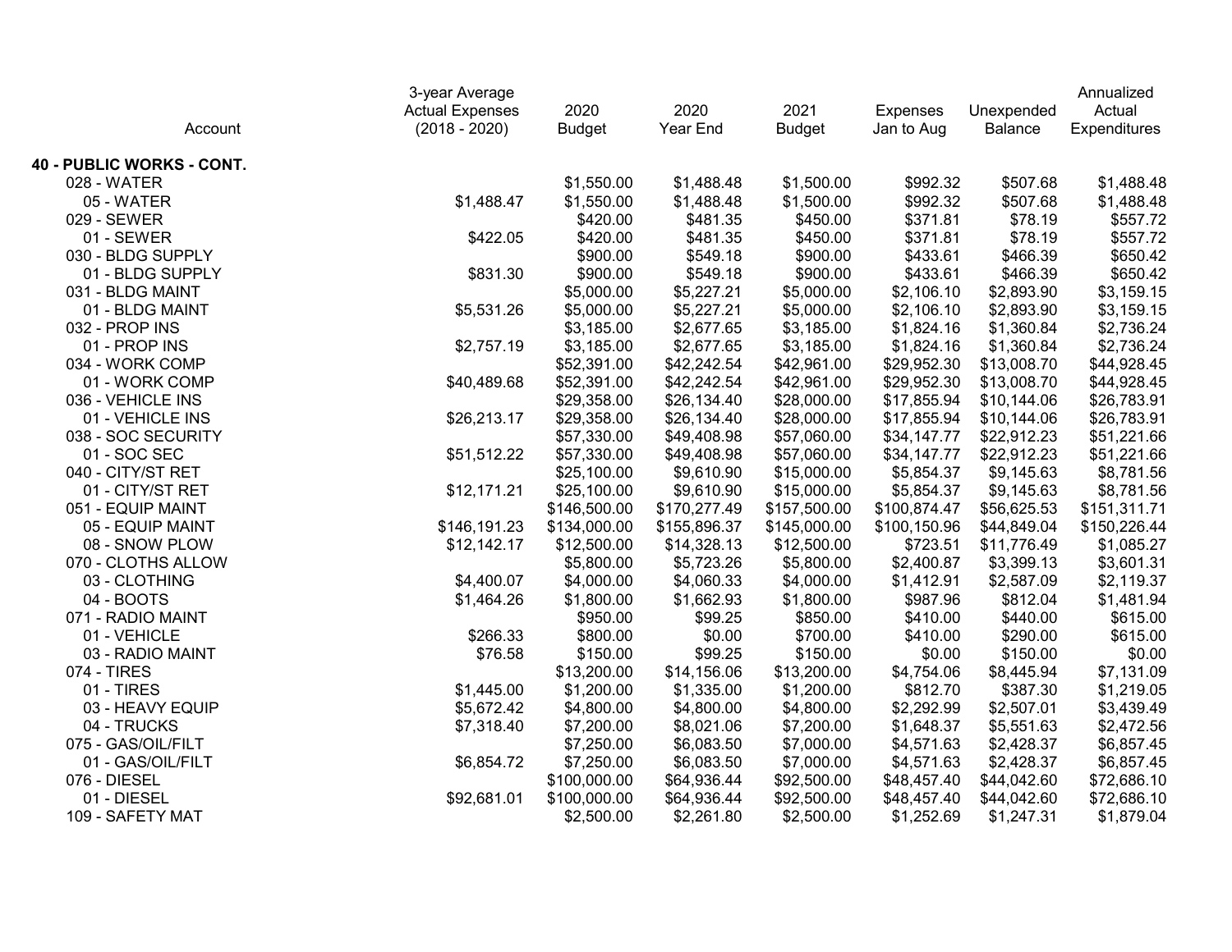| Account | 3-year Average Actual Expenses (2018 - 2020) | 2020 Budget | 2020 Year End | 2021 Budget | Expenses Jan to Aug | Unexpended Balance | Annualized Actual Expenditures |
|---|---|---|---|---|---|---|---|
| **40 - PUBLIC WORKS - CONT.** | | | | | | | |
| 028 - WATER | | $1,550.00 | $1,488.48 | $1,500.00 | $992.32 | $507.68 | $1,488.48 |
| 05 - WATER | $1,488.47 | $1,550.00 | $1,488.48 | $1,500.00 | $992.32 | $507.68 | $1,488.48 |
| 029 - SEWER | | $420.00 | $481.35 | $450.00 | $371.81 | $78.19 | $557.72 |
| 01 - SEWER | $422.05 | $420.00 | $481.35 | $450.00 | $371.81 | $78.19 | $557.72 |
| 030 - BLDG SUPPLY | | $900.00 | $549.18 | $900.00 | $433.61 | $466.39 | $650.42 |
| 01 - BLDG SUPPLY | $831.30 | $900.00 | $549.18 | $900.00 | $433.61 | $466.39 | $650.42 |
| 031 - BLDG MAINT | | $5,000.00 | $5,227.21 | $5,000.00 | $2,106.10 | $2,893.90 | $3,159.15 |
| 01 - BLDG MAINT | $5,531.26 | $5,000.00 | $5,227.21 | $5,000.00 | $2,106.10 | $2,893.90 | $3,159.15 |
| 032 - PROP INS | | $3,185.00 | $2,677.65 | $3,185.00 | $1,824.16 | $1,360.84 | $2,736.24 |
| 01 - PROP INS | $2,757.19 | $3,185.00 | $2,677.65 | $3,185.00 | $1,824.16 | $1,360.84 | $2,736.24 |
| 034 - WORK COMP | | $52,391.00 | $42,242.54 | $42,961.00 | $29,952.30 | $13,008.70 | $44,928.45 |
| 01 - WORK COMP | $40,489.68 | $52,391.00 | $42,242.54 | $42,961.00 | $29,952.30 | $13,008.70 | $44,928.45 |
| 036 - VEHICLE INS | | $29,358.00 | $26,134.40 | $28,000.00 | $17,855.94 | $10,144.06 | $26,783.91 |
| 01 - VEHICLE INS | $26,213.17 | $29,358.00 | $26,134.40 | $28,000.00 | $17,855.94 | $10,144.06 | $26,783.91 |
| 038 - SOC SECURITY | | $57,330.00 | $49,408.98 | $57,060.00 | $34,147.77 | $22,912.23 | $51,221.66 |
| 01 - SOC SEC | $51,512.22 | $57,330.00 | $49,408.98 | $57,060.00 | $34,147.77 | $22,912.23 | $51,221.66 |
| 040 - CITY/ST RET | | $25,100.00 | $9,610.90 | $15,000.00 | $5,854.37 | $9,145.63 | $8,781.56 |
| 01 - CITY/ST RET | $12,171.21 | $25,100.00 | $9,610.90 | $15,000.00 | $5,854.37 | $9,145.63 | $8,781.56 |
| 051 - EQUIP MAINT | | $146,500.00 | $170,277.49 | $157,500.00 | $100,874.47 | $56,625.53 | $151,311.71 |
| 05 - EQUIP MAINT | $146,191.23 | $134,000.00 | $155,896.37 | $145,000.00 | $100,150.96 | $44,849.04 | $150,226.44 |
| 08 - SNOW PLOW | $12,142.17 | $12,500.00 | $14,328.13 | $12,500.00 | $723.51 | $11,776.49 | $1,085.27 |
| 070 - CLOTHS ALLOW | | $5,800.00 | $5,723.26 | $5,800.00 | $2,400.87 | $3,399.13 | $3,601.31 |
| 03 - CLOTHING | $4,400.07 | $4,000.00 | $4,060.33 | $4,000.00 | $1,412.91 | $2,587.09 | $2,119.37 |
| 04 - BOOTS | $1,464.26 | $1,800.00 | $1,662.93 | $1,800.00 | $987.96 | $812.04 | $1,481.94 |
| 071 - RADIO MAINT | | $950.00 | $99.25 | $850.00 | $410.00 | $440.00 | $615.00 |
| 01 - VEHICLE | $266.33 | $800.00 | $0.00 | $700.00 | $410.00 | $290.00 | $615.00 |
| 03 - RADIO MAINT | $76.58 | $150.00 | $99.25 | $150.00 | $0.00 | $150.00 | $0.00 |
| 074 - TIRES | | $13,200.00 | $14,156.06 | $13,200.00 | $4,754.06 | $8,445.94 | $7,131.09 |
| 01 - TIRES | $1,445.00 | $1,200.00 | $1,335.00 | $1,200.00 | $812.70 | $387.30 | $1,219.05 |
| 03 - HEAVY EQUIP | $5,672.42 | $4,800.00 | $4,800.00 | $4,800.00 | $2,292.99 | $2,507.01 | $3,439.49 |
| 04 - TRUCKS | $7,318.40 | $7,200.00 | $8,021.06 | $7,200.00 | $1,648.37 | $5,551.63 | $2,472.56 |
| 075 - GAS/OIL/FILT | | $7,250.00 | $6,083.50 | $7,000.00 | $4,571.63 | $2,428.37 | $6,857.45 |
| 01 - GAS/OIL/FILT | $6,854.72 | $7,250.00 | $6,083.50 | $7,000.00 | $4,571.63 | $2,428.37 | $6,857.45 |
| 076 - DIESEL | | $100,000.00 | $64,936.44 | $92,500.00 | $48,457.40 | $44,042.60 | $72,686.10 |
| 01 - DIESEL | $92,681.01 | $100,000.00 | $64,936.44 | $92,500.00 | $48,457.40 | $44,042.60 | $72,686.10 |
| 109 - SAFETY MAT | | $2,500.00 | $2,261.80 | $2,500.00 | $1,252.69 | $1,247.31 | $1,879.04 |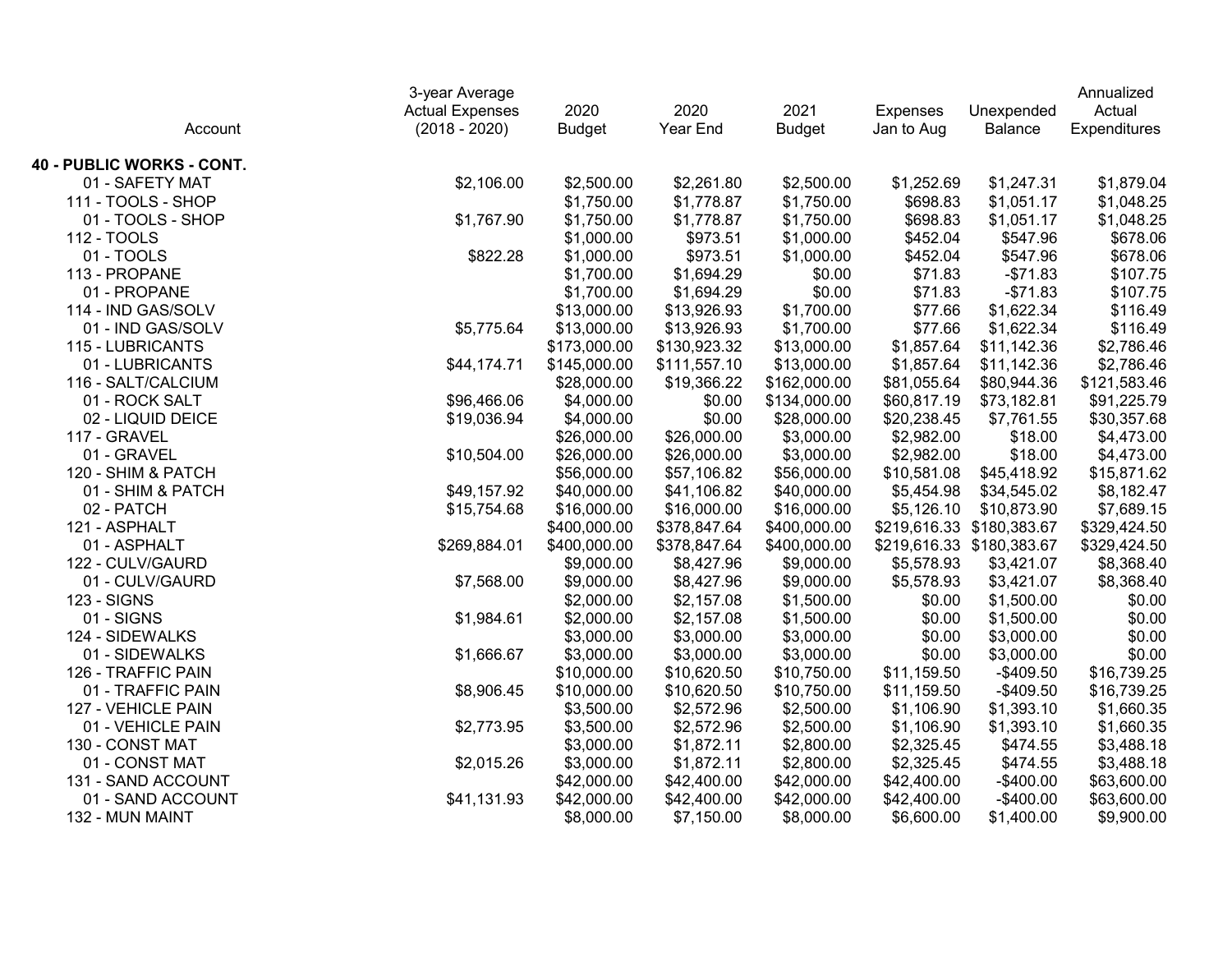| Account | 3-year Average Actual Expenses (2018 - 2020) | 2020 Budget | 2020 Year End | 2021 Budget | Expenses Jan to Aug | Unexpended Balance | Annualized Actual Expenditures |
|---|---|---|---|---|---|---|---|
| **40 - PUBLIC WORKS - CONT.** | | | | | | | |
| 01 - SAFETY MAT | $2,106.00 | $2,500.00 | $2,261.80 | $2,500.00 | $1,252.69 | $1,247.31 | $1,879.04 |
| 111 - TOOLS - SHOP | | $1,750.00 | $1,778.87 | $1,750.00 | $698.83 | $1,051.17 | $1,048.25 |
| 01 - TOOLS - SHOP | $1,767.90 | $1,750.00 | $1,778.87 | $1,750.00 | $698.83 | $1,051.17 | $1,048.25 |
| 112 - TOOLS | | $1,000.00 | $973.51 | $1,000.00 | $452.04 | $547.96 | $678.06 |
| 01 - TOOLS | $822.28 | $1,000.00 | $973.51 | $1,000.00 | $452.04 | $547.96 | $678.06 |
| 113 - PROPANE | | $1,700.00 | $1,694.29 | $0.00 | $71.83 | -$71.83 | $107.75 |
| 01 - PROPANE | | $1,700.00 | $1,694.29 | $0.00 | $71.83 | -$71.83 | $107.75 |
| 114 - IND GAS/SOLV | | $13,000.00 | $13,926.93 | $1,700.00 | $77.66 | $1,622.34 | $116.49 |
| 01 - IND GAS/SOLV | $5,775.64 | $13,000.00 | $13,926.93 | $1,700.00 | $77.66 | $1,622.34 | $116.49 |
| 115 - LUBRICANTS | | $173,000.00 | $130,923.32 | $13,000.00 | $1,857.64 | $11,142.36 | $2,786.46 |
| 01 - LUBRICANTS | $44,174.71 | $145,000.00 | $111,557.10 | $13,000.00 | $1,857.64 | $11,142.36 | $2,786.46 |
| 116 - SALT/CALCIUM | | $28,000.00 | $19,366.22 | $162,000.00 | $81,055.64 | $80,944.36 | $121,583.46 |
| 01 - ROCK SALT | $96,466.06 | $4,000.00 | $0.00 | $134,000.00 | $60,817.19 | $73,182.81 | $91,225.79 |
| 02 - LIQUID DEICE | $19,036.94 | $4,000.00 | $0.00 | $28,000.00 | $20,238.45 | $7,761.55 | $30,357.68 |
| 117 - GRAVEL | | $26,000.00 | $26,000.00 | $3,000.00 | $2,982.00 | $18.00 | $4,473.00 |
| 01 - GRAVEL | $10,504.00 | $26,000.00 | $26,000.00 | $3,000.00 | $2,982.00 | $18.00 | $4,473.00 |
| 120 - SHIM & PATCH | | $56,000.00 | $57,106.82 | $56,000.00 | $10,581.08 | $45,418.92 | $15,871.62 |
| 01 - SHIM & PATCH | $49,157.92 | $40,000.00 | $41,106.82 | $40,000.00 | $5,454.98 | $34,545.02 | $8,182.47 |
| 02 - PATCH | $15,754.68 | $16,000.00 | $16,000.00 | $16,000.00 | $5,126.10 | $10,873.90 | $7,689.15 |
| 121 - ASPHALT | | $400,000.00 | $378,847.64 | $400,000.00 | $219,616.33 | $180,383.67 | $329,424.50 |
| 01 - ASPHALT | $269,884.01 | $400,000.00 | $378,847.64 | $400,000.00 | $219,616.33 | $180,383.67 | $329,424.50 |
| 122 - CULV/GAURD | | $9,000.00 | $8,427.96 | $9,000.00 | $5,578.93 | $3,421.07 | $8,368.40 |
| 01 - CULV/GAURD | $7,568.00 | $9,000.00 | $8,427.96 | $9,000.00 | $5,578.93 | $3,421.07 | $8,368.40 |
| 123 - SIGNS | | $2,000.00 | $2,157.08 | $1,500.00 | $0.00 | $1,500.00 | $0.00 |
| 01 - SIGNS | $1,984.61 | $2,000.00 | $2,157.08 | $1,500.00 | $0.00 | $1,500.00 | $0.00 |
| 124 - SIDEWALKS | | $3,000.00 | $3,000.00 | $3,000.00 | $0.00 | $3,000.00 | $0.00 |
| 01 - SIDEWALKS | $1,666.67 | $3,000.00 | $3,000.00 | $3,000.00 | $0.00 | $3,000.00 | $0.00 |
| 126 - TRAFFIC PAIN | | $10,000.00 | $10,620.50 | $10,750.00 | $11,159.50 | -$409.50 | $16,739.25 |
| 01 - TRAFFIC PAIN | $8,906.45 | $10,000.00 | $10,620.50 | $10,750.00 | $11,159.50 | -$409.50 | $16,739.25 |
| 127 - VEHICLE PAIN | | $3,500.00 | $2,572.96 | $2,500.00 | $1,106.90 | $1,393.10 | $1,660.35 |
| 01 - VEHICLE PAIN | $2,773.95 | $3,500.00 | $2,572.96 | $2,500.00 | $1,106.90 | $1,393.10 | $1,660.35 |
| 130 - CONST MAT | | $3,000.00 | $1,872.11 | $2,800.00 | $2,325.45 | $474.55 | $3,488.18 |
| 01 - CONST MAT | $2,015.26 | $3,000.00 | $1,872.11 | $2,800.00 | $2,325.45 | $474.55 | $3,488.18 |
| 131 - SAND ACCOUNT | | $42,000.00 | $42,400.00 | $42,000.00 | $42,400.00 | -$400.00 | $63,600.00 |
| 01 - SAND ACCOUNT | $41,131.93 | $42,000.00 | $42,400.00 | $42,000.00 | $42,400.00 | -$400.00 | $63,600.00 |
| 132 - MUN MAINT | | $8,000.00 | $7,150.00 | $8,000.00 | $6,600.00 | $1,400.00 | $9,900.00 |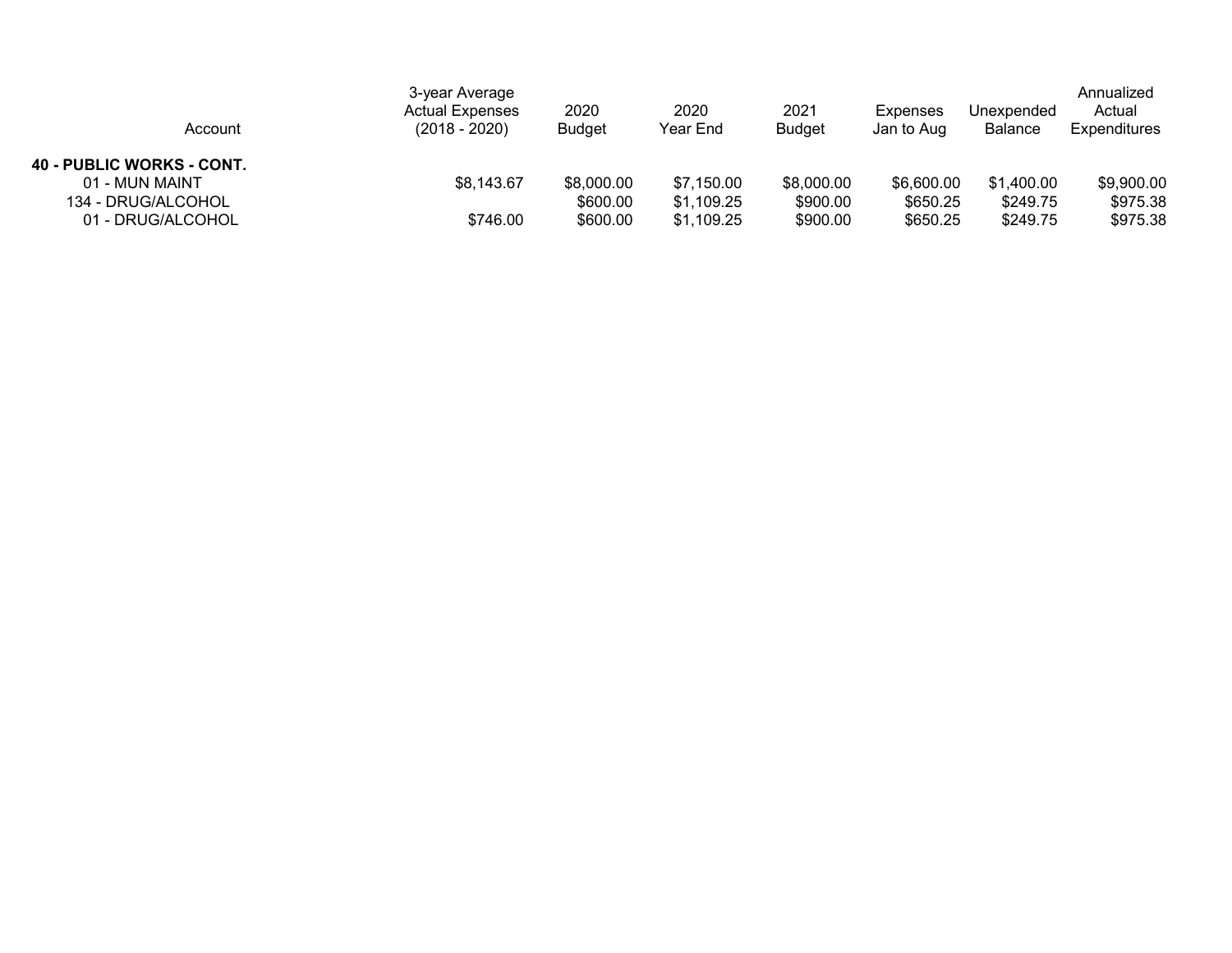| Account | 3-year Average Actual Expenses (2018 - 2020) | 2020 Budget | 2020 Year End | 2021 Budget | Expenses Jan to Aug | Unexpended Balance | Annualized Actual Expenditures |
|---|---|---|---|---|---|---|---|
| **40 - PUBLIC WORKS - CONT.** | | | | | | | |
| 01 - MUN MAINT | $8,143.67 | $8,000.00 | $7,150.00 | $8,000.00 | $6,600.00 | $1,400.00 | $9,900.00 |
| 134 - DRUG/ALCOHOL | | $600.00 | $1,109.25 | $900.00 | $650.25 | $249.75 | $975.38 |
| 01 - DRUG/ALCOHOL | $746.00 | $600.00 | $1,109.25 | $900.00 | $650.25 | $249.75 | $975.38 |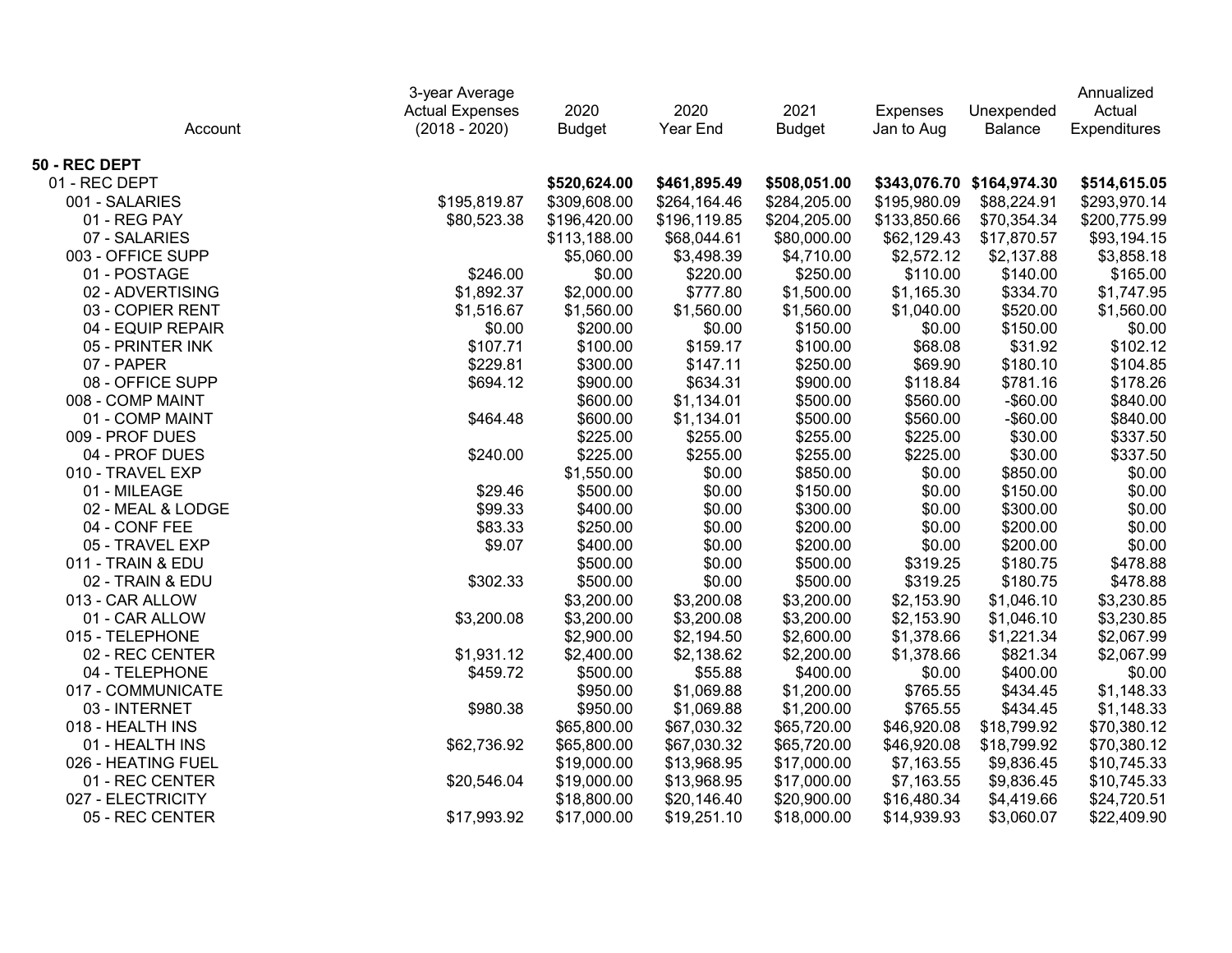| Account | 3-year Average Actual Expenses (2018 - 2020) | 2020 Budget | 2020 Year End | 2021 Budget | Expenses Jan to Aug | Unexpended Balance | Annualized Actual Expenditures |
|---|---|---|---|---|---|---|---|
| **50 - REC DEPT** | | | | | | | |
| 01 - REC DEPT | | **$520,624.00** | **$461,895.49** | **$508,051.00** | **$343,076.70** | **$164,974.30** | **$514,615.05** |
| 001 - SALARIES | $195,819.87 | $309,608.00 | $264,164.46 | $284,205.00 | $195,980.09 | $88,224.91 | $293,970.14 |
| 01 - REG PAY | $80,523.38 | $196,420.00 | $196,119.85 | $204,205.00 | $133,850.66 | $70,354.34 | $200,775.99 |
| 07 - SALARIES | | $113,188.00 | $68,044.61 | $80,000.00 | $62,129.43 | $17,870.57 | $93,194.15 |
| 003 - OFFICE SUPP | | $5,060.00 | $3,498.39 | $4,710.00 | $2,572.12 | $2,137.88 | $3,858.18 |
| 01 - POSTAGE | $246.00 | $0.00 | $220.00 | $250.00 | $110.00 | $140.00 | $165.00 |
| 02 - ADVERTISING | $1,892.37 | $2,000.00 | $777.80 | $1,500.00 | $1,165.30 | $334.70 | $1,747.95 |
| 03 - COPIER RENT | $1,516.67 | $1,560.00 | $1,560.00 | $1,560.00 | $1,040.00 | $520.00 | $1,560.00 |
| 04 - EQUIP REPAIR | $0.00 | $200.00 | $0.00 | $150.00 | $0.00 | $150.00 | $0.00 |
| 05 - PRINTER INK | $107.71 | $100.00 | $159.17 | $100.00 | $68.08 | $31.92 | $102.12 |
| 07 - PAPER | $229.81 | $300.00 | $147.11 | $250.00 | $69.90 | $180.10 | $104.85 |
| 08 - OFFICE SUPP | $694.12 | $900.00 | $634.31 | $900.00 | $118.84 | $781.16 | $178.26 |
| 008 - COMP MAINT | | $600.00 | $1,134.01 | $500.00 | $560.00 | -$60.00 | $840.00 |
| 01 - COMP MAINT | $464.48 | $600.00 | $1,134.01 | $500.00 | $560.00 | -$60.00 | $840.00 |
| 009 - PROF DUES | | $225.00 | $255.00 | $255.00 | $225.00 | $30.00 | $337.50 |
| 04 - PROF DUES | $240.00 | $225.00 | $255.00 | $255.00 | $225.00 | $30.00 | $337.50 |
| 010 - TRAVEL EXP | | $1,550.00 | $0.00 | $850.00 | $0.00 | $850.00 | $0.00 |
| 01 - MILEAGE | $29.46 | $500.00 | $0.00 | $150.00 | $0.00 | $150.00 | $0.00 |
| 02 - MEAL & LODGE | $99.33 | $400.00 | $0.00 | $300.00 | $0.00 | $300.00 | $0.00 |
| 04 - CONF FEE | $83.33 | $250.00 | $0.00 | $200.00 | $0.00 | $200.00 | $0.00 |
| 05 - TRAVEL EXP | $9.07 | $400.00 | $0.00 | $200.00 | $0.00 | $200.00 | $0.00 |
| 011 - TRAIN & EDU | | $500.00 | $0.00 | $500.00 | $319.25 | $180.75 | $478.88 |
| 02 - TRAIN & EDU | $302.33 | $500.00 | $0.00 | $500.00 | $319.25 | $180.75 | $478.88 |
| 013 - CAR ALLOW | | $3,200.00 | $3,200.08 | $3,200.00 | $2,153.90 | $1,046.10 | $3,230.85 |
| 01 - CAR ALLOW | $3,200.08 | $3,200.00 | $3,200.08 | $3,200.00 | $2,153.90 | $1,046.10 | $3,230.85 |
| 015 - TELEPHONE | | $2,900.00 | $2,194.50 | $2,600.00 | $1,378.66 | $1,221.34 | $2,067.99 |
| 02 - REC CENTER | $1,931.12 | $2,400.00 | $2,138.62 | $2,200.00 | $1,378.66 | $821.34 | $2,067.99 |
| 04 - TELEPHONE | $459.72 | $500.00 | $55.88 | $400.00 | $0.00 | $400.00 | $0.00 |
| 017 - COMMUNICATE | | $950.00 | $1,069.88 | $1,200.00 | $765.55 | $434.45 | $1,148.33 |
| 03 - INTERNET | $980.38 | $950.00 | $1,069.88 | $1,200.00 | $765.55 | $434.45 | $1,148.33 |
| 018 - HEALTH INS | | $65,800.00 | $67,030.32 | $65,720.00 | $46,920.08 | $18,799.92 | $70,380.12 |
| 01 - HEALTH INS | $62,736.92 | $65,800.00 | $67,030.32 | $65,720.00 | $46,920.08 | $18,799.92 | $70,380.12 |
| 026 - HEATING FUEL | | $19,000.00 | $13,968.95 | $17,000.00 | $7,163.55 | $9,836.45 | $10,745.33 |
| 01 - REC CENTER | $20,546.04 | $19,000.00 | $13,968.95 | $17,000.00 | $7,163.55 | $9,836.45 | $10,745.33 |
| 027 - ELECTRICITY | | $18,800.00 | $20,146.40 | $20,900.00 | $16,480.34 | $4,419.66 | $24,720.51 |
| 05 - REC CENTER | $17,993.92 | $17,000.00 | $19,251.10 | $18,000.00 | $14,939.93 | $3,060.07 | $22,409.90 |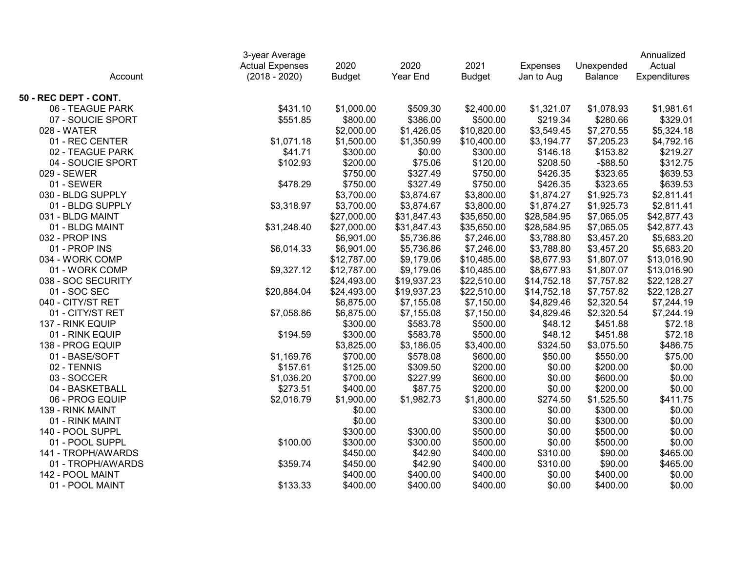| Account | 3-year Average Actual Expenses (2018 - 2020) | 2020 Budget | 2020 Year End | 2021 Budget | Expenses Jan to Aug | Unexpended Balance | Annualized Actual Expenditures |
|---|---|---|---|---|---|---|---|
| **50 - REC DEPT - CONT.** | | | | | | | |
| 06 - TEAGUE PARK | $431.10 | $1,000.00 | $509.30 | $2,400.00 | $1,321.07 | $1,078.93 | $1,981.61 |
| 07 - SOUCIE SPORT | $551.85 | $800.00 | $386.00 | $500.00 | $219.34 | $280.66 | $329.01 |
| 028 - WATER | | $2,000.00 | $1,426.05 | $10,820.00 | $3,549.45 | $7,270.55 | $5,324.18 |
| 01 - REC CENTER | $1,071.18 | $1,500.00 | $1,350.99 | $10,400.00 | $3,194.77 | $7,205.23 | $4,792.16 |
| 02 - TEAGUE PARK | $41.71 | $300.00 | $0.00 | $300.00 | $146.18 | $153.82 | $219.27 |
| 04 - SOUCIE SPORT | $102.93 | $200.00 | $75.06 | $120.00 | $208.50 | -$88.50 | $312.75 |
| 029 - SEWER | | $750.00 | $327.49 | $750.00 | $426.35 | $323.65 | $639.53 |
| 01 - SEWER | $478.29 | $750.00 | $327.49 | $750.00 | $426.35 | $323.65 | $639.53 |
| 030 - BLDG SUPPLY | | $3,700.00 | $3,874.67 | $3,800.00 | $1,874.27 | $1,925.73 | $2,811.41 |
| 01 - BLDG SUPPLY | $3,318.97 | $3,700.00 | $3,874.67 | $3,800.00 | $1,874.27 | $1,925.73 | $2,811.41 |
| 031 - BLDG MAINT | | $27,000.00 | $31,847.43 | $35,650.00 | $28,584.95 | $7,065.05 | $42,877.43 |
| 01 - BLDG MAINT | $31,248.40 | $27,000.00 | $31,847.43 | $35,650.00 | $28,584.95 | $7,065.05 | $42,877.43 |
| 032 - PROP INS | | $6,901.00 | $5,736.86 | $7,246.00 | $3,788.80 | $3,457.20 | $5,683.20 |
| 01 - PROP INS | $6,014.33 | $6,901.00 | $5,736.86 | $7,246.00 | $3,788.80 | $3,457.20 | $5,683.20 |
| 034 - WORK COMP | | $12,787.00 | $9,179.06 | $10,485.00 | $8,677.93 | $1,807.07 | $13,016.90 |
| 01 - WORK COMP | $9,327.12 | $12,787.00 | $9,179.06 | $10,485.00 | $8,677.93 | $1,807.07 | $13,016.90 |
| 038 - SOC SECURITY | | $24,493.00 | $19,937.23 | $22,510.00 | $14,752.18 | $7,757.82 | $22,128.27 |
| 01 - SOC SEC | $20,884.04 | $24,493.00 | $19,937.23 | $22,510.00 | $14,752.18 | $7,757.82 | $22,128.27 |
| 040 - CITY/ST RET | | $6,875.00 | $7,155.08 | $7,150.00 | $4,829.46 | $2,320.54 | $7,244.19 |
| 01 - CITY/ST RET | $7,058.86 | $6,875.00 | $7,155.08 | $7,150.00 | $4,829.46 | $2,320.54 | $7,244.19 |
| 137 - RINK EQUIP | | $300.00 | $583.78 | $500.00 | $48.12 | $451.88 | $72.18 |
| 01 - RINK EQUIP | $194.59 | $300.00 | $583.78 | $500.00 | $48.12 | $451.88 | $72.18 |
| 138 - PROG EQUIP | | $3,825.00 | $3,186.05 | $3,400.00 | $324.50 | $3,075.50 | $486.75 |
| 01 - BASE/SOFT | $1,169.76 | $700.00 | $578.08 | $600.00 | $50.00 | $550.00 | $75.00 |
| 02 - TENNIS | $157.61 | $125.00 | $309.50 | $200.00 | $0.00 | $200.00 | $0.00 |
| 03 - SOCCER | $1,036.20 | $700.00 | $227.99 | $600.00 | $0.00 | $600.00 | $0.00 |
| 04 - BASKETBALL | $273.51 | $400.00 | $87.75 | $200.00 | $0.00 | $200.00 | $0.00 |
| 06 - PROG EQUIP | $2,016.79 | $1,900.00 | $1,982.73 | $1,800.00 | $274.50 | $1,525.50 | $411.75 |
| 139 - RINK MAINT | | $0.00 | | $300.00 | $0.00 | $300.00 | $0.00 |
| 01 - RINK MAINT | | $0.00 | | $300.00 | $0.00 | $300.00 | $0.00 |
| 140 - POOL SUPPL | | $300.00 | $300.00 | $500.00 | $0.00 | $500.00 | $0.00 |
| 01 - POOL SUPPL | $100.00 | $300.00 | $300.00 | $500.00 | $0.00 | $500.00 | $0.00 |
| 141 - TROPH/AWARDS | | $450.00 | $42.90 | $400.00 | $310.00 | $90.00 | $465.00 |
| 01 - TROPH/AWARDS | $359.74 | $450.00 | $42.90 | $400.00 | $310.00 | $90.00 | $465.00 |
| 142 - POOL MAINT | | $400.00 | $400.00 | $400.00 | $0.00 | $400.00 | $0.00 |
| 01 - POOL MAINT | $133.33 | $400.00 | $400.00 | $400.00 | $0.00 | $400.00 | $0.00 |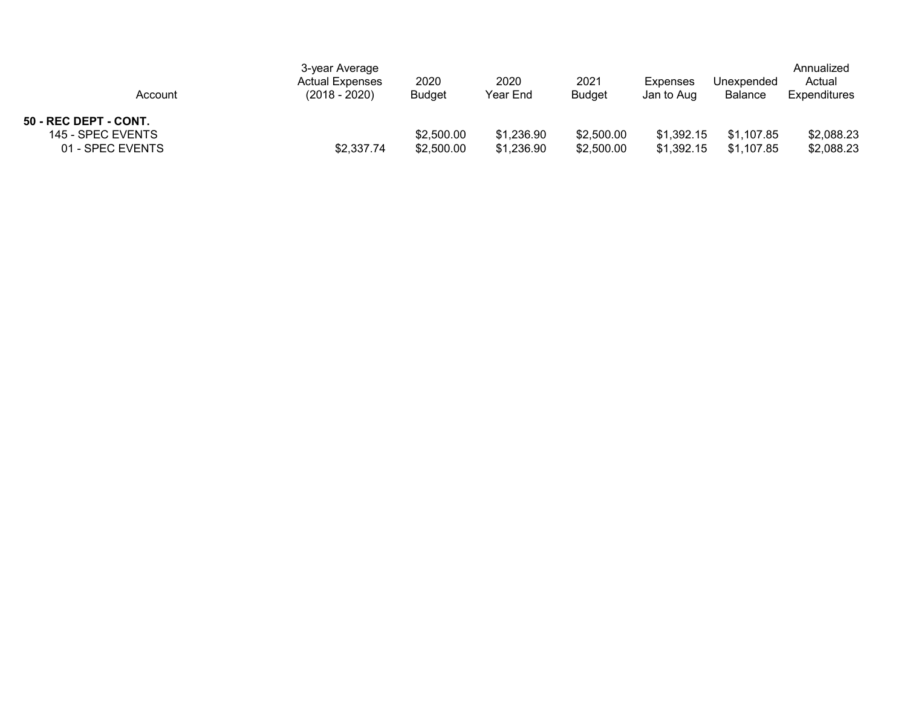| Account | 3-year Average Actual Expenses (2018 - 2020) | 2020 Budget | 2020 Year End | 2021 Budget | Expenses Jan to Aug | Unexpended Balance | Annualized Actual Expenditures |
|---|---|---|---|---|---|---|---|
| **50 - REC DEPT - CONT.** | | | | | | | |
| 145 - SPEC EVENTS | | $2,500.00 | $1,236.90 | $2,500.00 | $1,392.15 | $1,107.85 | $2,088.23 |
| 01 - SPEC EVENTS | $2,337.74 | $2,500.00 | $1,236.90 | $2,500.00 | $1,392.15 | $1,107.85 | $2,088.23 |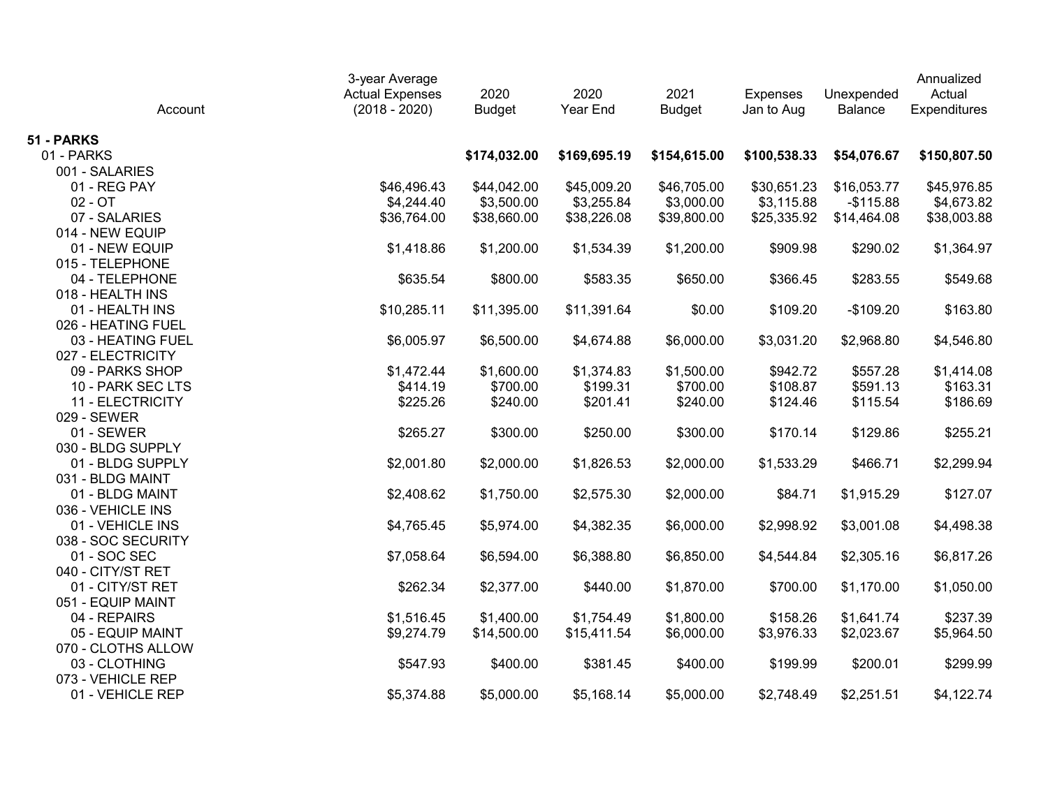| Account | 3-year Average Actual Expenses (2018 - 2020) | 2020 Budget | 2020 Year End | 2021 Budget | Expenses Jan to Aug | Unexpended Balance | Annualized Actual Expenditures |
|---|---|---|---|---|---|---|---|
| **51 - PARKS** | | | | | | | |
| 01 - PARKS | | **$174,032.00** | **$169,695.19** | **$154,615.00** | **$100,538.33** | **$54,076.67** | **$150,807.50** |
| 001 - SALARIES | | | | | | | |
| 01 - REG PAY | $46,496.43 | $44,042.00 | $45,009.20 | $46,705.00 | $30,651.23 | $16,053.77 | $45,976.85 |
| 02 - OT | $4,244.40 | $3,500.00 | $3,255.84 | $3,000.00 | $3,115.88 | -$115.88 | $4,673.82 |
| 07 - SALARIES | $36,764.00 | $38,660.00 | $38,226.08 | $39,800.00 | $25,335.92 | $14,464.08 | $38,003.88 |
| 014 - NEW EQUIP | | | | | | | |
| 01 - NEW EQUIP | $1,418.86 | $1,200.00 | $1,534.39 | $1,200.00 | $909.98 | $290.02 | $1,364.97 |
| 015 - TELEPHONE | | | | | | | |
| 04 - TELEPHONE | $635.54 | $800.00 | $583.35 | $650.00 | $366.45 | $283.55 | $549.68 |
| 018 - HEALTH INS | | | | | | | |
| 01 - HEALTH INS | $10,285.11 | $11,395.00 | $11,391.64 | $0.00 | $109.20 | -$109.20 | $163.80 |
| 026 - HEATING FUEL | | | | | | | |
| 03 - HEATING FUEL | $6,005.97 | $6,500.00 | $4,674.88 | $6,000.00 | $3,031.20 | $2,968.80 | $4,546.80 |
| 027 - ELECTRICITY | | | | | | | |
| 09 - PARKS SHOP | $1,472.44 | $1,600.00 | $1,374.83 | $1,500.00 | $942.72 | $557.28 | $1,414.08 |
| 10 - PARK SEC LTS | $414.19 | $700.00 | $199.31 | $700.00 | $108.87 | $591.13 | $163.31 |
| 11 - ELECTRICITY | $225.26 | $240.00 | $201.41 | $240.00 | $124.46 | $115.54 | $186.69 |
| 029 - SEWER | | | | | | | |
| 01 - SEWER | $265.27 | $300.00 | $250.00 | $300.00 | $170.14 | $129.86 | $255.21 |
| 030 - BLDG SUPPLY | | | | | | | |
| 01 - BLDG SUPPLY | $2,001.80 | $2,000.00 | $1,826.53 | $2,000.00 | $1,533.29 | $466.71 | $2,299.94 |
| 031 - BLDG MAINT | | | | | | | |
| 01 - BLDG MAINT | $2,408.62 | $1,750.00 | $2,575.30 | $2,000.00 | $84.71 | $1,915.29 | $127.07 |
| 036 - VEHICLE INS | | | | | | | |
| 01 - VEHICLE INS | $4,765.45 | $5,974.00 | $4,382.35 | $6,000.00 | $2,998.92 | $3,001.08 | $4,498.38 |
| 038 - SOC SECURITY | | | | | | | |
| 01 - SOC SEC | $7,058.64 | $6,594.00 | $6,388.80 | $6,850.00 | $4,544.84 | $2,305.16 | $6,817.26 |
| 040 - CITY/ST RET | | | | | | | |
| 01 - CITY/ST RET | $262.34 | $2,377.00 | $440.00 | $1,870.00 | $700.00 | $1,170.00 | $1,050.00 |
| 051 - EQUIP MAINT | | | | | | | |
| 04 - REPAIRS | $1,516.45 | $1,400.00 | $1,754.49 | $1,800.00 | $158.26 | $1,641.74 | $237.39 |
| 05 - EQUIP MAINT | $9,274.79 | $14,500.00 | $15,411.54 | $6,000.00 | $3,976.33 | $2,023.67 | $5,964.50 |
| 070 - CLOTHS ALLOW | | | | | | | |
| 03 - CLOTHING | $547.93 | $400.00 | $381.45 | $400.00 | $199.99 | $200.01 | $299.99 |
| 073 - VEHICLE REP | | | | | | | |
| 01 - VEHICLE REP | $5,374.88 | $5,000.00 | $5,168.14 | $5,000.00 | $2,748.49 | $2,251.51 | $4,122.74 |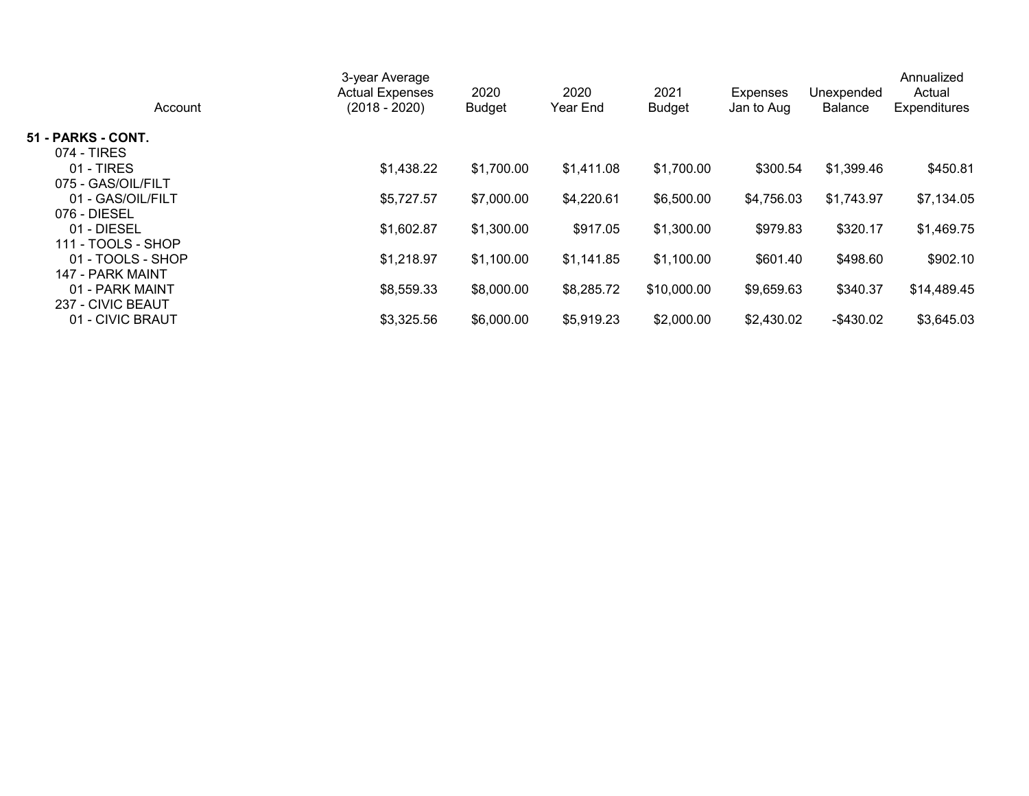| Account | 3-year Average Actual Expenses (2018 - 2020) | 2020 Budget | 2020 Year End | 2021 Budget | Expenses Jan to Aug | Unexpended Balance | Annualized Actual Expenditures |
|---|---|---|---|---|---|---|---|
| **51 - PARKS - CONT.** | | | | | | | |
| 074 - TIRES | | | | | | | |
| 01 - TIRES | $1,438.22 | $1,700.00 | $1,411.08 | $1,700.00 | $300.54 | $1,399.46 | $450.81 |
| 075 - GAS/OIL/FILT | | | | | | | |
| 01 - GAS/OIL/FILT | $5,727.57 | $7,000.00 | $4,220.61 | $6,500.00 | $4,756.03 | $1,743.97 | $7,134.05 |
| 076 - DIESEL | | | | | | | |
| 01 - DIESEL | $1,602.87 | $1,300.00 | $917.05 | $1,300.00 | $979.83 | $320.17 | $1,469.75 |
| 111 - TOOLS - SHOP | | | | | | | |
| 01 - TOOLS - SHOP | $1,218.97 | $1,100.00 | $1,141.85 | $1,100.00 | $601.40 | $498.60 | $902.10 |
| 147 - PARK MAINT | | | | | | | |
| 01 - PARK MAINT | $8,559.33 | $8,000.00 | $8,285.72 | $10,000.00 | $9,659.63 | $340.37 | $14,489.45 |
| 237 - CIVIC BEAUT | | | | | | | |
| 01 - CIVIC BRAUT | $3,325.56 | $6,000.00 | $5,919.23 | $2,000.00 | $2,430.02 | -$430.02 | $3,645.03 |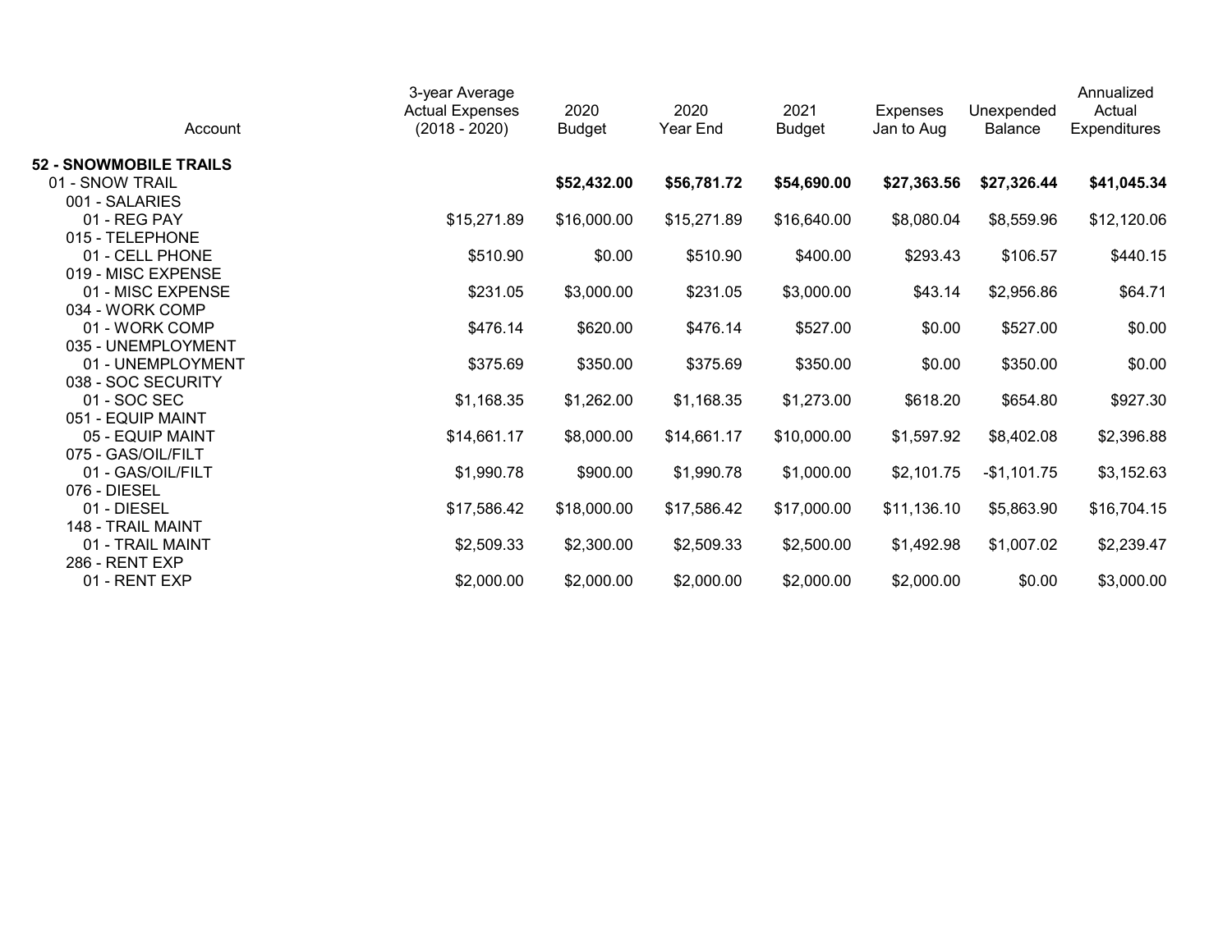| Account | 3-year Average Actual Expenses (2018 - 2020) | 2020 Budget | 2020 Year End | 2021 Budget | Expenses Jan to Aug | Unexpended Balance | Annualized Actual Expenditures |
|---|---|---|---|---|---|---|---|
| **52 - SNOWMOBILE TRAILS** | | | | | | | |
| 01 - SNOW TRAIL | | **$52,432.00** | **$56,781.72** | **$54,690.00** | **$27,363.56** | **$27,326.44** | **$41,045.34** |
| 001 - SALARIES | | | | | | | |
| 01 - REG PAY | $15,271.89 | $16,000.00 | $15,271.89 | $16,640.00 | $8,080.04 | $8,559.96 | $12,120.06 |
| 015 - TELEPHONE | | | | | | | |
| 01 - CELL PHONE | $510.90 | $0.00 | $510.90 | $400.00 | $293.43 | $106.57 | $440.15 |
| 019 - MISC EXPENSE | | | | | | | |
| 01 - MISC EXPENSE | $231.05 | $3,000.00 | $231.05 | $3,000.00 | $43.14 | $2,956.86 | $64.71 |
| 034 - WORK COMP | | | | | | | |
| 01 - WORK COMP | $476.14 | $620.00 | $476.14 | $527.00 | $0.00 | $527.00 | $0.00 |
| 035 - UNEMPLOYMENT | | | | | | | |
| 01 - UNEMPLOYMENT | $375.69 | $350.00 | $375.69 | $350.00 | $0.00 | $350.00 | $0.00 |
| 038 - SOC SECURITY | | | | | | | |
| 01 - SOC SEC | $1,168.35 | $1,262.00 | $1,168.35 | $1,273.00 | $618.20 | $654.80 | $927.30 |
| 051 - EQUIP MAINT | | | | | | | |
| 05 - EQUIP MAINT | $14,661.17 | $8,000.00 | $14,661.17 | $10,000.00 | $1,597.92 | $8,402.08 | $2,396.88 |
| 075 - GAS/OIL/FILT | | | | | | | |
| 01 - GAS/OIL/FILT | $1,990.78 | $900.00 | $1,990.78 | $1,000.00 | $2,101.75 | -$1,101.75 | $3,152.63 |
| 076 - DIESEL | | | | | | | |
| 01 - DIESEL | $17,586.42 | $18,000.00 | $17,586.42 | $17,000.00 | $11,136.10 | $5,863.90 | $16,704.15 |
| 148 - TRAIL MAINT | | | | | | | |
| 01 - TRAIL MAINT | $2,509.33 | $2,300.00 | $2,509.33 | $2,500.00 | $1,492.98 | $1,007.02 | $2,239.47 |
| 286 - RENT EXP | | | | | | | |
| 01 - RENT EXP | $2,000.00 | $2,000.00 | $2,000.00 | $2,000.00 | $2,000.00 | $0.00 | $3,000.00 |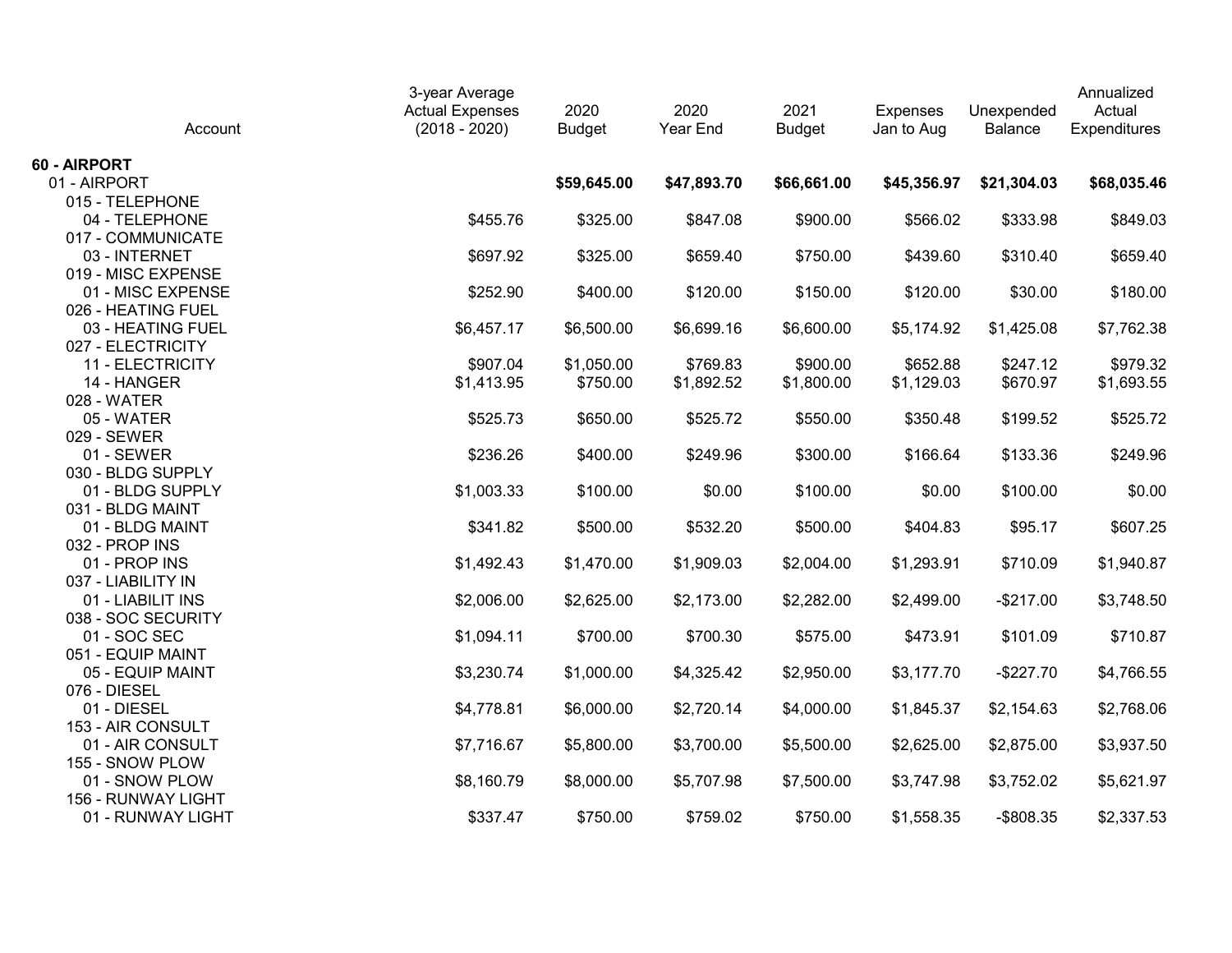| Account | 3-year Average Actual Expenses (2018 - 2020) | 2020 Budget | 2020 Year End | 2021 Budget | Expenses Jan to Aug | Unexpended Balance | Annualized Actual Expenditures |
|---|---|---|---|---|---|---|---|
| **60 - AIRPORT** | | | | | | | |
| 01 - AIRPORT | | **$59,645.00** | **$47,893.70** | **$66,661.00** | **$45,356.97** | **$21,304.03** | **$68,035.46** |
| 015 - TELEPHONE | | | | | | | |
| 04 - TELEPHONE | $455.76 | $325.00 | $847.08 | $900.00 | $566.02 | $333.98 | $849.03 |
| 017 - COMMUNICATE | | | | | | | |
| 03 - INTERNET | $697.92 | $325.00 | $659.40 | $750.00 | $439.60 | $310.40 | $659.40 |
| 019 - MISC EXPENSE | | | | | | | |
| 01 - MISC EXPENSE | $252.90 | $400.00 | $120.00 | $150.00 | $120.00 | $30.00 | $180.00 |
| 026 - HEATING FUEL | | | | | | | |
| 03 - HEATING FUEL | $6,457.17 | $6,500.00 | $6,699.16 | $6,600.00 | $5,174.92 | $1,425.08 | $7,762.38 |
| 027 - ELECTRICITY | | | | | | | |
| 11 - ELECTRICITY | $907.04 | $1,050.00 | $769.83 | $900.00 | $652.88 | $247.12 | $979.32 |
| 14 - HANGER | $1,413.95 | $750.00 | $1,892.52 | $1,800.00 | $1,129.03 | $670.97 | $1,693.55 |
| 028 - WATER | | | | | | | |
| 05 - WATER | $525.73 | $650.00 | $525.72 | $550.00 | $350.48 | $199.52 | $525.72 |
| 029 - SEWER | | | | | | | |
| 01 - SEWER | $236.26 | $400.00 | $249.96 | $300.00 | $166.64 | $133.36 | $249.96 |
| 030 - BLDG SUPPLY | | | | | | | |
| 01 - BLDG SUPPLY | $1,003.33 | $100.00 | $0.00 | $100.00 | $0.00 | $100.00 | $0.00 |
| 031 - BLDG MAINT | | | | | | | |
| 01 - BLDG MAINT | $341.82 | $500.00 | $532.20 | $500.00 | $404.83 | $95.17 | $607.25 |
| 032 - PROP INS | | | | | | | |
| 01 - PROP INS | $1,492.43 | $1,470.00 | $1,909.03 | $2,004.00 | $1,293.91 | $710.09 | $1,940.87 |
| 037 - LIABILITY IN | | | | | | | |
| 01 - LIABILIT INS | $2,006.00 | $2,625.00 | $2,173.00 | $2,282.00 | $2,499.00 | -$217.00 | $3,748.50 |
| 038 - SOC SECURITY | | | | | | | |
| 01 - SOC SEC | $1,094.11 | $700.00 | $700.30 | $575.00 | $473.91 | $101.09 | $710.87 |
| 051 - EQUIP MAINT | | | | | | | |
| 05 - EQUIP MAINT | $3,230.74 | $1,000.00 | $4,325.42 | $2,950.00 | $3,177.70 | -$227.70 | $4,766.55 |
| 076 - DIESEL | | | | | | | |
| 01 - DIESEL | $4,778.81 | $6,000.00 | $2,720.14 | $4,000.00 | $1,845.37 | $2,154.63 | $2,768.06 |
| 153 - AIR CONSULT | | | | | | | |
| 01 - AIR CONSULT | $7,716.67 | $5,800.00 | $3,700.00 | $5,500.00 | $2,625.00 | $2,875.00 | $3,937.50 |
| 155 - SNOW PLOW | | | | | | | |
| 01 - SNOW PLOW | $8,160.79 | $8,000.00 | $5,707.98 | $7,500.00 | $3,747.98 | $3,752.02 | $5,621.97 |
| 156 - RUNWAY LIGHT | | | | | | | |
| 01 - RUNWAY LIGHT | $337.47 | $750.00 | $759.02 | $750.00 | $1,558.35 | -$808.35 | $2,337.53 |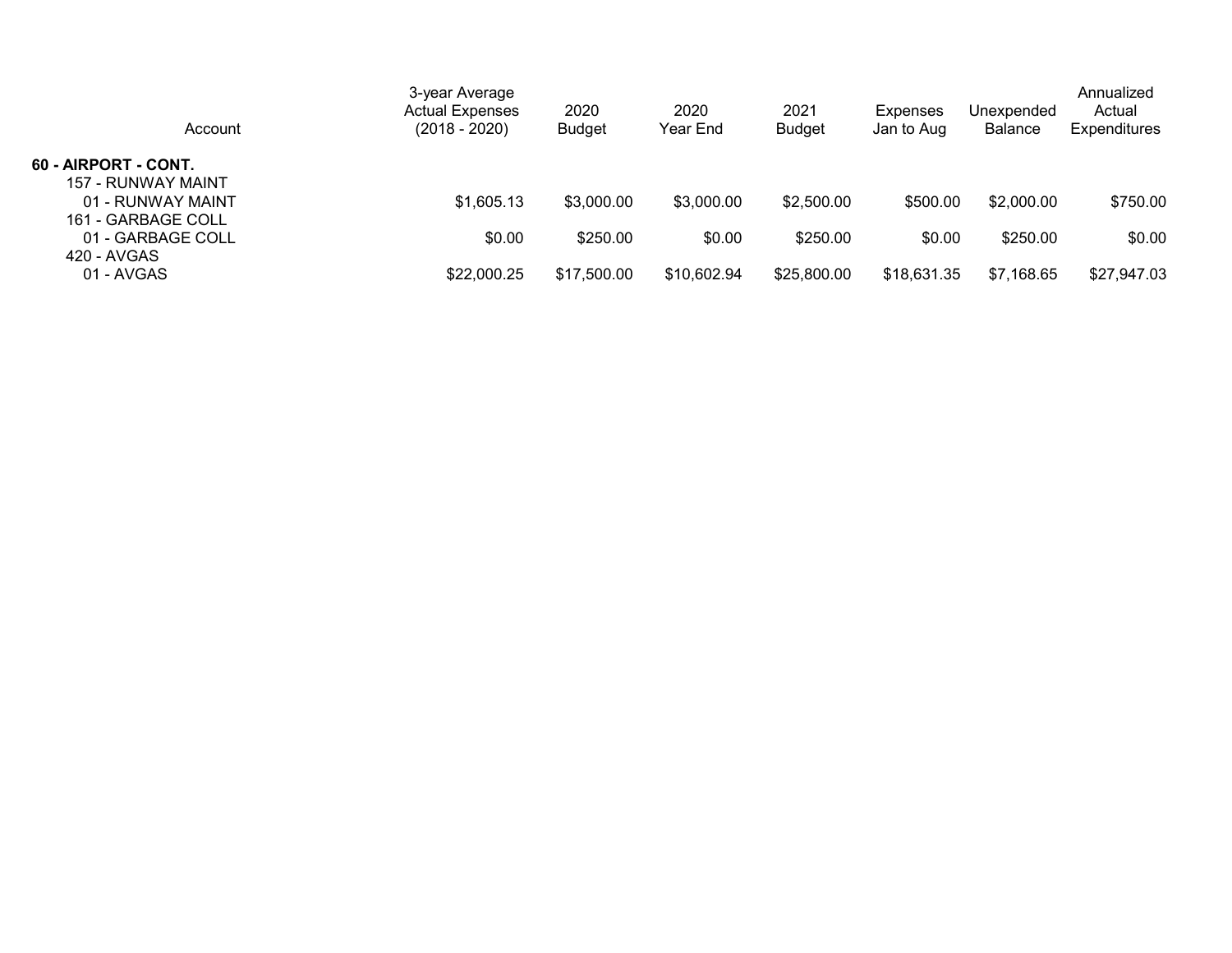| Account | 3-year Average Actual Expenses (2018 - 2020) | 2020 Budget | 2020 Year End | 2021 Budget | Expenses Jan to Aug | Unexpended Balance | Annualized Actual Expenditures |
|---|---|---|---|---|---|---|---|
| **60 - AIRPORT - CONT.** | | | | | | | |
| 157 - RUNWAY MAINT | | | | | | | |
| 01 - RUNWAY MAINT | $1,605.13 | $3,000.00 | $3,000.00 | $2,500.00 | $500.00 | $2,000.00 | $750.00 |
| 161 - GARBAGE COLL | | | | | | | |
| 01 - GARBAGE COLL | $0.00 | $250.00 | $0.00 | $250.00 | $0.00 | $250.00 | $0.00 |
| 420 - AVGAS | | | | | | | |
| 01 - AVGAS | $22,000.25 | $17,500.00 | $10,602.94 | $25,800.00 | $18,631.35 | $7,168.65 | $27,947.03 |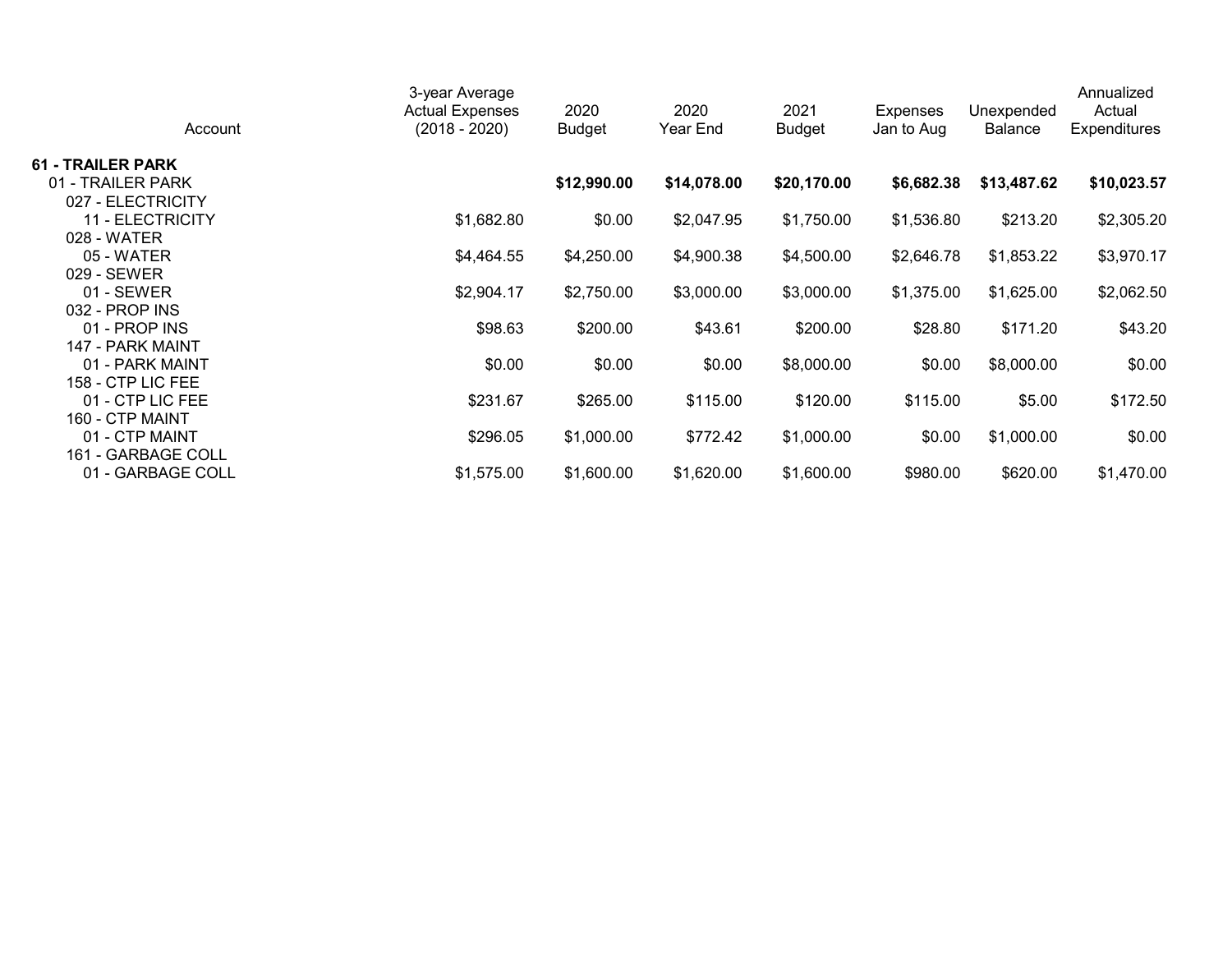| Account | 3-year Average Actual Expenses (2018 - 2020) | 2020 Budget | 2020 Year End | 2021 Budget | Expenses Jan to Aug | Unexpended Balance | Annualized Actual Expenditures |
|---|---|---|---|---|---|---|---|
| **61 - TRAILER PARK** | | | | | | | |
| 01 - TRAILER PARK | | **$12,990.00** | **$14,078.00** | **$20,170.00** | **$6,682.38** | **$13,487.62** | **$10,023.57** |
| 027 - ELECTRICITY | | | | | | | |
| 11 - ELECTRICITY | $1,682.80 | $0.00 | $2,047.95 | $1,750.00 | $1,536.80 | $213.20 | $2,305.20 |
| 028 - WATER | | | | | | | |
| 05 - WATER | $4,464.55 | $4,250.00 | $4,900.38 | $4,500.00 | $2,646.78 | $1,853.22 | $3,970.17 |
| 029 - SEWER | | | | | | | |
| 01 - SEWER | $2,904.17 | $2,750.00 | $3,000.00 | $3,000.00 | $1,375.00 | $1,625.00 | $2,062.50 |
| 032 - PROP INS | | | | | | | |
| 01 - PROP INS | $98.63 | $200.00 | $43.61 | $200.00 | $28.80 | $171.20 | $43.20 |
| 147 - PARK MAINT | | | | | | | |
| 01 - PARK MAINT | $0.00 | $0.00 | $0.00 | $8,000.00 | $0.00 | $8,000.00 | $0.00 |
| 158 - CTP LIC FEE | | | | | | | |
| 01 - CTP LIC FEE | $231.67 | $265.00 | $115.00 | $120.00 | $115.00 | $5.00 | $172.50 |
| 160 - CTP MAINT | | | | | | | |
| 01 - CTP MAINT | $296.05 | $1,000.00 | $772.42 | $1,000.00 | $0.00 | $1,000.00 | $0.00 |
| 161 - GARBAGE COLL | | | | | | | |
| 01 - GARBAGE COLL | $1,575.00 | $1,600.00 | $1,620.00 | $1,600.00 | $980.00 | $620.00 | $1,470.00 |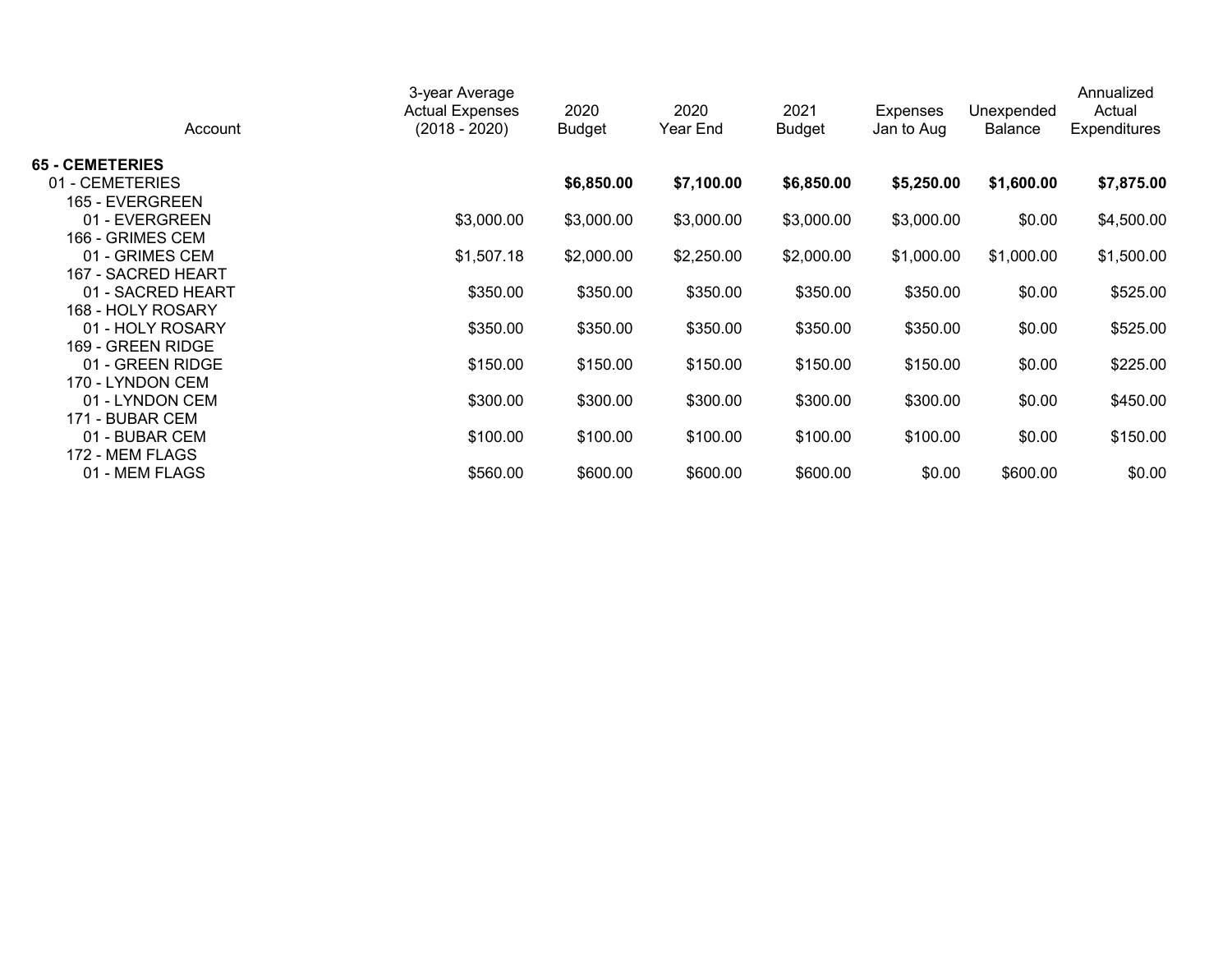| Account | 3-year Average Actual Expenses (2018 - 2020) | 2020 Budget | 2020 Year End | 2021 Budget | Expenses Jan to Aug | Unexpended Balance | Annualized Actual Expenditures |
|---|---|---|---|---|---|---|---|
| **65 - CEMETERIES** | | | | | | | |
| 01 - CEMETERIES | | **$6,850.00** | **$7,100.00** | **$6,850.00** | **$5,250.00** | **$1,600.00** | **$7,875.00** |
| 165 - EVERGREEN | | | | | | | |
| 01 - EVERGREEN | $3,000.00 | $3,000.00 | $3,000.00 | $3,000.00 | $3,000.00 | $0.00 | $4,500.00 |
| 166 - GRIMES CEM | | | | | | | |
| 01 - GRIMES CEM | $1,507.18 | $2,000.00 | $2,250.00 | $2,000.00 | $1,000.00 | $1,000.00 | $1,500.00 |
| 167 - SACRED HEART | | | | | | | |
| 01 - SACRED HEART | $350.00 | $350.00 | $350.00 | $350.00 | $350.00 | $0.00 | $525.00 |
| 168 - HOLY ROSARY | | | | | | | |
| 01 - HOLY ROSARY | $350.00 | $350.00 | $350.00 | $350.00 | $350.00 | $0.00 | $525.00 |
| 169 - GREEN RIDGE | | | | | | | |
| 01 - GREEN RIDGE | $150.00 | $150.00 | $150.00 | $150.00 | $150.00 | $0.00 | $225.00 |
| 170 - LYNDON CEM | | | | | | | |
| 01 - LYNDON CEM | $300.00 | $300.00 | $300.00 | $300.00 | $300.00 | $0.00 | $450.00 |
| 171 - BUBAR CEM | | | | | | | |
| 01 - BUBAR CEM | $100.00 | $100.00 | $100.00 | $100.00 | $100.00 | $0.00 | $150.00 |
| 172 - MEM FLAGS | | | | | | | |
| 01 - MEM FLAGS | $560.00 | $600.00 | $600.00 | $600.00 | $0.00 | $600.00 | $0.00 |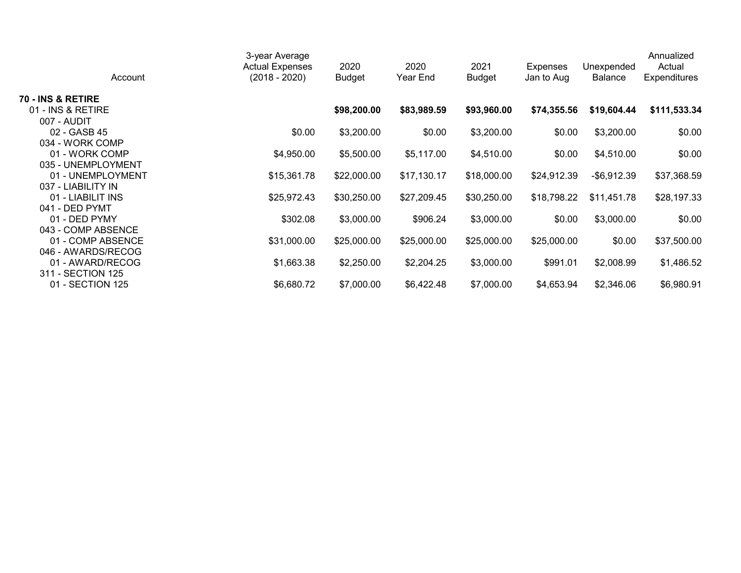| Account | 3-year Average Actual Expenses (2018 - 2020) | 2020 Budget | 2020 Year End | 2021 Budget | Expenses Jan to Aug | Unexpended Balance | Annualized Actual Expenditures |
|---|---|---|---|---|---|---|---|
| **70 - INS & RETIRE** | | | | | | | |
| 01 - INS & RETIRE | | **$98,200.00** | **$83,989.59** | **$93,960.00** | **$74,355.56** | **$19,604.44** | **$111,533.34** |
| 007 - AUDIT | | | | | | | |
| 02 - GASB 45 | $0.00 | $3,200.00 | $0.00 | $3,200.00 | $0.00 | $3,200.00 | $0.00 |
| 034 - WORK COMP | | | | | | | |
| 01 - WORK COMP | $4,950.00 | $5,500.00 | $5,117.00 | $4,510.00 | $0.00 | $4,510.00 | $0.00 |
| 035 - UNEMPLOYMENT | | | | | | | |
| 01 - UNEMPLOYMENT | $15,361.78 | $22,000.00 | $17,130.17 | $18,000.00 | $24,912.39 | -$6,912.39 | $37,368.59 |
| 037 - LIABILITY IN | | | | | | | |
| 01 - LIABILIT INS | $25,972.43 | $30,250.00 | $27,209.45 | $30,250.00 | $18,798.22 | $11,451.78 | $28,197.33 |
| 041 - DED PYMT | | | | | | | |
| 01 - DED PYMY | $302.08 | $3,000.00 | $906.24 | $3,000.00 | $0.00 | $3,000.00 | $0.00 |
| 043 - COMP ABSENCE | | | | | | | |
| 01 - COMP ABSENCE | $31,000.00 | $25,000.00 | $25,000.00 | $25,000.00 | $25,000.00 | $0.00 | $37,500.00 |
| 046 - AWARDS/RECOG | | | | | | | |
| 01 - AWARD/RECOG | $1,663.38 | $2,250.00 | $2,204.25 | $3,000.00 | $991.01 | $2,008.99 | $1,486.52 |
| 311 - SECTION 125 | | | | | | | |
| 01 - SECTION 125 | $6,680.72 | $7,000.00 | $6,422.48 | $7,000.00 | $4,653.94 | $2,346.06 | $6,980.91 |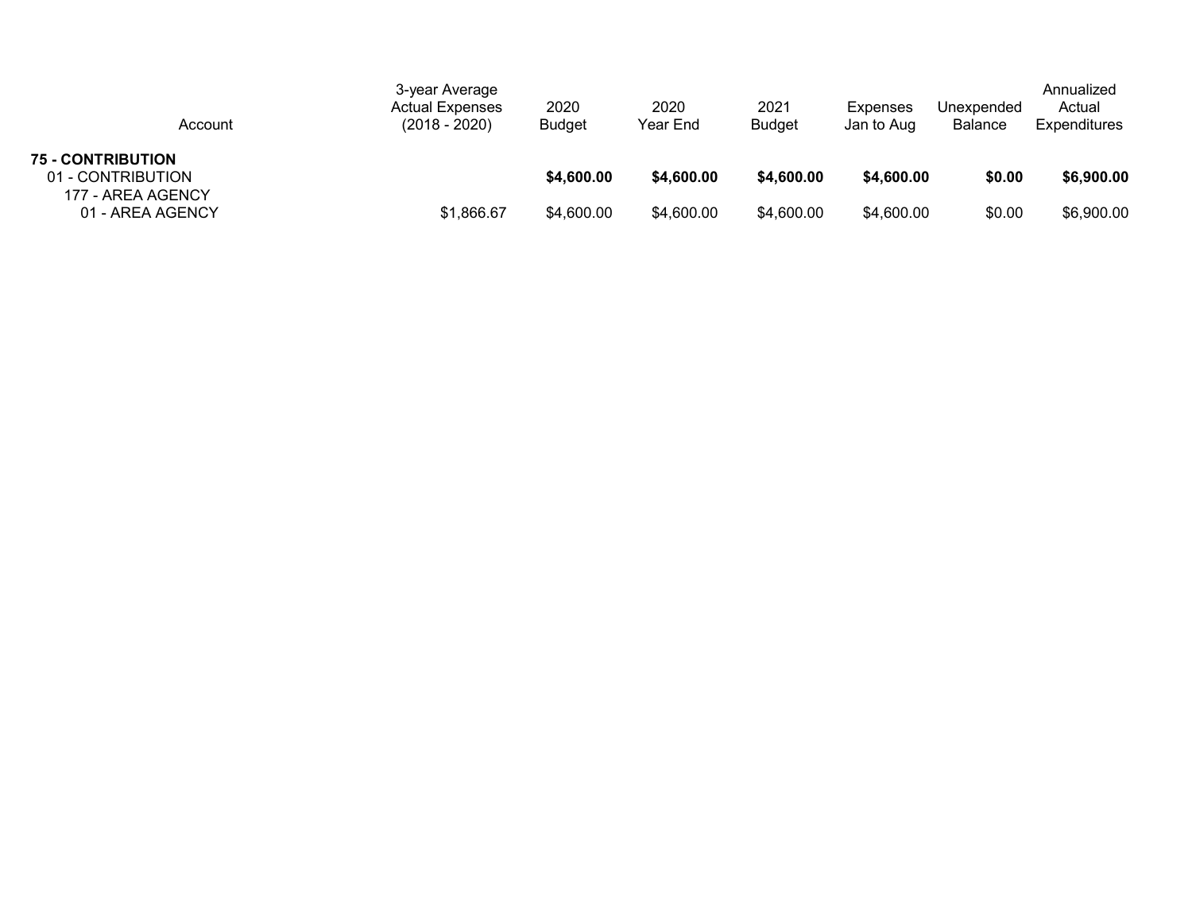| Account | 3-year Average Actual Expenses (2018 - 2020) | 2020 Budget | 2020 Year End | 2021 Budget | Expenses Jan to Aug | Unexpended Balance | Annualized Actual Expenditures |
|---|---|---|---|---|---|---|---|
| **75 - CONTRIBUTION** | | | | | | | |
| 01 - CONTRIBUTION | | **$4,600.00** | **$4,600.00** | **$4,600.00** | **$4,600.00** | **$0.00** | **$6,900.00** |
| 177 - AREA AGENCY | | | | | | | |
| 01 - AREA AGENCY | $1,866.67 | $4,600.00 | $4,600.00 | $4,600.00 | $4,600.00 | $0.00 | $6,900.00 |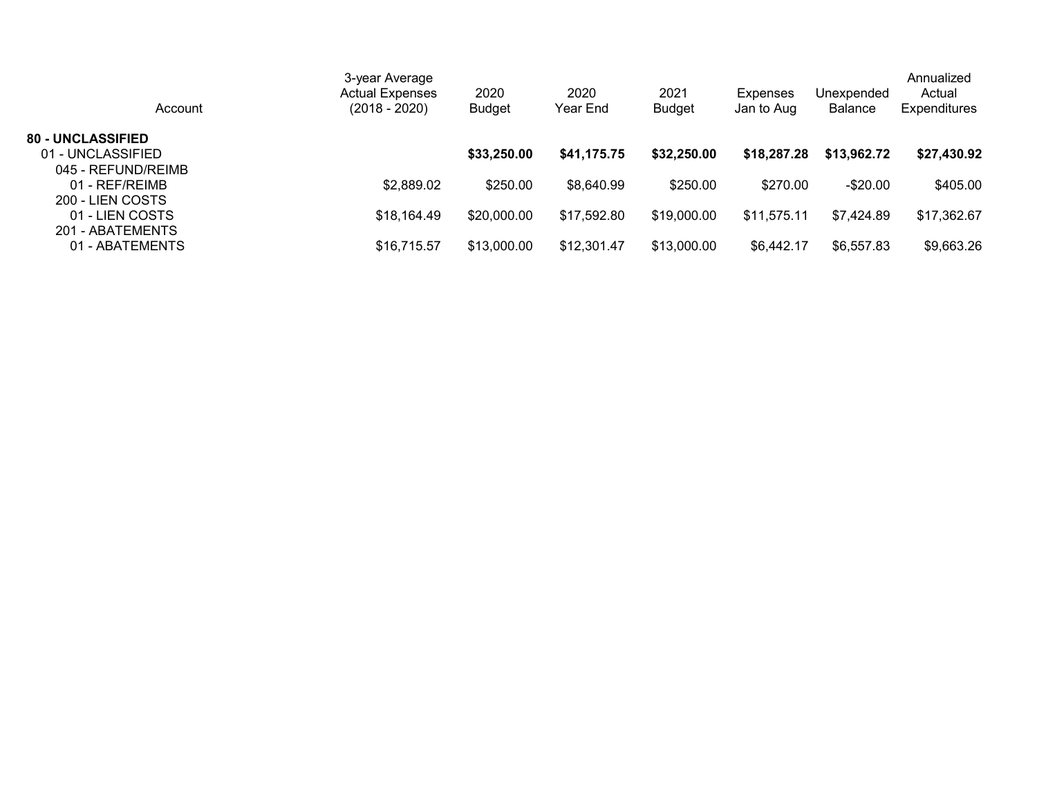| Account | 3-year Average Actual Expenses (2018 - 2020) | 2020 Budget | 2020 Year End | 2021 Budget | Expenses Jan to Aug | Unexpended Balance | Annualized Actual Expenditures |
|---|---|---|---|---|---|---|---|
| **80 - UNCLASSIFIED** | | | | | | | |
| 01 - UNCLASSIFIED | | **$33,250.00** | **$41,175.75** | **$32,250.00** | **$18,287.28** | **$13,962.72** | **$27,430.92** |
| 045 - REFUND/REIMB | | | | | | | |
| 01 - REF/REIMB | $2,889.02 | $250.00 | $8,640.99 | $250.00 | $270.00 | -$20.00 | $405.00 |
| 200 - LIEN COSTS | | | | | | | |
| 01 - LIEN COSTS | $18,164.49 | $20,000.00 | $17,592.80 | $19,000.00 | $11,575.11 | $7,424.89 | $17,362.67 |
| 201 - ABATEMENTS | | | | | | | |
| 01 - ABATEMENTS | $16,715.57 | $13,000.00 | $12,301.47 | $13,000.00 | $6,442.17 | $6,557.83 | $9,663.26 |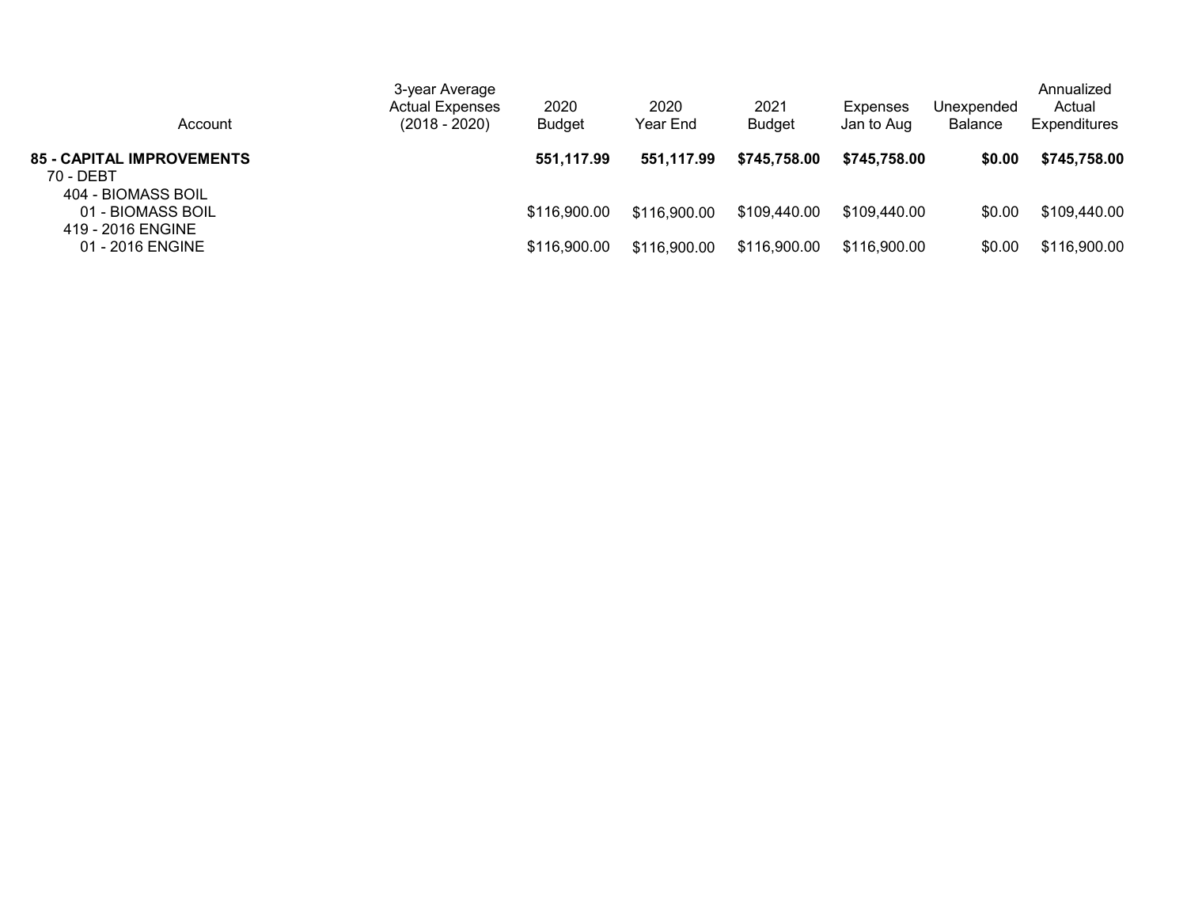| Account | 3-year Average Actual Expenses (2018 - 2020) | 2020 Budget | 2020 Year End | 2021 Budget | Expenses Jan to Aug | Unexpended Balance | Annualized Actual Expenditures |
|---|---|---|---|---|---|---|---|
| **85 - CAPITAL IMPROVEMENTS** | | **551,117.99** | **551,117.99** | **$745,758.00** | **$745,758.00** | **$0.00** | **$745,758.00** |
| 70 - DEBT | | | | | | | |
| 404 - BIOMASS BOIL | | | | | | | |
| 01 - BIOMASS BOIL | | $116,900.00 | $116,900.00 | $109,440.00 | $109,440.00 | $0.00 | $109,440.00 |
| 419 - 2016 ENGINE | | | | | | | |
| 01 - 2016 ENGINE | | $116,900.00 | $116,900.00 | $116,900.00 | $116,900.00 | $0.00 | $116,900.00 |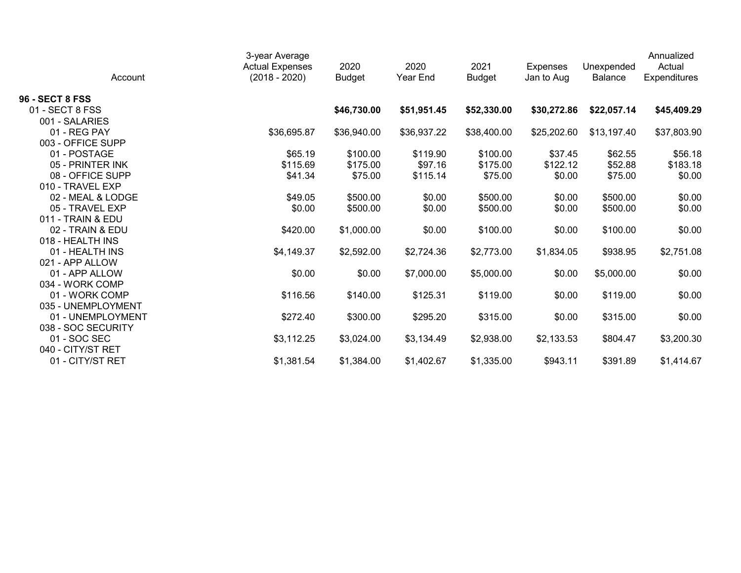| Account | 3-year Average Actual Expenses (2018 - 2020) | 2020 Budget | 2020 Year End | 2021 Budget | Expenses Jan to Aug | Unexpended Balance | Annualized Actual Expenditures |
|---|---|---|---|---|---|---|---|
| **96 - SECT 8 FSS** | | | | | | | |
| 01 - SECT 8 FSS | | **$46,730.00** | **$51,951.45** | **$52,330.00** | **$30,272.86** | **$22,057.14** | **$45,409.29** |
| 001 - SALARIES | | | | | | | |
| 01 - REG PAY | $36,695.87 | $36,940.00 | $36,937.22 | $38,400.00 | $25,202.60 | $13,197.40 | $37,803.90 |
| 003 - OFFICE SUPP | | | | | | | |
| 01 - POSTAGE | $65.19 | $100.00 | $119.90 | $100.00 | $37.45 | $62.55 | $56.18 |
| 05 - PRINTER INK | $115.69 | $175.00 | $97.16 | $175.00 | $122.12 | $52.88 | $183.18 |
| 08 - OFFICE SUPP | $41.34 | $75.00 | $115.14 | $75.00 | $0.00 | $75.00 | $0.00 |
| 010 - TRAVEL EXP | | | | | | | |
| 02 - MEAL & LODGE | $49.05 | $500.00 | $0.00 | $500.00 | $0.00 | $500.00 | $0.00 |
| 05 - TRAVEL EXP | $0.00 | $500.00 | $0.00 | $500.00 | $0.00 | $500.00 | $0.00 |
| 011 - TRAIN & EDU | | | | | | | |
| 02 - TRAIN & EDU | $420.00 | $1,000.00 | $0.00 | $100.00 | $0.00 | $100.00 | $0.00 |
| 018 - HEALTH INS | | | | | | | |
| 01 - HEALTH INS | $4,149.37 | $2,592.00 | $2,724.36 | $2,773.00 | $1,834.05 | $938.95 | $2,751.08 |
| 021 - APP ALLOW | | | | | | | |
| 01 - APP ALLOW | $0.00 | $0.00 | $7,000.00 | $5,000.00 | $0.00 | $5,000.00 | $0.00 |
| 034 - WORK COMP | | | | | | | |
| 01 - WORK COMP | $116.56 | $140.00 | $125.31 | $119.00 | $0.00 | $119.00 | $0.00 |
| 035 - UNEMPLOYMENT | | | | | | | |
| 01 - UNEMPLOYMENT | $272.40 | $300.00 | $295.20 | $315.00 | $0.00 | $315.00 | $0.00 |
| 038 - SOC SECURITY | | | | | | | |
| 01 - SOC SEC | $3,112.25 | $3,024.00 | $3,134.49 | $2,938.00 | $2,133.53 | $804.47 | $3,200.30 |
| 040 - CITY/ST RET | | | | | | | |
| 01 - CITY/ST RET | $1,381.54 | $1,384.00 | $1,402.67 | $1,335.00 | $943.11 | $391.89 | $1,414.67 |